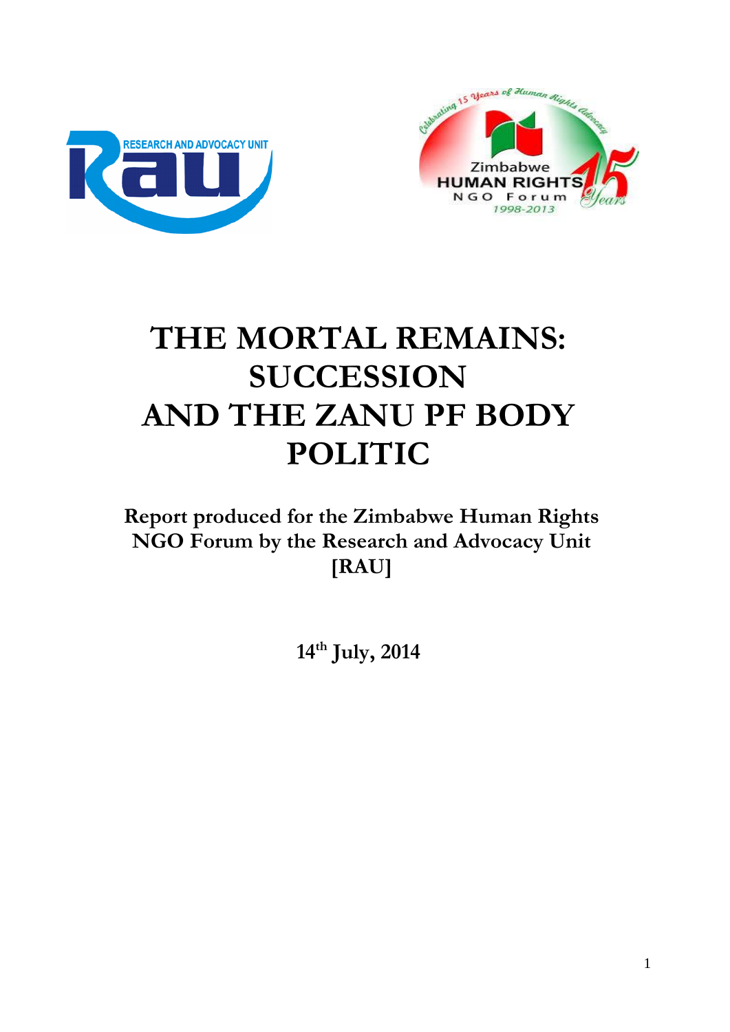# THE MORTAL REMAINS: SUCCESSION AND THE ZANU PF BODY POLITIC

**Report produced for the Zimbabwe Human Rights NGO Forum by the Research and Advocacy Unit [RAU]**

**14th July, 2014**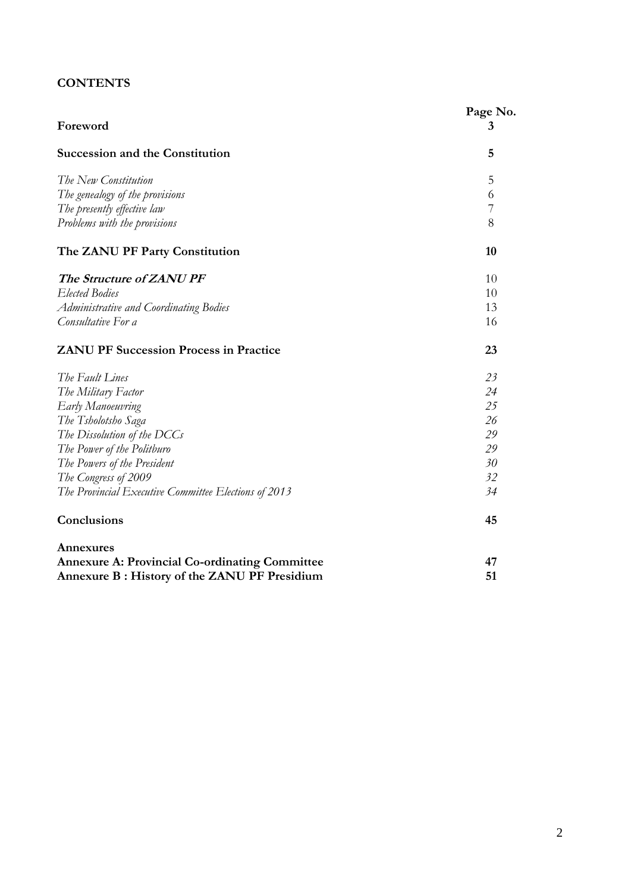**CONTENTS**

| | Page No. |
|---|---|
| **Foreword** | **3** |
| **Succession and the Constitution** | **5** |
| *The New Constitution* | 5 |
| *The genealogy of the provisions* | 6 |
| *The presently effective law* | 7 |
| *Problems with the provisions* | 8 |
| **The ZANU PF Party Constitution** | **10** |
| ***The Structure of ZANU PF*** | 10 |
| *Elected Bodies* | 10 |
| *Administrative and Coordinating Bodies* | 13 |
| *Consultative For a* | 16 |
| **ZANU PF Succession Process in Practice** | **23** |
| *The Fault Lines* | *23* |
| *The Military Factor* | *24* |
| *Early Manoeuvring* | *25* |
| *The Tsholotsho Saga* | *26* |
| *The Dissolution of the DCCs* | *29* |
| *The Power of the Politburo* | *29* |
| *The Powers of the President* | *30* |
| *The Congress of 2009* | *32* |
| *The Provincial Executive Committee Elections of 2013* | *34* |
| **Conclusions** | **45** |
| **Annexures** | |
| **Annexure A: Provincial Co-ordinating Committee** | **47** |
| **Annexure B : History of the ZANU PF Presidium** | **51** |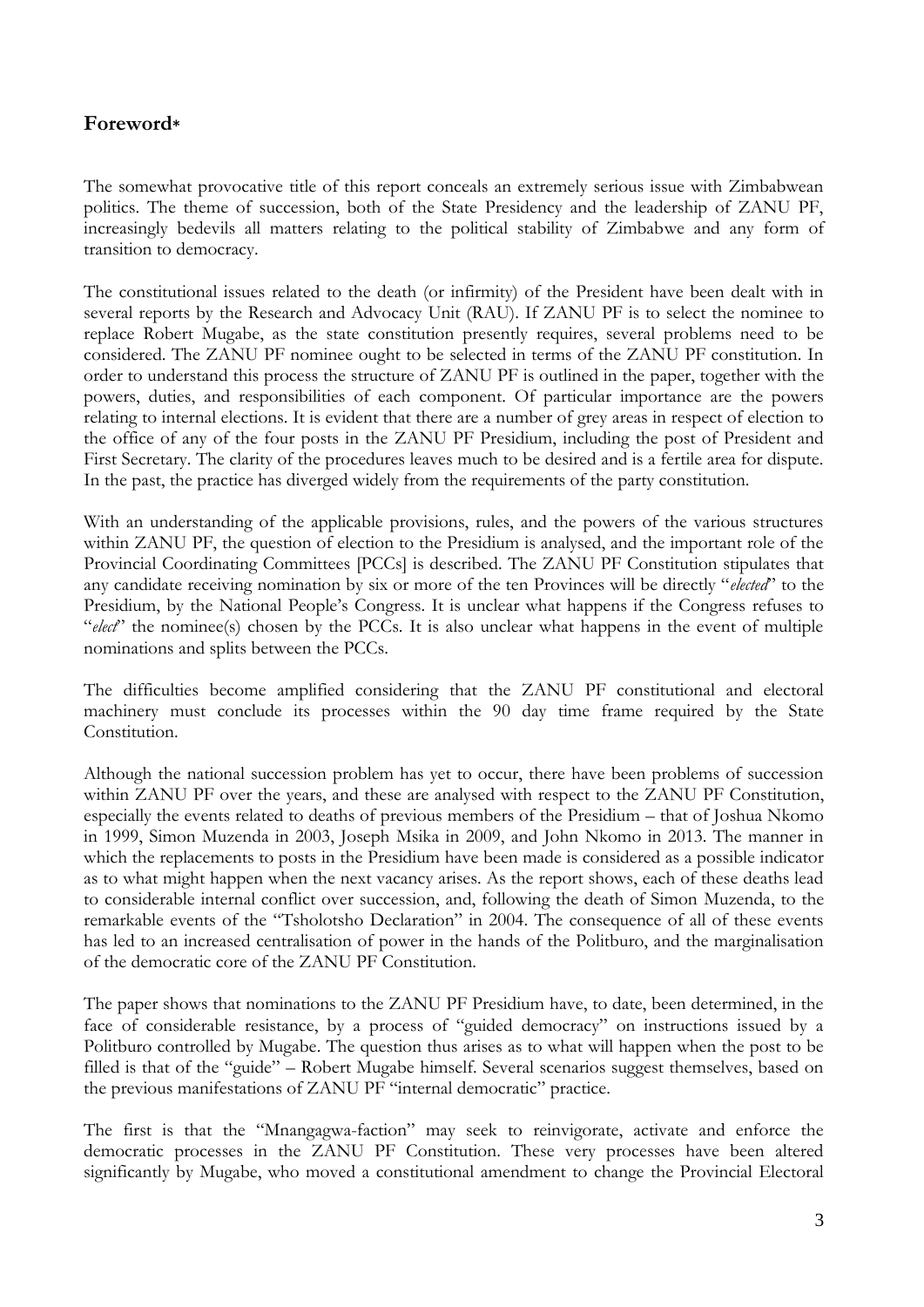## Foreword*

The somewhat provocative title of this report conceals an extremely serious issue with Zimbabwean politics. The theme of succession, both of the State Presidency and the leadership of ZANU PF, increasingly bedevils all matters relating to the political stability of Zimbabwe and any form of transition to democracy.

The constitutional issues related to the death (or infirmity) of the President have been dealt with in several reports by the Research and Advocacy Unit (RAU). If ZANU PF is to select the nominee to replace Robert Mugabe, as the state constitution presently requires, several problems need to be considered. The ZANU PF nominee ought to be selected in terms of the ZANU PF constitution. In order to understand this process the structure of ZANU PF is outlined in the paper, together with the powers, duties, and responsibilities of each component. Of particular importance are the powers relating to internal elections. It is evident that there are a number of grey areas in respect of election to the office of any of the four posts in the ZANU PF Presidium, including the post of President and First Secretary. The clarity of the procedures leaves much to be desired and is a fertile area for dispute. In the past, the practice has diverged widely from the requirements of the party constitution.

With an understanding of the applicable provisions, rules, and the powers of the various structures within ZANU PF, the question of election to the Presidium is analysed, and the important role of the Provincial Coordinating Committees [PCCs] is described. The ZANU PF Constitution stipulates that any candidate receiving nomination by six or more of the ten Provinces will be directly "*elected*" to the Presidium, by the National People's Congress. It is unclear what happens if the Congress refuses to "*elect*" the nominee(s) chosen by the PCCs. It is also unclear what happens in the event of multiple nominations and splits between the PCCs.

The difficulties become amplified considering that the ZANU PF constitutional and electoral machinery must conclude its processes within the 90 day time frame required by the State Constitution.

Although the national succession problem has yet to occur, there have been problems of succession within ZANU PF over the years, and these are analysed with respect to the ZANU PF Constitution, especially the events related to deaths of previous members of the Presidium – that of Joshua Nkomo in 1999, Simon Muzenda in 2003, Joseph Msika in 2009, and John Nkomo in 2013. The manner in which the replacements to posts in the Presidium have been made is considered as a possible indicator as to what might happen when the next vacancy arises. As the report shows, each of these deaths lead to considerable internal conflict over succession, and, following the death of Simon Muzenda, to the remarkable events of the "Tsholotsho Declaration" in 2004. The consequence of all of these events has led to an increased centralisation of power in the hands of the Politburo, and the marginalisation of the democratic core of the ZANU PF Constitution.

The paper shows that nominations to the ZANU PF Presidium have, to date, been determined, in the face of considerable resistance, by a process of "guided democracy" on instructions issued by a Politburo controlled by Mugabe. The question thus arises as to what will happen when the post to be filled is that of the "guide" – Robert Mugabe himself. Several scenarios suggest themselves, based on the previous manifestations of ZANU PF "internal democratic" practice.

The first is that the "Mnangagwa-faction" may seek to reinvigorate, activate and enforce the democratic processes in the ZANU PF Constitution. These very processes have been altered significantly by Mugabe, who moved a constitutional amendment to change the Provincial Electoral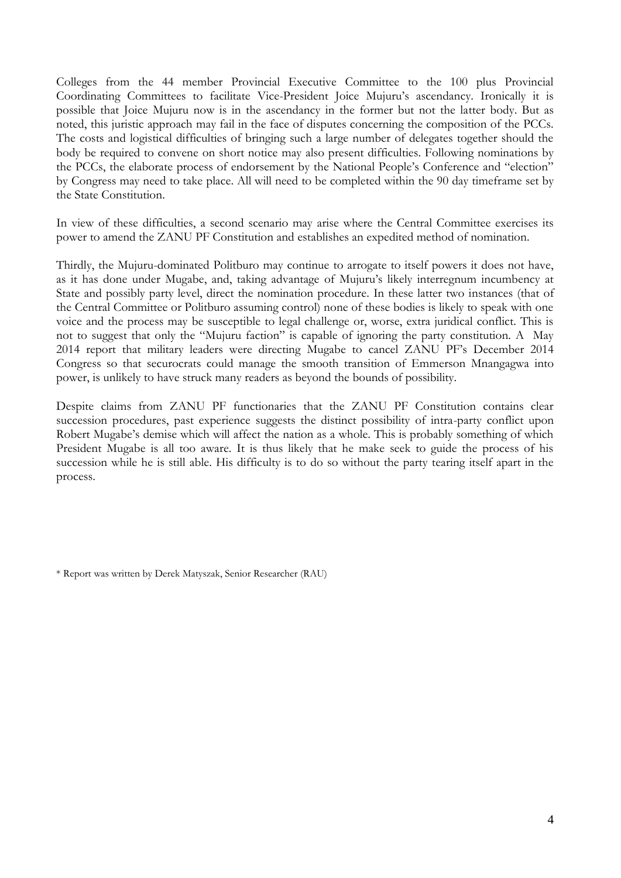Colleges from the 44 member Provincial Executive Committee to the 100 plus Provincial Coordinating Committees to facilitate Vice-President Joice Mujuru's ascendancy. Ironically it is possible that Joice Mujuru now is in the ascendancy in the former but not the latter body. But as noted, this juristic approach may fail in the face of disputes concerning the composition of the PCCs. The costs and logistical difficulties of bringing such a large number of delegates together should the body be required to convene on short notice may also present difficulties. Following nominations by the PCCs, the elaborate process of endorsement by the National People's Conference and "election" by Congress may need to take place. All will need to be completed within the 90 day timeframe set by the State Constitution.

In view of these difficulties, a second scenario may arise where the Central Committee exercises its power to amend the ZANU PF Constitution and establishes an expedited method of nomination.

Thirdly, the Mujuru-dominated Politburo may continue to arrogate to itself powers it does not have, as it has done under Mugabe, and, taking advantage of Mujuru's likely interregnum incumbency at State and possibly party level, direct the nomination procedure. In these latter two instances (that of the Central Committee or Politburo assuming control) none of these bodies is likely to speak with one voice and the process may be susceptible to legal challenge or, worse, extra juridical conflict. This is not to suggest that only the "Mujuru faction" is capable of ignoring the party constitution. A May 2014 report that military leaders were directing Mugabe to cancel ZANU PF's December 2014 Congress so that securocrats could manage the smooth transition of Emmerson Mnangagwa into power, is unlikely to have struck many readers as beyond the bounds of possibility.

Despite claims from ZANU PF functionaries that the ZANU PF Constitution contains clear succession procedures, past experience suggests the distinct possibility of intra-party conflict upon Robert Mugabe's demise which will affect the nation as a whole. This is probably something of which President Mugabe is all too aware. It is thus likely that he make seek to guide the process of his succession while he is still able. His difficulty is to do so without the party tearing itself apart in the process.

* Report was written by Derek Matyszak, Senior Researcher (RAU)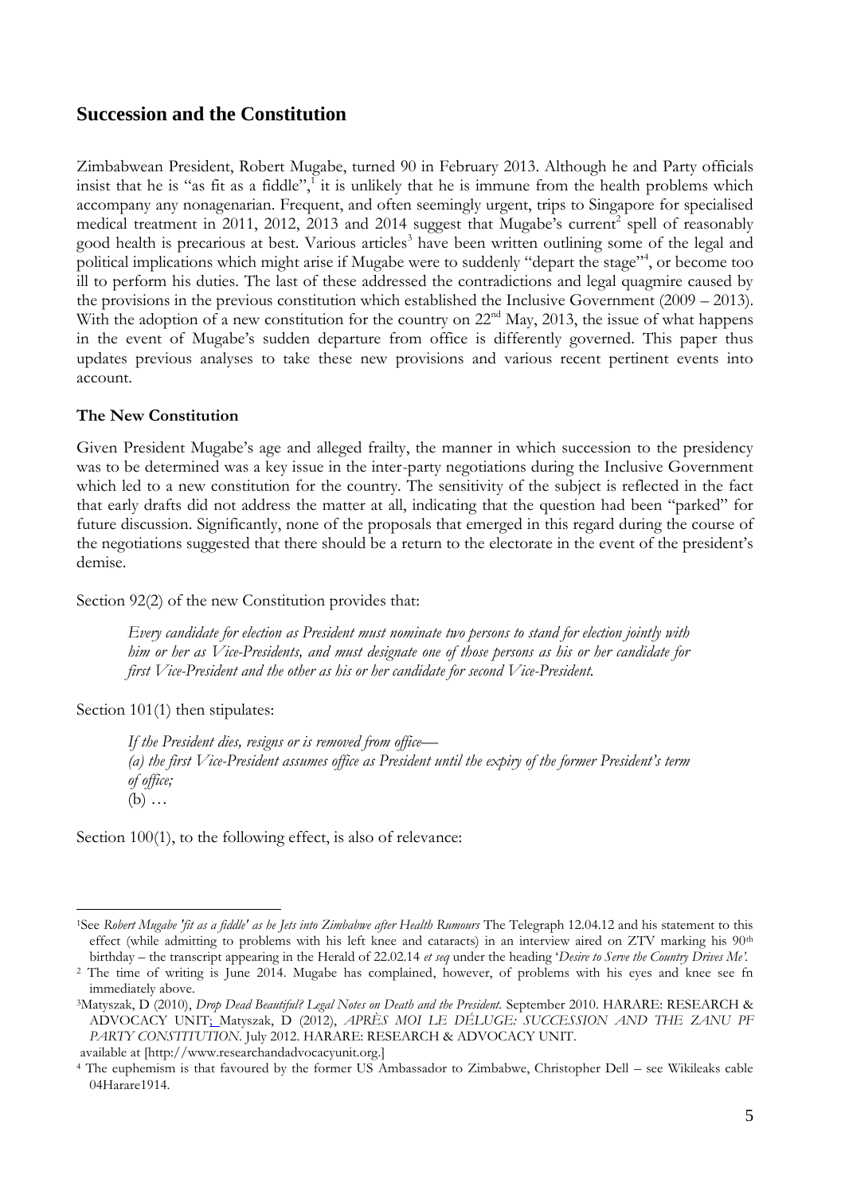## Succession and the Constitution

Zimbabwean President, Robert Mugabe, turned 90 in February 2013. Although he and Party officials insist that he is "as fit as a fiddle",[1] it is unlikely that he is immune from the health problems which accompany any nonagenarian. Frequent, and often seemingly urgent, trips to Singapore for specialised medical treatment in 2011, 2012, 2013 and 2014 suggest that Mugabe's current[2] spell of reasonably good health is precarious at best. Various articles[3] have been written outlining some of the legal and political implications which might arise if Mugabe were to suddenly "depart the stage"[4], or become too ill to perform his duties. The last of these addressed the contradictions and legal quagmire caused by the provisions in the previous constitution which established the Inclusive Government (2009 – 2013). With the adoption of a new constitution for the country on 22nd May, 2013, the issue of what happens in the event of Mugabe's sudden departure from office is differently governed. This paper thus updates previous analyses to take these new provisions and various recent pertinent events into account.

### The New Constitution

Given President Mugabe's age and alleged frailty, the manner in which succession to the presidency was to be determined was a key issue in the inter-party negotiations during the Inclusive Government which led to a new constitution for the country. The sensitivity of the subject is reflected in the fact that early drafts did not address the matter at all, indicating that the question had been "parked" for future discussion. Significantly, none of the proposals that emerged in this regard during the course of the negotiations suggested that there should be a return to the electorate in the event of the president's demise.

Section 92(2) of the new Constitution provides that:

> *Every candidate for election as President must nominate two persons to stand for election jointly with him or her as Vice-Presidents, and must designate one of those persons as his or her candidate for first Vice-President and the other as his or her candidate for second Vice-President.*

Section 101(1) then stipulates:

> *If the President dies, resigns or is removed from office—*
> *(a) the first Vice-President assumes office as President until the expiry of the former President's term of office;*
> (b) …

Section 100(1), to the following effect, is also of relevance:

---

[1] See *Robert Mugabe 'fit as a fiddle' as he Jets into Zimbabwe after Health Rumours* The Telegraph 12.04.12 and his statement to this effect (while admitting to problems with his left knee and cataracts) in an interview aired on ZTV marking his 90th birthday – the transcript appearing in the Herald of 22.02.14 *et seq* under the heading '*Desire to Serve the Country Drives Me'*.

[2] The time of writing is June 2014. Mugabe has complained, however, of problems with his eyes and knee see fn immediately above.

[3] Matyszak, D (2010), *Drop Dead Beautiful? Legal Notes on Death and the President.* September 2010. HARARE: RESEARCH & ADVOCACY UNIT; Matyszak, D (2012), *APRÈS MOI LE DÉLUGE: SUCCESSION AND THE ZANU PF PARTY CONSTITUTION.* July 2012. HARARE: RESEARCH & ADVOCACY UNIT. available at [http://www.researchandadvocacyunit.org.]

[4] The euphemism is that favoured by the former US Ambassador to Zimbabwe, Christopher Dell – see Wikileaks cable 04Harare1914.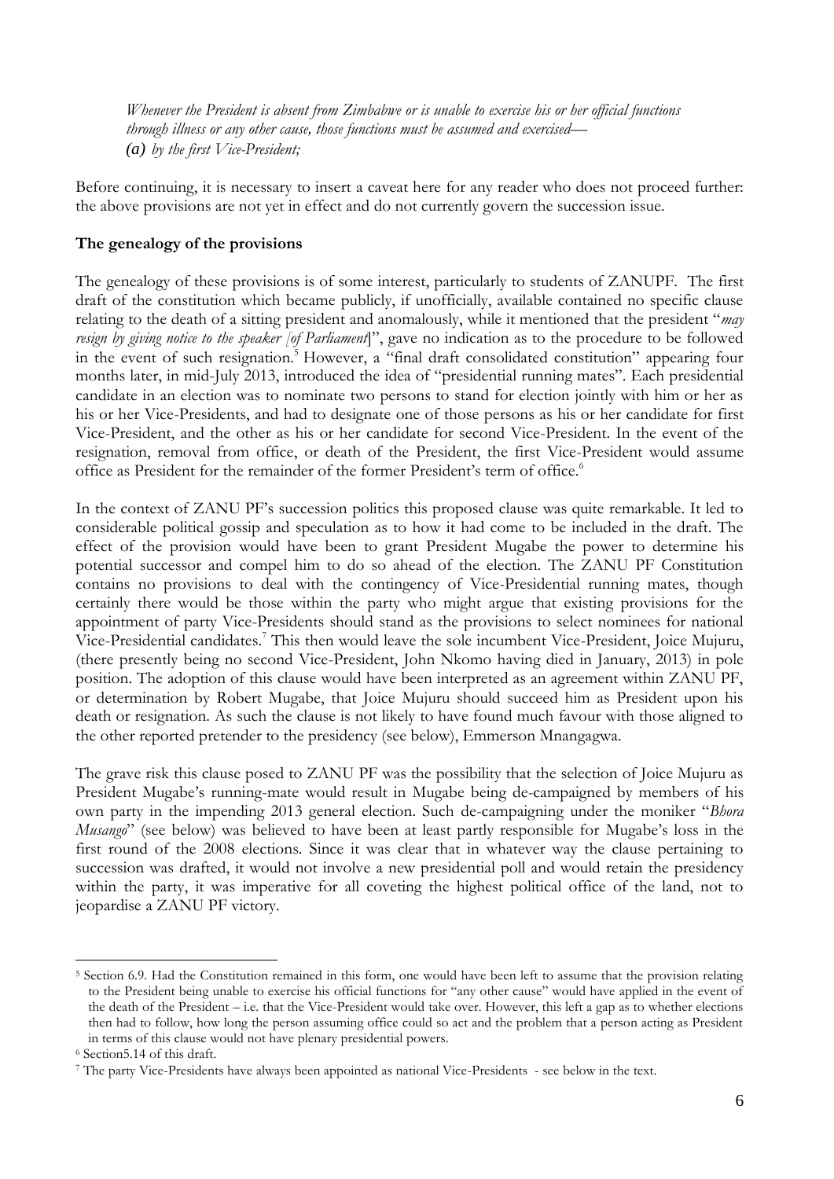*Whenever the President is absent from Zimbabwe or is unable to exercise his or her official functions through illness or any other cause, those functions must be assumed and exercised—*
*(a) by the first Vice-President;*

Before continuing, it is necessary to insert a caveat here for any reader who does not proceed further: the above provisions are not yet in effect and do not currently govern the succession issue.

**The genealogy of the provisions**

The genealogy of these provisions is of some interest, particularly to students of ZANUPF. The first draft of the constitution which became publicly, if unofficially, available contained no specific clause relating to the death of a sitting president and anomalously, while it mentioned that the president "*may resign by giving notice to the speaker [of Parliament]*", gave no indication as to the procedure to be followed in the event of such resignation.[5] However, a "final draft consolidated constitution" appearing four months later, in mid-July 2013, introduced the idea of "presidential running mates". Each presidential candidate in an election was to nominate two persons to stand for election jointly with him or her as his or her Vice-Presidents, and had to designate one of those persons as his or her candidate for first Vice-President, and the other as his or her candidate for second Vice-President. In the event of the resignation, removal from office, or death of the President, the first Vice-President would assume office as President for the remainder of the former President's term of office.[6]

In the context of ZANU PF's succession politics this proposed clause was quite remarkable. It led to considerable political gossip and speculation as to how it had come to be included in the draft. The effect of the provision would have been to grant President Mugabe the power to determine his potential successor and compel him to do so ahead of the election. The ZANU PF Constitution contains no provisions to deal with the contingency of Vice-Presidential running mates, though certainly there would be those within the party who might argue that existing provisions for the appointment of party Vice-Presidents should stand as the provisions to select nominees for national Vice-Presidential candidates.[7] This then would leave the sole incumbent Vice-President, Joice Mujuru, (there presently being no second Vice-President, John Nkomo having died in January, 2013) in pole position. The adoption of this clause would have been interpreted as an agreement within ZANU PF, or determination by Robert Mugabe, that Joice Mujuru should succeed him as President upon his death or resignation. As such the clause is not likely to have found much favour with those aligned to the other reported pretender to the presidency (see below), Emmerson Mnangagwa.

The grave risk this clause posed to ZANU PF was the possibility that the selection of Joice Mujuru as President Mugabe's running-mate would result in Mugabe being de-campaigned by members of his own party in the impending 2013 general election. Such de-campaigning under the moniker "*Bhora Musango*" (see below) was believed to have been at least partly responsible for Mugabe's loss in the first round of the 2008 elections. Since it was clear that in whatever way the clause pertaining to succession was drafted, it would not involve a new presidential poll and would retain the presidency within the party, it was imperative for all coveting the highest political office of the land, not to jeopardise a ZANU PF victory.

---

[5] Section 6.9. Had the Constitution remained in this form, one would have been left to assume that the provision relating to the President being unable to exercise his official functions for "any other cause" would have applied in the event of the death of the President – i.e. that the Vice-President would take over. However, this left a gap as to whether elections then had to follow, how long the person assuming office could so act and the problem that a person acting as President in terms of this clause would not have plenary presidential powers.

[6] Section5.14 of this draft.

[7] The party Vice-Presidents have always been appointed as national Vice-Presidents - see below in the text.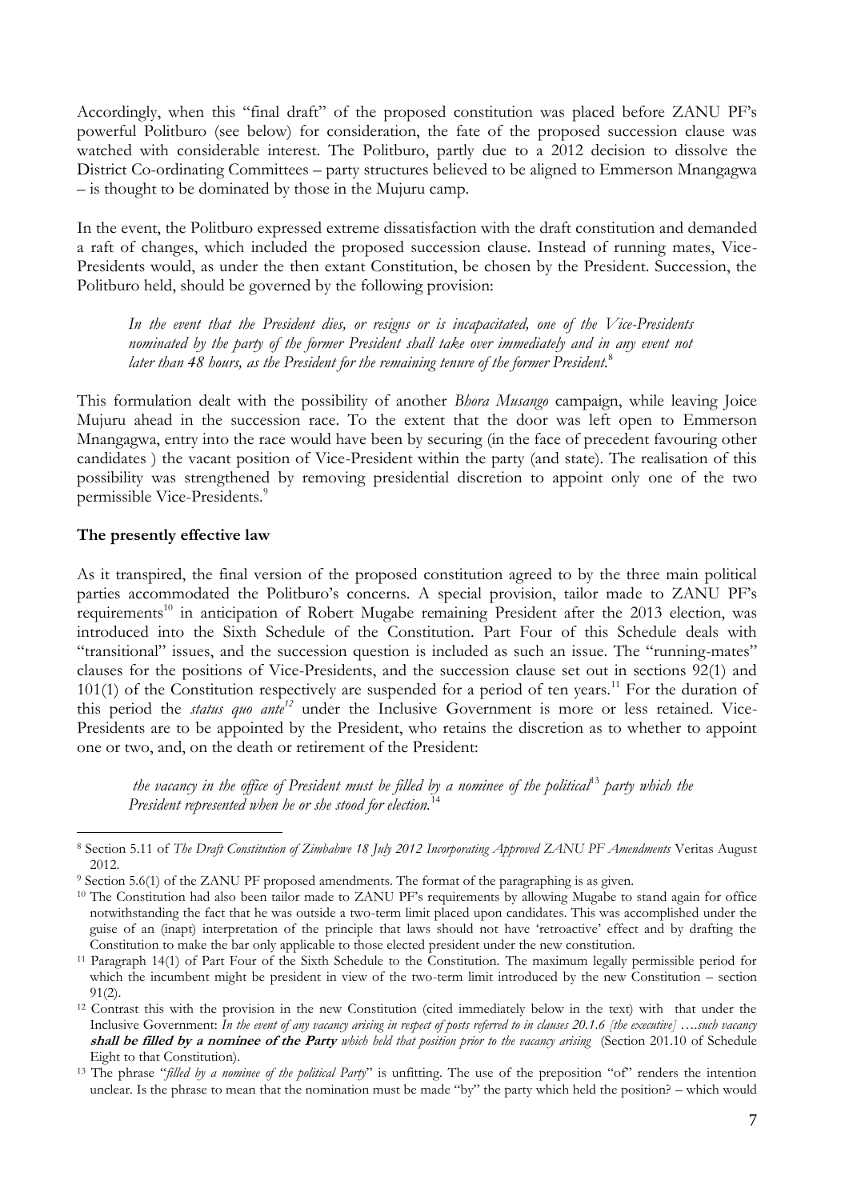Accordingly, when this "final draft" of the proposed constitution was placed before ZANU PF's powerful Politburo (see below) for consideration, the fate of the proposed succession clause was watched with considerable interest. The Politburo, partly due to a 2012 decision to dissolve the District Co-ordinating Committees – party structures believed to be aligned to Emmerson Mnangagwa – is thought to be dominated by those in the Mujuru camp.

In the event, the Politburo expressed extreme dissatisfaction with the draft constitution and demanded a raft of changes, which included the proposed succession clause. Instead of running mates, Vice-Presidents would, as under the then extant Constitution, be chosen by the President. Succession, the Politburo held, should be governed by the following provision:

> *In the event that the President dies, or resigns or is incapacitated, one of the Vice-Presidents nominated by the party of the former President shall take over immediately and in any event not later than 48 hours, as the President for the remaining tenure of the former President.*[8]

This formulation dealt with the possibility of another *Bhora Musango* campaign, while leaving Joice Mujuru ahead in the succession race. To the extent that the door was left open to Emmerson Mnangagwa, entry into the race would have been by securing (in the face of precedent favouring other candidates ) the vacant position of Vice-President within the party (and state). The realisation of this possibility was strengthened by removing presidential discretion to appoint only one of the two permissible Vice-Presidents.[9]

**The presently effective law**

As it transpired, the final version of the proposed constitution agreed to by the three main political parties accommodated the Politburo's concerns. A special provision, tailor made to ZANU PF's requirements[10] in anticipation of Robert Mugabe remaining President after the 2013 election, was introduced into the Sixth Schedule of the Constitution. Part Four of this Schedule deals with "transitional" issues, and the succession question is included as such an issue. The "running-mates" clauses for the positions of Vice-Presidents, and the succession clause set out in sections 92(1) and 101(1) of the Constitution respectively are suspended for a period of ten years.[11] For the duration of this period the *status quo ante*[12] under the Inclusive Government is more or less retained. Vice-Presidents are to be appointed by the President, who retains the discretion as to whether to appoint one or two, and, on the death or retirement of the President:

> *the vacancy in the office of President must be filled by a nominee of the political*[13] *party which the President represented when he or she stood for election.*[14]

---

[8] Section 5.11 of *The Draft Constitution of Zimbabwe 18 July 2012 Incorporating Approved ZANU PF Amendments* Veritas August 2012.

[9] Section 5.6(1) of the ZANU PF proposed amendments. The format of the paragraphing is as given.

[10] The Constitution had also been tailor made to ZANU PF's requirements by allowing Mugabe to stand again for office notwithstanding the fact that he was outside a two-term limit placed upon candidates. This was accomplished under the guise of an (inapt) interpretation of the principle that laws should not have 'retroactive' effect and by drafting the Constitution to make the bar only applicable to those elected president under the new constitution.

[11] Paragraph 14(1) of Part Four of the Sixth Schedule to the Constitution. The maximum legally permissible period for which the incumbent might be president in view of the two-term limit introduced by the new Constitution – section 91(2).

[12] Contrast this with the provision in the new Constitution (cited immediately below in the text) with that under the Inclusive Government: *In the event of any vacancy arising in respect of posts referred to in clauses 20.1.6 [the executive] ….such vacancy* ***shall be filled by a nominee of the Party*** *which held that position prior to the vacancy arising* (Section 201.10 of Schedule Eight to that Constitution).

[13] The phrase "*filled by a nominee of the political Party*" is unfitting. The use of the preposition "of" renders the intention unclear. Is the phrase to mean that the nomination must be made "by" the party which held the position? – which would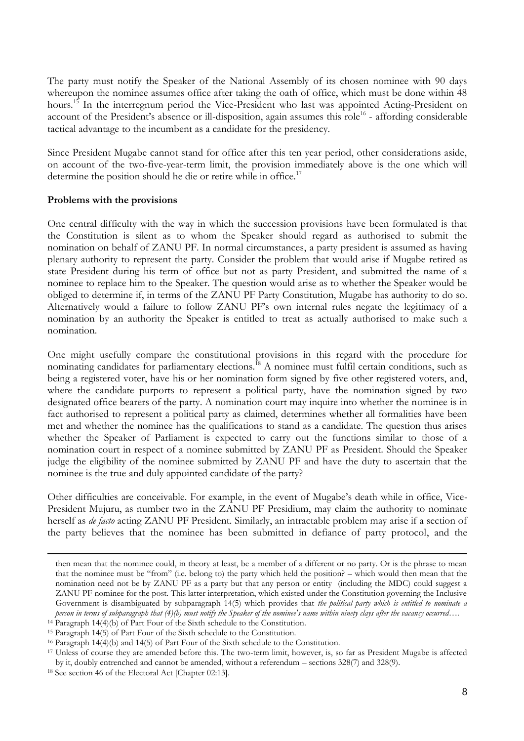The party must notify the Speaker of the National Assembly of its chosen nominee with 90 days whereupon the nominee assumes office after taking the oath of office, which must be done within 48 hours.[15] In the interregnum period the Vice-President who last was appointed Acting-President on account of the President's absence or ill-disposition, again assumes this role[16] - affording considerable tactical advantage to the incumbent as a candidate for the presidency.

Since President Mugabe cannot stand for office after this ten year period, other considerations aside, on account of the two-five-year-term limit, the provision immediately above is the one which will determine the position should he die or retire while in office.[17]

**Problems with the provisions**

One central difficulty with the way in which the succession provisions have been formulated is that the Constitution is silent as to whom the Speaker should regard as authorised to submit the nomination on behalf of ZANU PF. In normal circumstances, a party president is assumed as having plenary authority to represent the party. Consider the problem that would arise if Mugabe retired as state President during his term of office but not as party President, and submitted the name of a nominee to replace him to the Speaker. The question would arise as to whether the Speaker would be obliged to determine if, in terms of the ZANU PF Party Constitution, Mugabe has authority to do so. Alternatively would a failure to follow ZANU PF's own internal rules negate the legitimacy of a nomination by an authority the Speaker is entitled to treat as actually authorised to make such a nomination.

One might usefully compare the constitutional provisions in this regard with the procedure for nominating candidates for parliamentary elections.[18] A nominee must fulfil certain conditions, such as being a registered voter, have his or her nomination form signed by five other registered voters, and, where the candidate purports to represent a political party, have the nomination signed by two designated office bearers of the party. A nomination court may inquire into whether the nominee is in fact authorised to represent a political party as claimed, determines whether all formalities have been met and whether the nominee has the qualifications to stand as a candidate. The question thus arises whether the Speaker of Parliament is expected to carry out the functions similar to those of a nomination court in respect of a nominee submitted by ZANU PF as President. Should the Speaker judge the eligibility of the nominee submitted by ZANU PF and have the duty to ascertain that the nominee is the true and duly appointed candidate of the party?

Other difficulties are conceivable. For example, in the event of Mugabe's death while in office, Vice-President Mujuru, as number two in the ZANU PF Presidium, may claim the authority to nominate herself as *de facto* acting ZANU PF President. Similarly, an intractable problem may arise if a section of the party believes that the nominee has been submitted in defiance of party protocol, and the

---

then mean that the nominee could, in theory at least, be a member of a different or no party. Or is the phrase to mean that the nominee must be "from" (i.e. belong to) the party which held the position? – which would then mean that the nomination need not be by ZANU PF as a party but that any person or entity (including the MDC) could suggest a ZANU PF nominee for the post. This latter interpretation, which existed under the Constitution governing the Inclusive Government is disambiguated by subparagraph 14(5) which provides that *the political party which is entitled to nominate a person in terms of subparagraph that (4)(b) must notify the Speaker of the nominee's name within ninety days after the vacancy occurred….*

[14] Paragraph 14(4)(b) of Part Four of the Sixth schedule to the Constitution.

[15] Paragraph 14(5) of Part Four of the Sixth schedule to the Constitution.

[16] Paragraph 14(4)(b) and 14(5) of Part Four of the Sixth schedule to the Constitution.

[17] Unless of course they are amended before this. The two-term limit, however, is, so far as President Mugabe is affected by it, doubly entrenched and cannot be amended, without a referendum – sections 328(7) and 328(9).

[18] See section 46 of the Electoral Act [Chapter 02:13].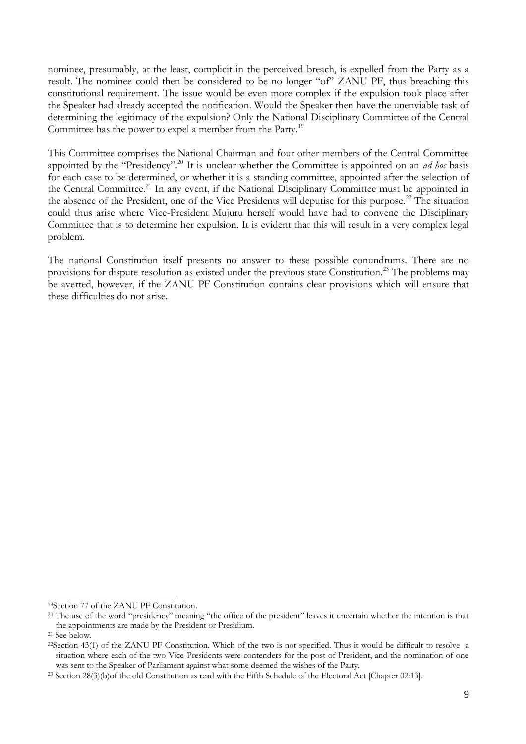nominee, presumably, at the least, complicit in the perceived breach, is expelled from the Party as a result. The nominee could then be considered to be no longer "of" ZANU PF, thus breaching this constitutional requirement. The issue would be even more complex if the expulsion took place after the Speaker had already accepted the notification. Would the Speaker then have the unenviable task of determining the legitimacy of the expulsion? Only the National Disciplinary Committee of the Central Committee has the power to expel a member from the Party.[19]

This Committee comprises the National Chairman and four other members of the Central Committee appointed by the "Presidency".[20] It is unclear whether the Committee is appointed on an *ad hoc* basis for each case to be determined, or whether it is a standing committee, appointed after the selection of the Central Committee.[21] In any event, if the National Disciplinary Committee must be appointed in the absence of the President, one of the Vice Presidents will deputise for this purpose.[22] The situation could thus arise where Vice-President Mujuru herself would have had to convene the Disciplinary Committee that is to determine her expulsion. It is evident that this will result in a very complex legal problem.

The national Constitution itself presents no answer to these possible conundrums. There are no provisions for dispute resolution as existed under the previous state Constitution.[23] The problems may be averted, however, if the ZANU PF Constitution contains clear provisions which will ensure that these difficulties do not arise.

---

[19] Section 77 of the ZANU PF Constitution.

[20] The use of the word "presidency" meaning "the office of the president" leaves it uncertain whether the intention is that the appointments are made by the President or Presidium.

[21] See below.

[22] Section 43(1) of the ZANU PF Constitution. Which of the two is not specified. Thus it would be difficult to resolve a situation where each of the two Vice-Presidents were contenders for the post of President, and the nomination of one was sent to the Speaker of Parliament against what some deemed the wishes of the Party.

[23] Section 28(3)(b)of the old Constitution as read with the Fifth Schedule of the Electoral Act [Chapter 02:13].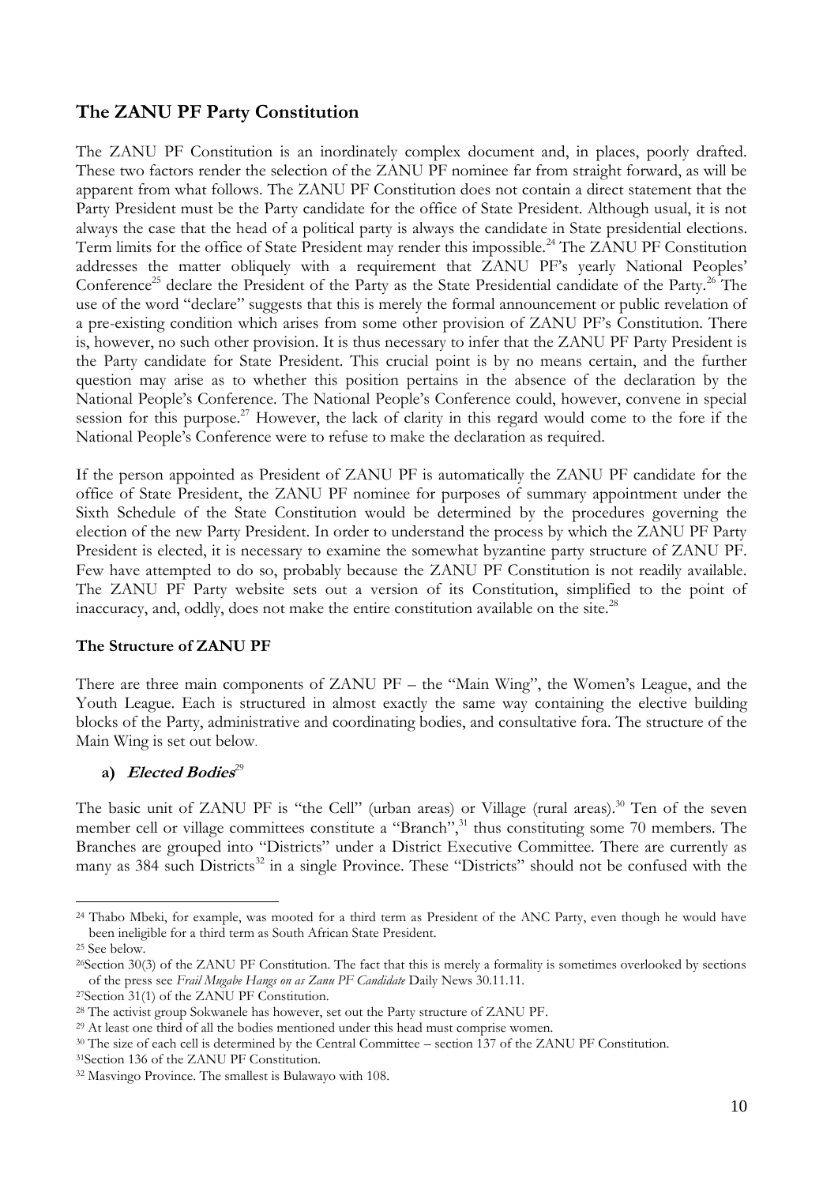## The ZANU PF Party Constitution

The ZANU PF Constitution is an inordinately complex document and, in places, poorly drafted. These two factors render the selection of the ZANU PF nominee far from straight forward, as will be apparent from what follows. The ZANU PF Constitution does not contain a direct statement that the Party President must be the Party candidate for the office of State President. Although usual, it is not always the case that the head of a political party is always the candidate in State presidential elections. Term limits for the office of State President may render this impossible.[24] The ZANU PF Constitution addresses the matter obliquely with a requirement that ZANU PF's yearly National Peoples' Conference[25] declare the President of the Party as the State Presidential candidate of the Party.[26] The use of the word "declare" suggests that this is merely the formal announcement or public revelation of a pre-existing condition which arises from some other provision of ZANU PF's Constitution. There is, however, no such other provision. It is thus necessary to infer that the ZANU PF Party President is the Party candidate for State President. This crucial point is by no means certain, and the further question may arise as to whether this position pertains in the absence of the declaration by the National People's Conference. The National People's Conference could, however, convene in special session for this purpose.[27] However, the lack of clarity in this regard would come to the fore if the National People's Conference were to refuse to make the declaration as required.

If the person appointed as President of ZANU PF is automatically the ZANU PF candidate for the office of State President, the ZANU PF nominee for purposes of summary appointment under the Sixth Schedule of the State Constitution would be determined by the procedures governing the election of the new Party President. In order to understand the process by which the ZANU PF Party President is elected, it is necessary to examine the somewhat byzantine party structure of ZANU PF. Few have attempted to do so, probably because the ZANU PF Constitution is not readily available. The ZANU PF Party website sets out a version of its Constitution, simplified to the point of inaccuracy, and, oddly, does not make the entire constitution available on the site.[28]

### The Structure of ZANU PF

There are three main components of ZANU PF – the "Main Wing", the Women's League, and the Youth League. Each is structured in almost exactly the same way containing the elective building blocks of the Party, administrative and coordinating bodies, and consultative fora. The structure of the Main Wing is set out below.

**a) *Elected Bodies*[29]**

The basic unit of ZANU PF is "the Cell" (urban areas) or Village (rural areas).[30] Ten of the seven member cell or village committees constitute a "Branch",[31] thus constituting some 70 members. The Branches are grouped into "Districts" under a District Executive Committee. There are currently as many as 384 such Districts[32] in a single Province. These "Districts" should not be confused with the

---

[24] Thabo Mbeki, for example, was mooted for a third term as President of the ANC Party, even though he would have been ineligible for a third term as South African State President.

[25] See below.

[26] Section 30(3) of the ZANU PF Constitution. The fact that this is merely a formality is sometimes overlooked by sections of the press see *Frail Mugabe Hangs on as Zanu PF Candidate* Daily News 30.11.11.

[27] Section 31(1) of the ZANU PF Constitution.

[28] The activist group Sokwanele has however, set out the Party structure of ZANU PF.

[29] At least one third of all the bodies mentioned under this head must comprise women.

[30] The size of each cell is determined by the Central Committee – section 137 of the ZANU PF Constitution.

[31] Section 136 of the ZANU PF Constitution.

[32] Masvingo Province. The smallest is Bulawayo with 108.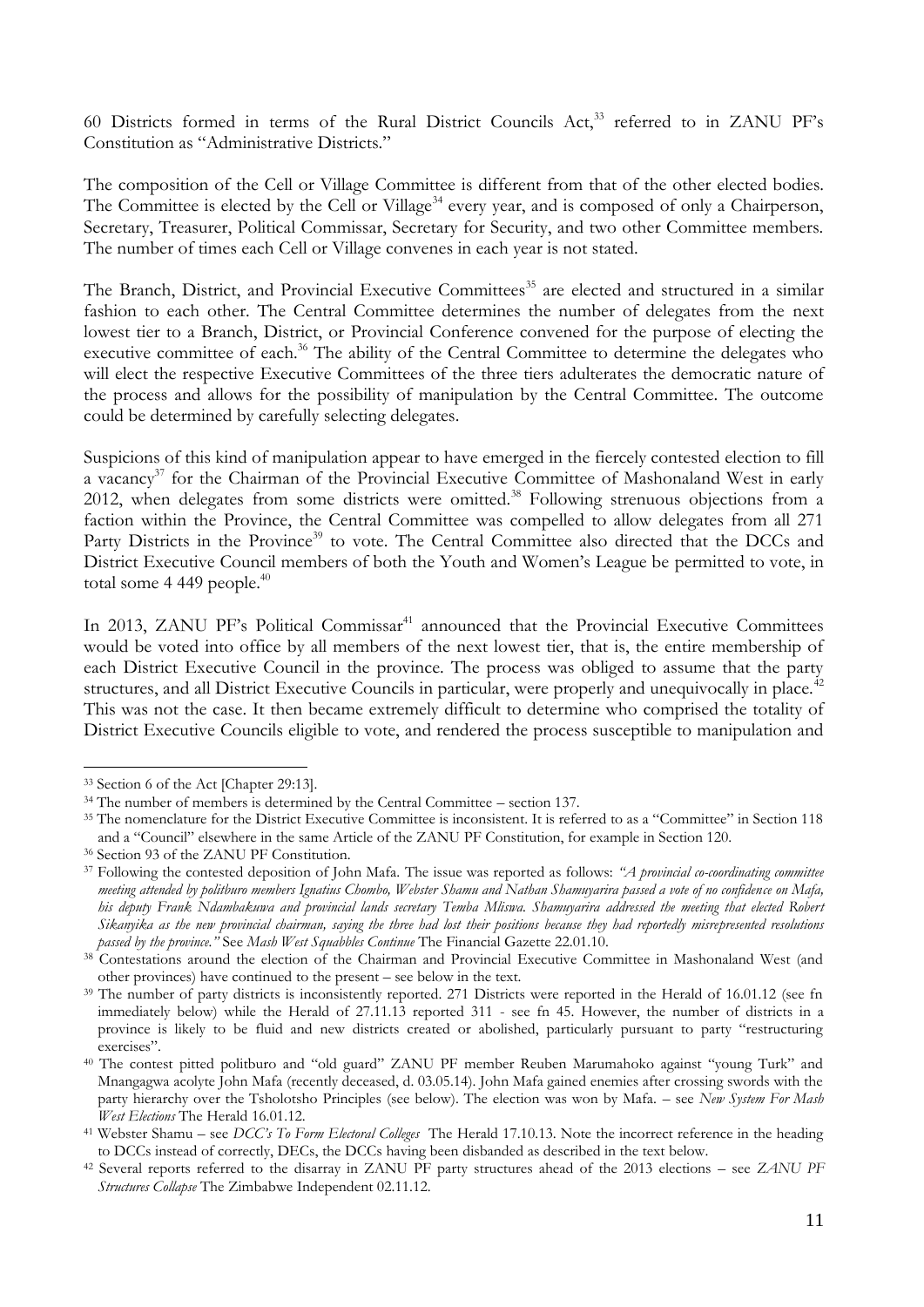60 Districts formed in terms of the Rural District Councils Act,[33] referred to in ZANU PF's Constitution as "Administrative Districts."

The composition of the Cell or Village Committee is different from that of the other elected bodies. The Committee is elected by the Cell or Village[34] every year, and is composed of only a Chairperson, Secretary, Treasurer, Political Commissar, Secretary for Security, and two other Committee members. The number of times each Cell or Village convenes in each year is not stated.

The Branch, District, and Provincial Executive Committees[35] are elected and structured in a similar fashion to each other. The Central Committee determines the number of delegates from the next lowest tier to a Branch, District, or Provincial Conference convened for the purpose of electing the executive committee of each.[36] The ability of the Central Committee to determine the delegates who will elect the respective Executive Committees of the three tiers adulterates the democratic nature of the process and allows for the possibility of manipulation by the Central Committee. The outcome could be determined by carefully selecting delegates.

Suspicions of this kind of manipulation appear to have emerged in the fiercely contested election to fill a vacancy[37] for the Chairman of the Provincial Executive Committee of Mashonaland West in early 2012, when delegates from some districts were omitted.[38] Following strenuous objections from a faction within the Province, the Central Committee was compelled to allow delegates from all 271 Party Districts in the Province[39] to vote. The Central Committee also directed that the DCCs and District Executive Council members of both the Youth and Women's League be permitted to vote, in total some 4 449 people.[40]

In 2013, ZANU PF's Political Commissar[41] announced that the Provincial Executive Committees would be voted into office by all members of the next lowest tier, that is, the entire membership of each District Executive Council in the province. The process was obliged to assume that the party structures, and all District Executive Councils in particular, were properly and unequivocally in place.[42] This was not the case. It then became extremely difficult to determine who comprised the totality of District Executive Councils eligible to vote, and rendered the process susceptible to manipulation and

---

[33] Section 6 of the Act [Chapter 29:13].

[34] The number of members is determined by the Central Committee – section 137.

[35] The nomenclature for the District Executive Committee is inconsistent. It is referred to as a "Committee" in Section 118 and a "Council" elsewhere in the same Article of the ZANU PF Constitution, for example in Section 120.

[36] Section 93 of the ZANU PF Constitution.

[37] Following the contested deposition of John Mafa. The issue was reported as follows: *"A provincial co-coordinating committee meeting attended by politburo members Ignatius Chombo, Webster Shamu and Nathan Shamuyarira passed a vote of no confidence on Mafa, his deputy Frank Ndambakuwa and provincial lands secretary Temba Mliswa. Shamuyarira addressed the meeting that elected Robert Sikanyika as the new provincial chairman, saying the three had lost their positions because they had reportedly misrepresented resolutions passed by the province."* See *Mash West Squabbles Continue* The Financial Gazette 22.01.10.

[38] Contestations around the election of the Chairman and Provincial Executive Committee in Mashonaland West (and other provinces) have continued to the present – see below in the text.

[39] The number of party districts is inconsistently reported. 271 Districts were reported in the Herald of 16.01.12 (see fn immediately below) while the Herald of 27.11.13 reported 311 - see fn 45. However, the number of districts in a province is likely to be fluid and new districts created or abolished, particularly pursuant to party "restructuring exercises".

[40] The contest pitted politburo and "old guard" ZANU PF member Reuben Marumahoko against "young Turk" and Mnangagwa acolyte John Mafa (recently deceased, d. 03.05.14). John Mafa gained enemies after crossing swords with the party hierarchy over the Tsholotsho Principles (see below). The election was won by Mafa. – see *New System For Mash West Elections* The Herald 16.01.12.

[41] Webster Shamu – see *DCC's To Form Electoral Colleges* The Herald 17.10.13. Note the incorrect reference in the heading to DCCs instead of correctly, DECs, the DCCs having been disbanded as described in the text below.

[42] Several reports referred to the disarray in ZANU PF party structures ahead of the 2013 elections – see *ZANU PF Structures Collapse* The Zimbabwe Independent 02.11.12.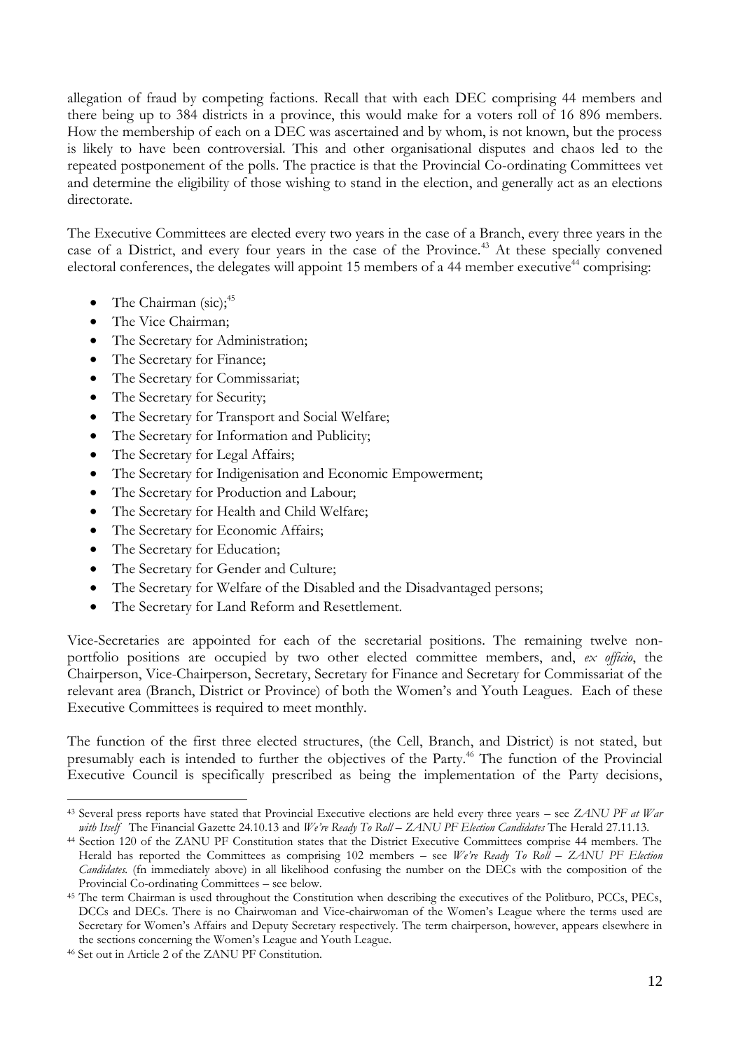allegation of fraud by competing factions. Recall that with each DEC comprising 44 members and there being up to 384 districts in a province, this would make for a voters roll of 16 896 members. How the membership of each on a DEC was ascertained and by whom, is not known, but the process is likely to have been controversial. This and other organisational disputes and chaos led to the repeated postponement of the polls. The practice is that the Provincial Co-ordinating Committees vet and determine the eligibility of those wishing to stand in the election, and generally act as an elections directorate.

The Executive Committees are elected every two years in the case of a Branch, every three years in the case of a District, and every four years in the case of the Province.[43] At these specially convened electoral conferences, the delegates will appoint 15 members of a 44 member executive[44] comprising:

- The Chairman (sic);[45]
- The Vice Chairman;
- The Secretary for Administration;
- The Secretary for Finance;
- The Secretary for Commissariat;
- The Secretary for Security;
- The Secretary for Transport and Social Welfare;
- The Secretary for Information and Publicity;
- The Secretary for Legal Affairs;
- The Secretary for Indigenisation and Economic Empowerment;
- The Secretary for Production and Labour;
- The Secretary for Health and Child Welfare;
- The Secretary for Economic Affairs;
- The Secretary for Education;
- The Secretary for Gender and Culture;
- The Secretary for Welfare of the Disabled and the Disadvantaged persons;
- The Secretary for Land Reform and Resettlement.

Vice-Secretaries are appointed for each of the secretarial positions. The remaining twelve non-portfolio positions are occupied by two other elected committee members, and, *ex officio*, the Chairperson, Vice-Chairperson, Secretary, Secretary for Finance and Secretary for Commissariat of the relevant area (Branch, District or Province) of both the Women's and Youth Leagues. Each of these Executive Committees is required to meet monthly.

The function of the first three elected structures, (the Cell, Branch, and District) is not stated, but presumably each is intended to further the objectives of the Party.[46] The function of the Provincial Executive Council is specifically prescribed as being the implementation of the Party decisions,

---

[43] Several press reports have stated that Provincial Executive elections are held every three years – see *ZANU PF at War with Itself* The Financial Gazette 24.10.13 and *We're Ready To Roll – ZANU PF Election Candidates* The Herald 27.11.13.

[44] Section 120 of the ZANU PF Constitution states that the District Executive Committees comprise 44 members. The Herald has reported the Committees as comprising 102 members – see *We're Ready To Roll – ZANU PF Election Candidates*. (fn immediately above) in all likelihood confusing the number on the DECs with the composition of the Provincial Co-ordinating Committees – see below.

[45] The term Chairman is used throughout the Constitution when describing the executives of the Politburo, PCCs, PECs, DCCs and DECs. There is no Chairwoman and Vice-chairwoman of the Women's League where the terms used are Secretary for Women's Affairs and Deputy Secretary respectively. The term chairperson, however, appears elsewhere in the sections concerning the Women's League and Youth League.

[46] Set out in Article 2 of the ZANU PF Constitution.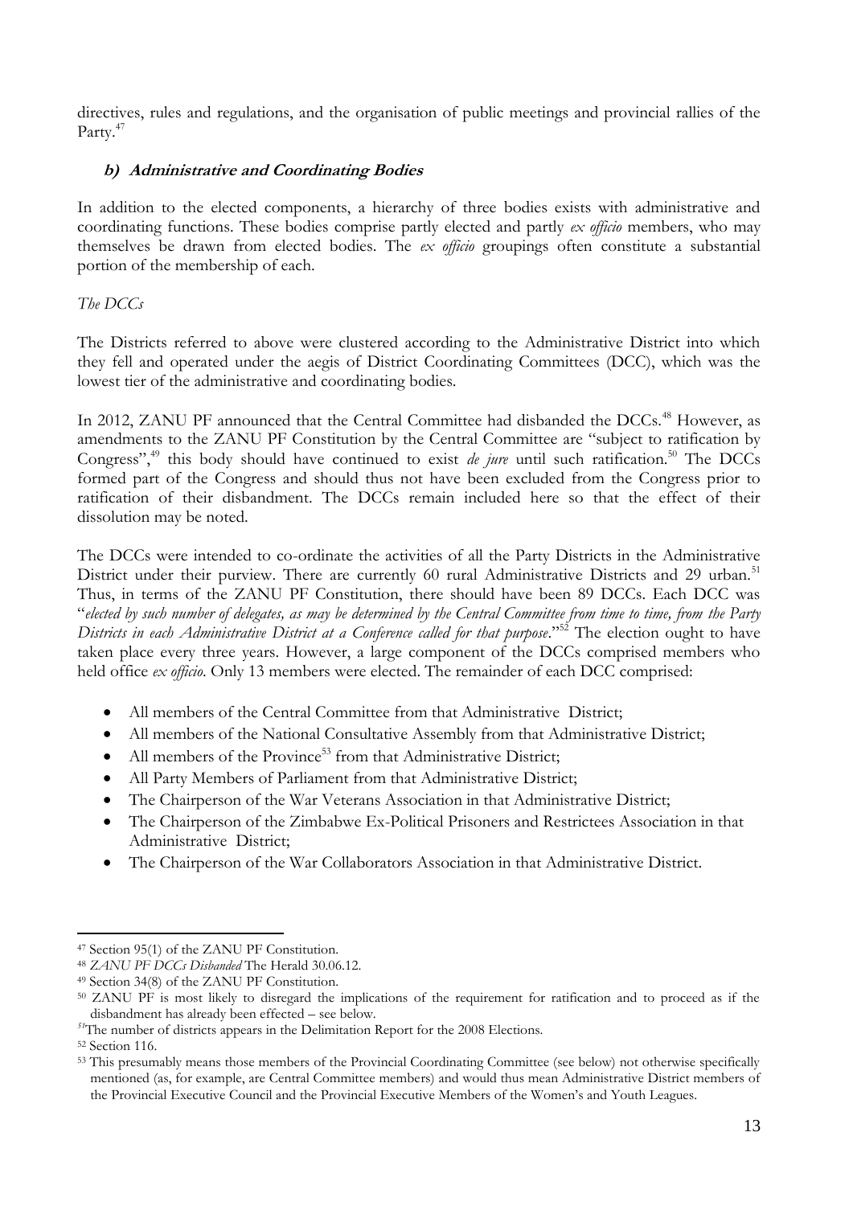directives, rules and regulations, and the organisation of public meetings and provincial rallies of the Party.[47]

### ***b) Administrative and Coordinating Bodies***

In addition to the elected components, a hierarchy of three bodies exists with administrative and coordinating functions. These bodies comprise partly elected and partly *ex officio* members, who may themselves be drawn from elected bodies. The *ex officio* groupings often constitute a substantial portion of the membership of each.

*The DCCs*

The Districts referred to above were clustered according to the Administrative District into which they fell and operated under the aegis of District Coordinating Committees (DCC), which was the lowest tier of the administrative and coordinating bodies.

In 2012, ZANU PF announced that the Central Committee had disbanded the DCCs.[48] However, as amendments to the ZANU PF Constitution by the Central Committee are "subject to ratification by Congress",[49] this body should have continued to exist *de jure* until such ratification.[50] The DCCs formed part of the Congress and should thus not have been excluded from the Congress prior to ratification of their disbandment. The DCCs remain included here so that the effect of their dissolution may be noted.

The DCCs were intended to co-ordinate the activities of all the Party Districts in the Administrative District under their purview. There are currently 60 rural Administrative Districts and 29 urban.[51] Thus, in terms of the ZANU PF Constitution, there should have been 89 DCCs. Each DCC was "*elected by such number of delegates, as may be determined by the Central Committee from time to time, from the Party Districts in each Administrative District at a Conference called for that purpose*."[52] The election ought to have taken place every three years. However, a large component of the DCCs comprised members who held office *ex officio*. Only 13 members were elected. The remainder of each DCC comprised:

- All members of the Central Committee from that Administrative District;
- All members of the National Consultative Assembly from that Administrative District;
- All members of the Province[53] from that Administrative District;
- All Party Members of Parliament from that Administrative District;
- The Chairperson of the War Veterans Association in that Administrative District;
- The Chairperson of the Zimbabwe Ex-Political Prisoners and Restrictees Association in that Administrative District;
- The Chairperson of the War Collaborators Association in that Administrative District.

---

[47] Section 95(1) of the ZANU PF Constitution.

[48] *ZANU PF DCCs Disbanded* The Herald 30.06.12.

[49] Section 34(8) of the ZANU PF Constitution.

[50] ZANU PF is most likely to disregard the implications of the requirement for ratification and to proceed as if the disbandment has already been effected – see below.

[51] The number of districts appears in the Delimitation Report for the 2008 Elections.

[52] Section 116.

[53] This presumably means those members of the Provincial Coordinating Committee (see below) not otherwise specifically mentioned (as, for example, are Central Committee members) and would thus mean Administrative District members of the Provincial Executive Council and the Provincial Executive Members of the Women's and Youth Leagues.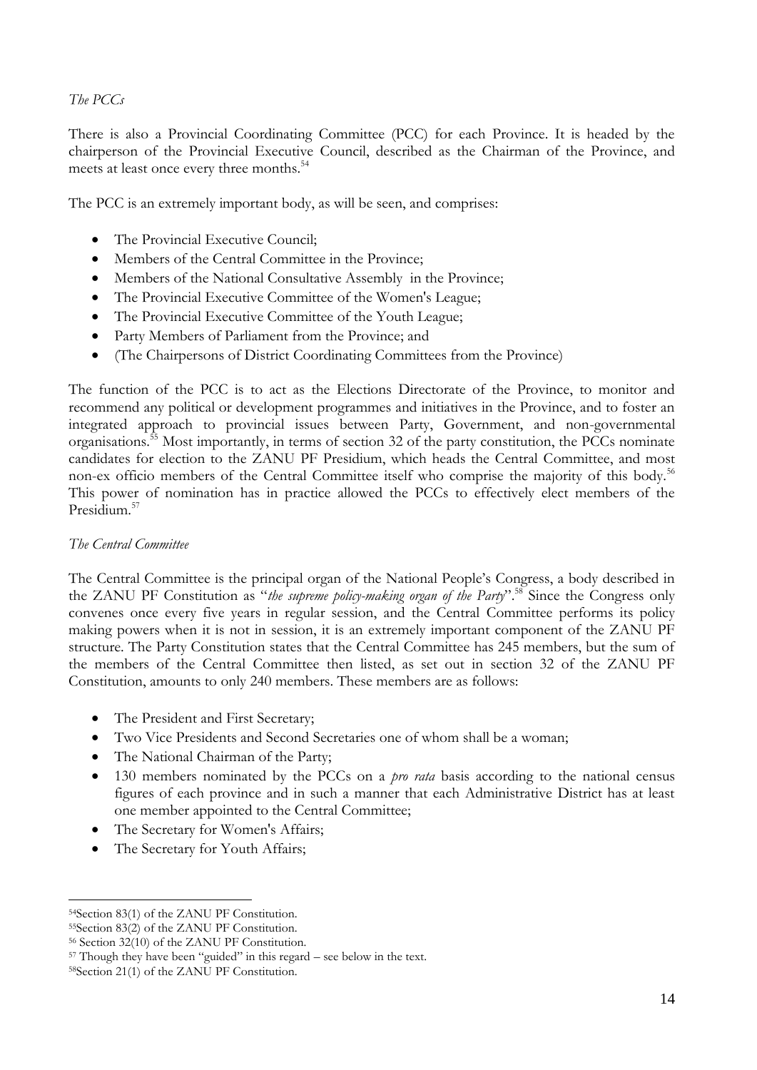*The PCCs*

There is also a Provincial Coordinating Committee (PCC) for each Province. It is headed by the chairperson of the Provincial Executive Council, described as the Chairman of the Province, and meets at least once every three months.[54]

The PCC is an extremely important body, as will be seen, and comprises:

- The Provincial Executive Council;
- Members of the Central Committee in the Province;
- Members of the National Consultative Assembly in the Province;
- The Provincial Executive Committee of the Women's League;
- The Provincial Executive Committee of the Youth League;
- Party Members of Parliament from the Province; and
- (The Chairpersons of District Coordinating Committees from the Province)

The function of the PCC is to act as the Elections Directorate of the Province, to monitor and recommend any political or development programmes and initiatives in the Province, and to foster an integrated approach to provincial issues between Party, Government, and non-governmental organisations.[55] Most importantly, in terms of section 32 of the party constitution, the PCCs nominate candidates for election to the ZANU PF Presidium, which heads the Central Committee, and most non-ex officio members of the Central Committee itself who comprise the majority of this body.[56] This power of nomination has in practice allowed the PCCs to effectively elect members of the Presidium.[57]

*The Central Committee*

The Central Committee is the principal organ of the National People's Congress, a body described in the ZANU PF Constitution as "*the supreme policy-making organ of the Party*".[58] Since the Congress only convenes once every five years in regular session, and the Central Committee performs its policy making powers when it is not in session, it is an extremely important component of the ZANU PF structure. The Party Constitution states that the Central Committee has 245 members, but the sum of the members of the Central Committee then listed, as set out in section 32 of the ZANU PF Constitution, amounts to only 240 members. These members are as follows:

- The President and First Secretary;
- Two Vice Presidents and Second Secretaries one of whom shall be a woman;
- The National Chairman of the Party;
- 130 members nominated by the PCCs on a *pro rata* basis according to the national census figures of each province and in such a manner that each Administrative District has at least one member appointed to the Central Committee;
- The Secretary for Women's Affairs;
- The Secretary for Youth Affairs;

---

[54] Section 83(1) of the ZANU PF Constitution.

[55] Section 83(2) of the ZANU PF Constitution.

[56] Section 32(10) of the ZANU PF Constitution.

[57] Though they have been "guided" in this regard – see below in the text.

[58] Section 21(1) of the ZANU PF Constitution.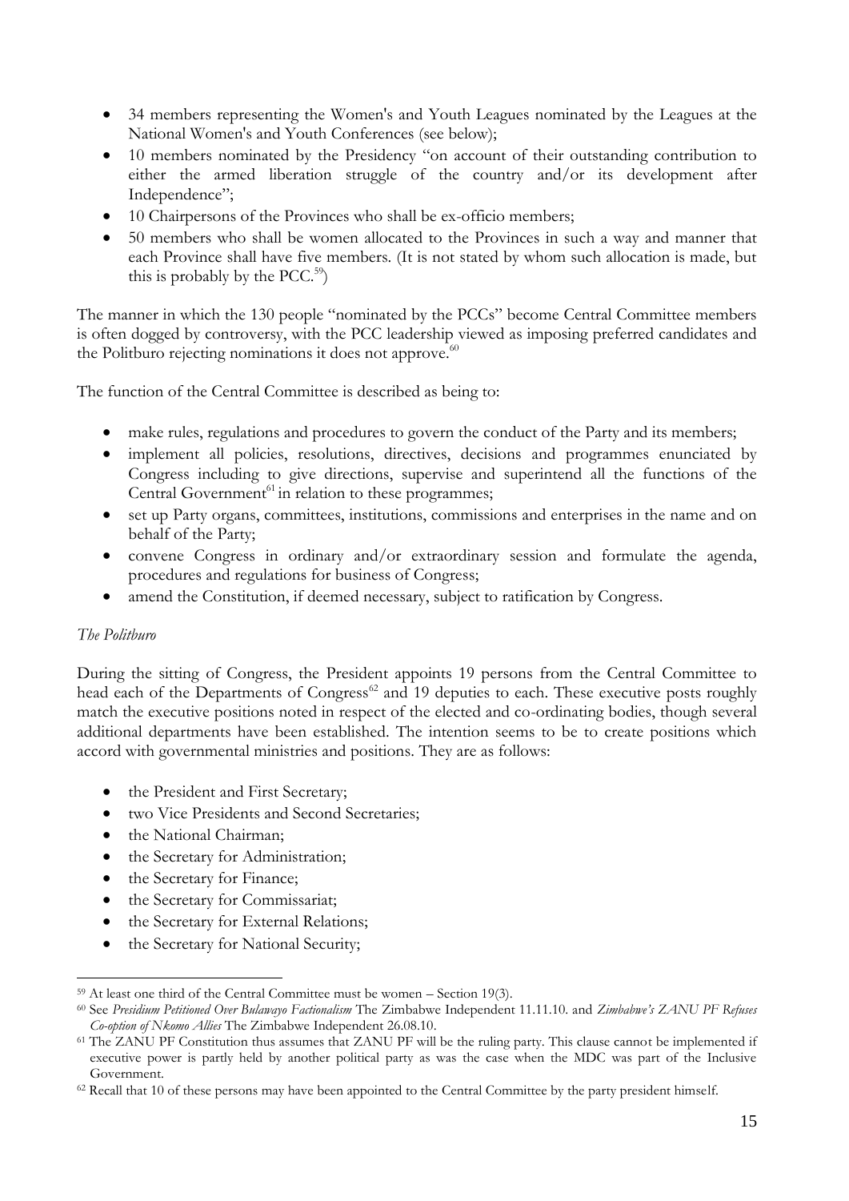- 34 members representing the Women's and Youth Leagues nominated by the Leagues at the National Women's and Youth Conferences (see below);
- 10 members nominated by the Presidency "on account of their outstanding contribution to either the armed liberation struggle of the country and/or its development after Independence";
- 10 Chairpersons of the Provinces who shall be ex-officio members;
- 50 members who shall be women allocated to the Provinces in such a way and manner that each Province shall have five members. (It is not stated by whom such allocation is made, but this is probably by the PCC.[59])

The manner in which the 130 people "nominated by the PCCs" become Central Committee members is often dogged by controversy, with the PCC leadership viewed as imposing preferred candidates and the Politburo rejecting nominations it does not approve.[60]

The function of the Central Committee is described as being to:

- make rules, regulations and procedures to govern the conduct of the Party and its members;
- implement all policies, resolutions, directives, decisions and programmes enunciated by Congress including to give directions, supervise and superintend all the functions of the Central Government[61] in relation to these programmes;
- set up Party organs, committees, institutions, commissions and enterprises in the name and on behalf of the Party;
- convene Congress in ordinary and/or extraordinary session and formulate the agenda, procedures and regulations for business of Congress;
- amend the Constitution, if deemed necessary, subject to ratification by Congress.

*The Politburo*

During the sitting of Congress, the President appoints 19 persons from the Central Committee to head each of the Departments of Congress[62] and 19 deputies to each. These executive posts roughly match the executive positions noted in respect of the elected and co-ordinating bodies, though several additional departments have been established. The intention seems to be to create positions which accord with governmental ministries and positions. They are as follows:

- the President and First Secretary;
- two Vice Presidents and Second Secretaries;
- the National Chairman;
- the Secretary for Administration;
- the Secretary for Finance;
- the Secretary for Commissariat;
- the Secretary for External Relations;
- the Secretary for National Security;

---

[59] At least one third of the Central Committee must be women – Section 19(3).

[60] See *Presidium Petitioned Over Bulawayo Factionalism* The Zimbabwe Independent 11.11.10. and *Zimbabwe's ZANU PF Refuses Co-option of Nkomo Allies* The Zimbabwe Independent 26.08.10.

[61] The ZANU PF Constitution thus assumes that ZANU PF will be the ruling party. This clause cannot be implemented if executive power is partly held by another political party as was the case when the MDC was part of the Inclusive Government.

[62] Recall that 10 of these persons may have been appointed to the Central Committee by the party president himself.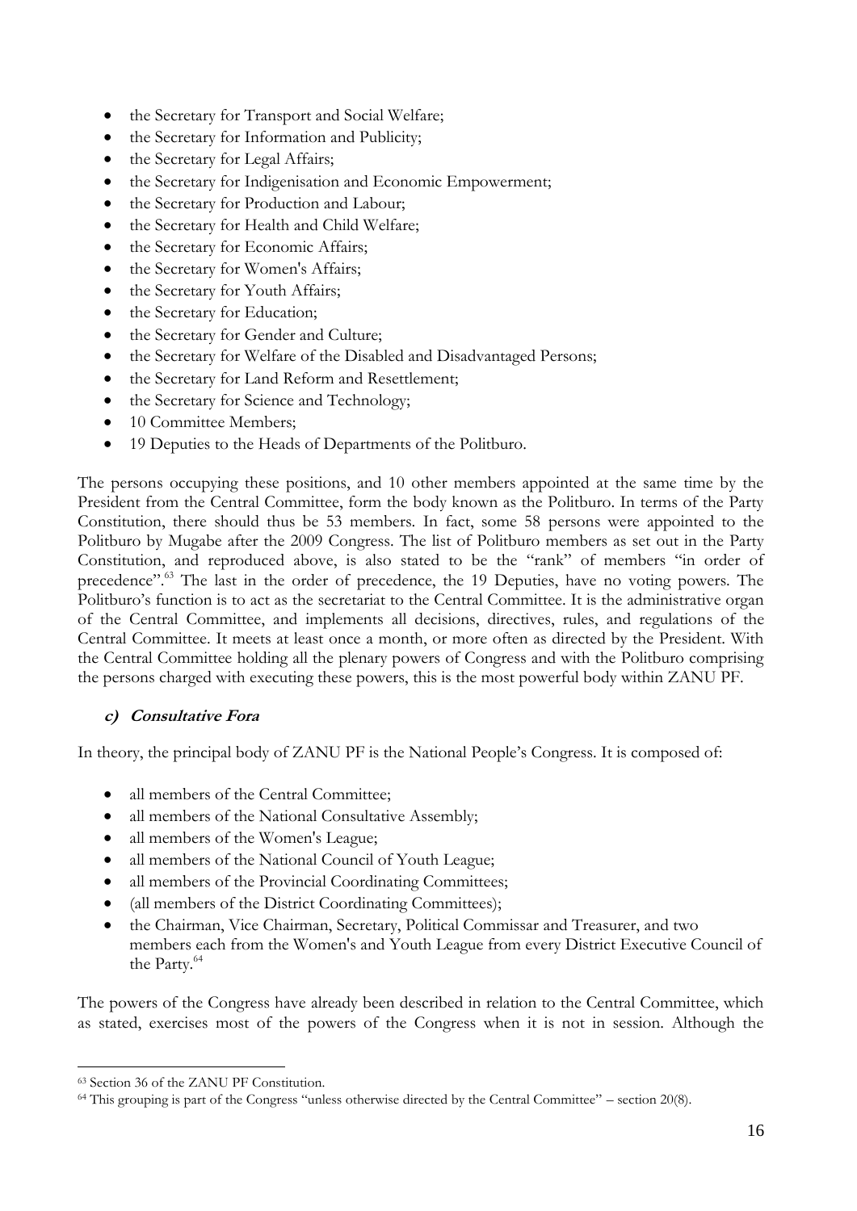- the Secretary for Transport and Social Welfare;
- the Secretary for Information and Publicity;
- the Secretary for Legal Affairs;
- the Secretary for Indigenisation and Economic Empowerment;
- the Secretary for Production and Labour;
- the Secretary for Health and Child Welfare;
- the Secretary for Economic Affairs;
- the Secretary for Women's Affairs;
- the Secretary for Youth Affairs;
- the Secretary for Education;
- the Secretary for Gender and Culture;
- the Secretary for Welfare of the Disabled and Disadvantaged Persons;
- the Secretary for Land Reform and Resettlement;
- the Secretary for Science and Technology;
- 10 Committee Members;
- 19 Deputies to the Heads of Departments of the Politburo.

The persons occupying these positions, and 10 other members appointed at the same time by the President from the Central Committee, form the body known as the Politburo. In terms of the Party Constitution, there should thus be 53 members. In fact, some 58 persons were appointed to the Politburo by Mugabe after the 2009 Congress. The list of Politburo members as set out in the Party Constitution, and reproduced above, is also stated to be the "rank" of members "in order of precedence".[63] The last in the order of precedence, the 19 Deputies, have no voting powers. The Politburo's function is to act as the secretariat to the Central Committee. It is the administrative organ of the Central Committee, and implements all decisions, directives, rules, and regulations of the Central Committee. It meets at least once a month, or more often as directed by the President. With the Central Committee holding all the plenary powers of Congress and with the Politburo comprising the persons charged with executing these powers, this is the most powerful body within ZANU PF.

### c) Consultative Fora

In theory, the principal body of ZANU PF is the National People's Congress. It is composed of:

- all members of the Central Committee;
- all members of the National Consultative Assembly;
- all members of the Women's League;
- all members of the National Council of Youth League;
- all members of the Provincial Coordinating Committees;
- (all members of the District Coordinating Committees);
- the Chairman, Vice Chairman, Secretary, Political Commissar and Treasurer, and two members each from the Women's and Youth League from every District Executive Council of the Party.[64]

The powers of the Congress have already been described in relation to the Central Committee, which as stated, exercises most of the powers of the Congress when it is not in session. Although the

[63] Section 36 of the ZANU PF Constitution.

[64] This grouping is part of the Congress "unless otherwise directed by the Central Committee" – section 20(8).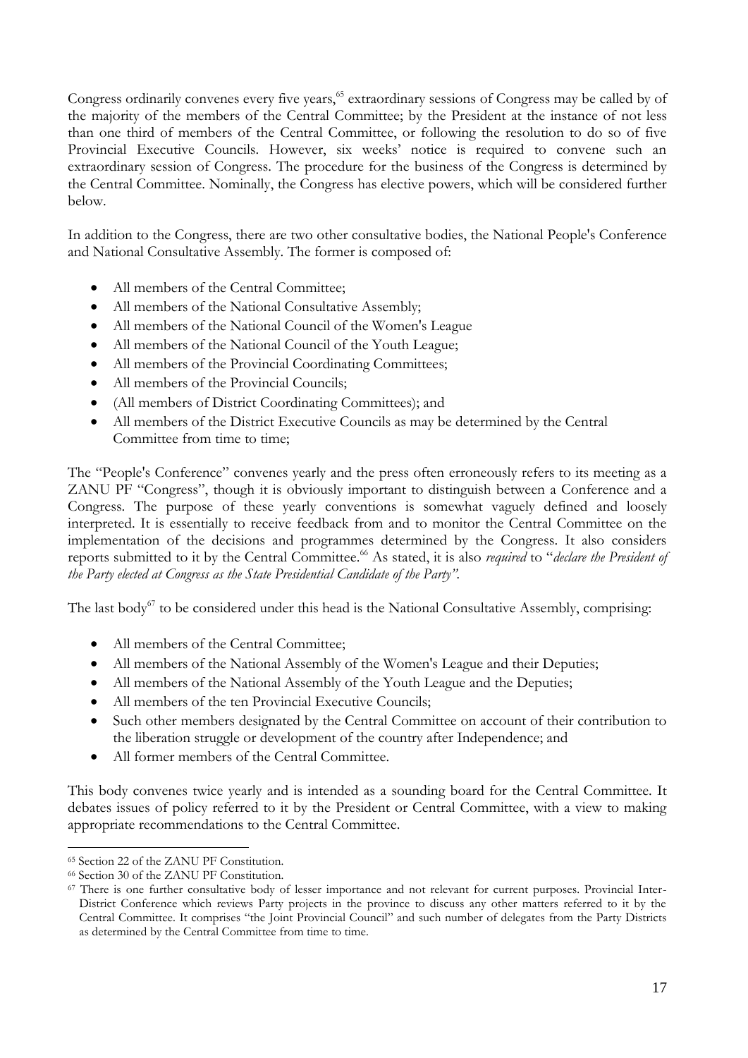Congress ordinarily convenes every five years,[65] extraordinary sessions of Congress may be called by of the majority of the members of the Central Committee; by the President at the instance of not less than one third of members of the Central Committee, or following the resolution to do so of five Provincial Executive Councils. However, six weeks' notice is required to convene such an extraordinary session of Congress. The procedure for the business of the Congress is determined by the Central Committee. Nominally, the Congress has elective powers, which will be considered further below.

In addition to the Congress, there are two other consultative bodies, the National People's Conference and National Consultative Assembly. The former is composed of:

- All members of the Central Committee;
- All members of the National Consultative Assembly;
- All members of the National Council of the Women's League
- All members of the National Council of the Youth League;
- All members of the Provincial Coordinating Committees;
- All members of the Provincial Councils;
- (All members of District Coordinating Committees); and
- All members of the District Executive Councils as may be determined by the Central Committee from time to time;

The "People's Conference" convenes yearly and the press often erroneously refers to its meeting as a ZANU PF "Congress", though it is obviously important to distinguish between a Conference and a Congress. The purpose of these yearly conventions is somewhat vaguely defined and loosely interpreted. It is essentially to receive feedback from and to monitor the Central Committee on the implementation of the decisions and programmes determined by the Congress. It also considers reports submitted to it by the Central Committee.[66] As stated, it is also *required* to "*declare the President of the Party elected at Congress as the State Presidential Candidate of the Party"*.

The last body[67] to be considered under this head is the National Consultative Assembly, comprising:

- All members of the Central Committee;
- All members of the National Assembly of the Women's League and their Deputies;
- All members of the National Assembly of the Youth League and the Deputies;
- All members of the ten Provincial Executive Councils;
- Such other members designated by the Central Committee on account of their contribution to the liberation struggle or development of the country after Independence; and
- All former members of the Central Committee.

This body convenes twice yearly and is intended as a sounding board for the Central Committee. It debates issues of policy referred to it by the President or Central Committee, with a view to making appropriate recommendations to the Central Committee.

---

[65] Section 22 of the ZANU PF Constitution.

[66] Section 30 of the ZANU PF Constitution.

[67] There is one further consultative body of lesser importance and not relevant for current purposes. Provincial Inter-District Conference which reviews Party projects in the province to discuss any other matters referred to it by the Central Committee. It comprises "the Joint Provincial Council" and such number of delegates from the Party Districts as determined by the Central Committee from time to time.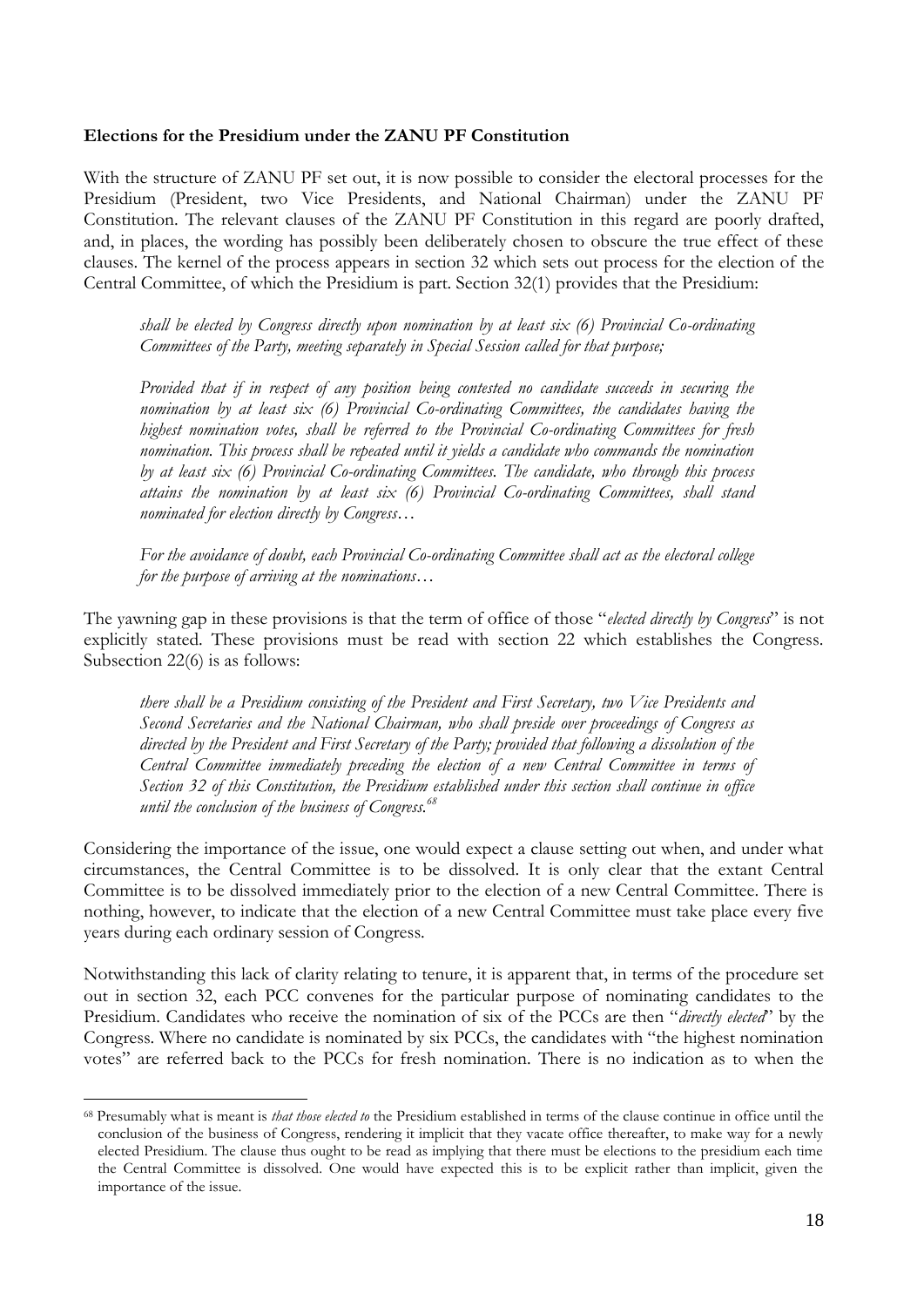**Elections for the Presidium under the ZANU PF Constitution**

With the structure of ZANU PF set out, it is now possible to consider the electoral processes for the Presidium (President, two Vice Presidents, and National Chairman) under the ZANU PF Constitution. The relevant clauses of the ZANU PF Constitution in this regard are poorly drafted, and, in places, the wording has possibly been deliberately chosen to obscure the true effect of these clauses. The kernel of the process appears in section 32 which sets out process for the election of the Central Committee, of which the Presidium is part. Section 32(1) provides that the Presidium:

> *shall be elected by Congress directly upon nomination by at least six (6) Provincial Co-ordinating Committees of the Party, meeting separately in Special Session called for that purpose;*
>
> *Provided that if in respect of any position being contested no candidate succeeds in securing the nomination by at least six (6) Provincial Co-ordinating Committees, the candidates having the highest nomination votes, shall be referred to the Provincial Co-ordinating Committees for fresh nomination. This process shall be repeated until it yields a candidate who commands the nomination by at least six (6) Provincial Co-ordinating Committees. The candidate, who through this process attains the nomination by at least six (6) Provincial Co-ordinating Committees, shall stand nominated for election directly by Congress…*
>
> *For the avoidance of doubt, each Provincial Co-ordinating Committee shall act as the electoral college for the purpose of arriving at the nominations…*

The yawning gap in these provisions is that the term of office of those "*elected directly by Congress*" is not explicitly stated. These provisions must be read with section 22 which establishes the Congress. Subsection 22(6) is as follows:

> *there shall be a Presidium consisting of the President and First Secretary, two Vice Presidents and Second Secretaries and the National Chairman, who shall preside over proceedings of Congress as directed by the President and First Secretary of the Party; provided that following a dissolution of the Central Committee immediately preceding the election of a new Central Committee in terms of Section 32 of this Constitution, the Presidium established under this section shall continue in office until the conclusion of the business of Congress.*[68]

Considering the importance of the issue, one would expect a clause setting out when, and under what circumstances, the Central Committee is to be dissolved. It is only clear that the extant Central Committee is to be dissolved immediately prior to the election of a new Central Committee. There is nothing, however, to indicate that the election of a new Central Committee must take place every five years during each ordinary session of Congress.

Notwithstanding this lack of clarity relating to tenure, it is apparent that, in terms of the procedure set out in section 32, each PCC convenes for the particular purpose of nominating candidates to the Presidium. Candidates who receive the nomination of six of the PCCs are then "*directly elected*" by the Congress. Where no candidate is nominated by six PCCs, the candidates with "the highest nomination votes" are referred back to the PCCs for fresh nomination. There is no indication as to when the

---

[68] Presumably what is meant is *that those elected to* the Presidium established in terms of the clause continue in office until the conclusion of the business of Congress, rendering it implicit that they vacate office thereafter, to make way for a newly elected Presidium. The clause thus ought to be read as implying that there must be elections to the presidium each time the Central Committee is dissolved. One would have expected this is to be explicit rather than implicit, given the importance of the issue.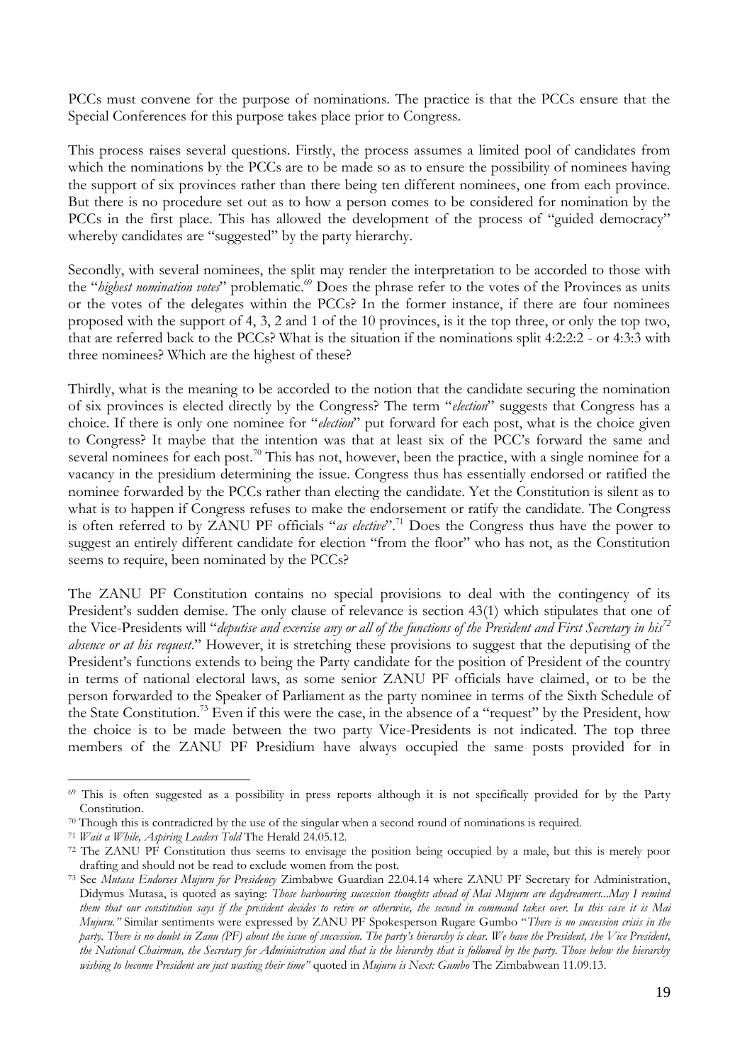PCCs must convene for the purpose of nominations. The practice is that the PCCs ensure that the Special Conferences for this purpose takes place prior to Congress.

This process raises several questions. Firstly, the process assumes a limited pool of candidates from which the nominations by the PCCs are to be made so as to ensure the possibility of nominees having the support of six provinces rather than there being ten different nominees, one from each province. But there is no procedure set out as to how a person comes to be considered for nomination by the PCCs in the first place. This has allowed the development of the process of "guided democracy" whereby candidates are "suggested" by the party hierarchy.

Secondly, with several nominees, the split may render the interpretation to be accorded to those with the "*highest nomination votes*" problematic.[69] Does the phrase refer to the votes of the Provinces as units or the votes of the delegates within the PCCs? In the former instance, if there are four nominees proposed with the support of 4, 3, 2 and 1 of the 10 provinces, is it the top three, or only the top two, that are referred back to the PCCs? What is the situation if the nominations split 4:2:2:2 - or 4:3:3 with three nominees? Which are the highest of these?

Thirdly, what is the meaning to be accorded to the notion that the candidate securing the nomination of six provinces is elected directly by the Congress? The term "*election*" suggests that Congress has a choice. If there is only one nominee for "*election*" put forward for each post, what is the choice given to Congress? It maybe that the intention was that at least six of the PCC's forward the same and several nominees for each post.[70] This has not, however, been the practice, with a single nominee for a vacancy in the presidium determining the issue. Congress thus has essentially endorsed or ratified the nominee forwarded by the PCCs rather than electing the candidate. Yet the Constitution is silent as to what is to happen if Congress refuses to make the endorsement or ratify the candidate. The Congress is often referred to by ZANU PF officials "*as elective*".[71] Does the Congress thus have the power to suggest an entirely different candidate for election "from the floor" who has not, as the Constitution seems to require, been nominated by the PCCs?

The ZANU PF Constitution contains no special provisions to deal with the contingency of its President's sudden demise. The only clause of relevance is section 43(1) which stipulates that one of the Vice-Presidents will "*deputise and exercise any or all of the functions of the President and First Secretary in his*[72] *absence or at his request*." However, it is stretching these provisions to suggest that the deputising of the President's functions extends to being the Party candidate for the position of President of the country in terms of national electoral laws, as some senior ZANU PF officials have claimed, or to be the person forwarded to the Speaker of Parliament as the party nominee in terms of the Sixth Schedule of the State Constitution.[73] Even if this were the case, in the absence of a "request" by the President, how the choice is to be made between the two party Vice-Presidents is not indicated. The top three members of the ZANU PF Presidium have always occupied the same posts provided for in

---

[69] This is often suggested as a possibility in press reports although it is not specifically provided for by the Party Constitution.

[70] Though this is contradicted by the use of the singular when a second round of nominations is required.

[71] *Wait a While, Aspiring Leaders Told* The Herald 24.05.12.

[72] The ZANU PF Constitution thus seems to envisage the position being occupied by a male, but this is merely poor drafting and should not be read to exclude women from the post.

[73] See *Mutasa Endorses Mujuru for Presidency* Zimbabwe Guardian 22.04.14 where ZANU PF Secretary for Administration, Didymus Mutasa, is quoted as saying: *Those harbouring succession thoughts ahead of Mai Mujuru are daydreamers...May I remind them that our constitution says if the president decides to retire or otherwise, the second in command takes over. In this case it is Mai Mujuru."* Similar sentiments were expressed by ZANU PF Spokesperson Rugare Gumbo "*There is no succession crisis in the party. There is no doubt in Zanu (PF) about the issue of succession. The party's hierarchy is clear. We have the President, the Vice President, the National Chairman, the Secretary for Administration and that is the hierarchy that is followed by the party. Those below the hierarchy wishing to become President are just wasting their time"* quoted in *Mujuru is Next: Gumbo* The Zimbabwean 11.09.13.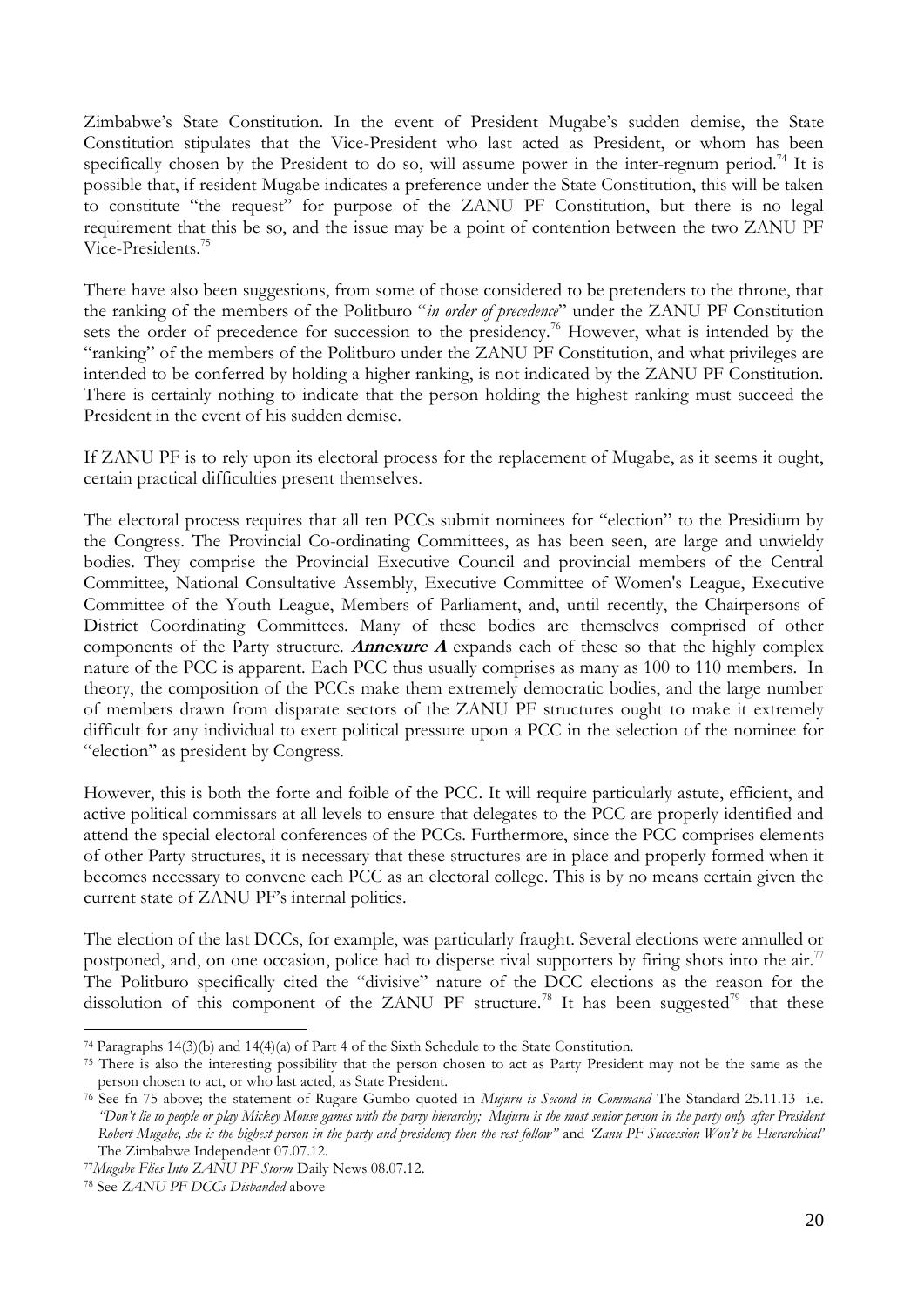Zimbabwe's State Constitution. In the event of President Mugabe's sudden demise, the State Constitution stipulates that the Vice-President who last acted as President, or whom has been specifically chosen by the President to do so, will assume power in the inter-regnum period.[74] It is possible that, if resident Mugabe indicates a preference under the State Constitution, this will be taken to constitute "the request" for purpose of the ZANU PF Constitution, but there is no legal requirement that this be so, and the issue may be a point of contention between the two ZANU PF Vice-Presidents.[75]

There have also been suggestions, from some of those considered to be pretenders to the throne, that the ranking of the members of the Politburo "*in order of precedence*" under the ZANU PF Constitution sets the order of precedence for succession to the presidency.[76] However, what is intended by the "ranking" of the members of the Politburo under the ZANU PF Constitution, and what privileges are intended to be conferred by holding a higher ranking, is not indicated by the ZANU PF Constitution. There is certainly nothing to indicate that the person holding the highest ranking must succeed the President in the event of his sudden demise.

If ZANU PF is to rely upon its electoral process for the replacement of Mugabe, as it seems it ought, certain practical difficulties present themselves.

The electoral process requires that all ten PCCs submit nominees for "election" to the Presidium by the Congress. The Provincial Co-ordinating Committees, as has been seen, are large and unwieldy bodies. They comprise the Provincial Executive Council and provincial members of the Central Committee, National Consultative Assembly, Executive Committee of Women's League, Executive Committee of the Youth League, Members of Parliament, and, until recently, the Chairpersons of District Coordinating Committees. Many of these bodies are themselves comprised of other components of the Party structure. ***Annexure A*** expands each of these so that the highly complex nature of the PCC is apparent. Each PCC thus usually comprises as many as 100 to 110 members. In theory, the composition of the PCCs make them extremely democratic bodies, and the large number of members drawn from disparate sectors of the ZANU PF structures ought to make it extremely difficult for any individual to exert political pressure upon a PCC in the selection of the nominee for "election" as president by Congress.

However, this is both the forte and foible of the PCC. It will require particularly astute, efficient, and active political commissars at all levels to ensure that delegates to the PCC are properly identified and attend the special electoral conferences of the PCCs. Furthermore, since the PCC comprises elements of other Party structures, it is necessary that these structures are in place and properly formed when it becomes necessary to convene each PCC as an electoral college. This is by no means certain given the current state of ZANU PF's internal politics.

The election of the last DCCs, for example, was particularly fraught. Several elections were annulled or postponed, and, on one occasion, police had to disperse rival supporters by firing shots into the air.[77] The Politburo specifically cited the "divisive" nature of the DCC elections as the reason for the dissolution of this component of the ZANU PF structure.[78] It has been suggested[79] that these

---

[74] Paragraphs 14(3)(b) and 14(4)(a) of Part 4 of the Sixth Schedule to the State Constitution.

[75] There is also the interesting possibility that the person chosen to act as Party President may not be the same as the person chosen to act, or who last acted, as State President.

[76] See fn 75 above; the statement of Rugare Gumbo quoted in *Mujuru is Second in Command* The Standard 25.11.13 i.e. *"Don't lie to people or play Mickey Mouse games with the party hierarchy; Mujuru is the most senior person in the party only after President Robert Mugabe, she is the highest person in the party and presidency then the rest follow"* and *'Zanu PF Succession Won't be Hierarchical'* The Zimbabwe Independent 07.07.12.

[77] *Mugabe Flies Into ZANU PF Storm* Daily News 08.07.12.

[78] See *ZANU PF DCCs Disbanded* above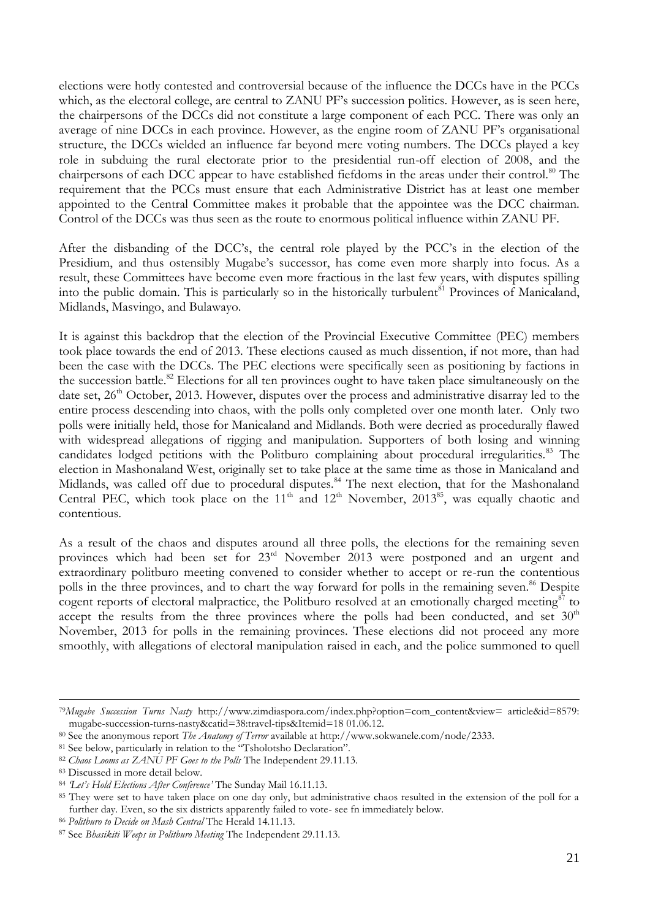elections were hotly contested and controversial because of the influence the DCCs have in the PCCs which, as the electoral college, are central to ZANU PF's succession politics. However, as is seen here, the chairpersons of the DCCs did not constitute a large component of each PCC. There was only an average of nine DCCs in each province. However, as the engine room of ZANU PF's organisational structure, the DCCs wielded an influence far beyond mere voting numbers. The DCCs played a key role in subduing the rural electorate prior to the presidential run-off election of 2008, and the chairpersons of each DCC appear to have established fiefdoms in the areas under their control.[80] The requirement that the PCCs must ensure that each Administrative District has at least one member appointed to the Central Committee makes it probable that the appointee was the DCC chairman. Control of the DCCs was thus seen as the route to enormous political influence within ZANU PF.

After the disbanding of the DCC's, the central role played by the PCC's in the election of the Presidium, and thus ostensibly Mugabe's successor, has come even more sharply into focus. As a result, these Committees have become even more fractious in the last few years, with disputes spilling into the public domain. This is particularly so in the historically turbulent[81] Provinces of Manicaland, Midlands, Masvingo, and Bulawayo.

It is against this backdrop that the election of the Provincial Executive Committee (PEC) members took place towards the end of 2013. These elections caused as much dissention, if not more, than had been the case with the DCCs. The PEC elections were specifically seen as positioning by factions in the succession battle.[82] Elections for all ten provinces ought to have taken place simultaneously on the date set, 26th October, 2013. However, disputes over the process and administrative disarray led to the entire process descending into chaos, with the polls only completed over one month later. Only two polls were initially held, those for Manicaland and Midlands. Both were decried as procedurally flawed with widespread allegations of rigging and manipulation. Supporters of both losing and winning candidates lodged petitions with the Politburo complaining about procedural irregularities.[83] The election in Mashonaland West, originally set to take place at the same time as those in Manicaland and Midlands, was called off due to procedural disputes.[84] The next election, that for the Mashonaland Central PEC, which took place on the 11th and 12th November, 2013[85], was equally chaotic and contentious.

As a result of the chaos and disputes around all three polls, the elections for the remaining seven provinces which had been set for 23rd November 2013 were postponed and an urgent and extraordinary politburo meeting convened to consider whether to accept or re-run the contentious polls in the three provinces, and to chart the way forward for polls in the remaining seven.[86] Despite cogent reports of electoral malpractice, the Politburo resolved at an emotionally charged meeting[87] to accept the results from the three provinces where the polls had been conducted, and set 30th November, 2013 for polls in the remaining provinces. These elections did not proceed any more smoothly, with allegations of electoral manipulation raised in each, and the police summoned to quell

---

[79] *Mugabe Succession Turns Nasty* http://www.zimdiaspora.com/index.php?option=com_content&view= article&id=8579: mugabe-succession-turns-nasty&catid=38:travel-tips&Itemid=18 01.06.12.

[80] See the anonymous report *The Anatomy of Terror* available at http://www.sokwanele.com/node/2333.

[81] See below, particularly in relation to the "Tsholotsho Declaration".

[82] *Chaos Looms as ZANU PF Goes to the Polls* The Independent 29.11.13.

[83] Discussed in more detail below.

[84] *'Let's Hold Elections After Conference'* The Sunday Mail 16.11.13.

[85] They were set to have taken place on one day only, but administrative chaos resulted in the extension of the poll for a further day. Even, so the six districts apparently failed to vote- see fn immediately below.

[86] *Politburo to Decide on Mash Central* The Herald 14.11.13.

[87] See *Bhasikiti Weeps in Politburo Meeting* The Independent 29.11.13.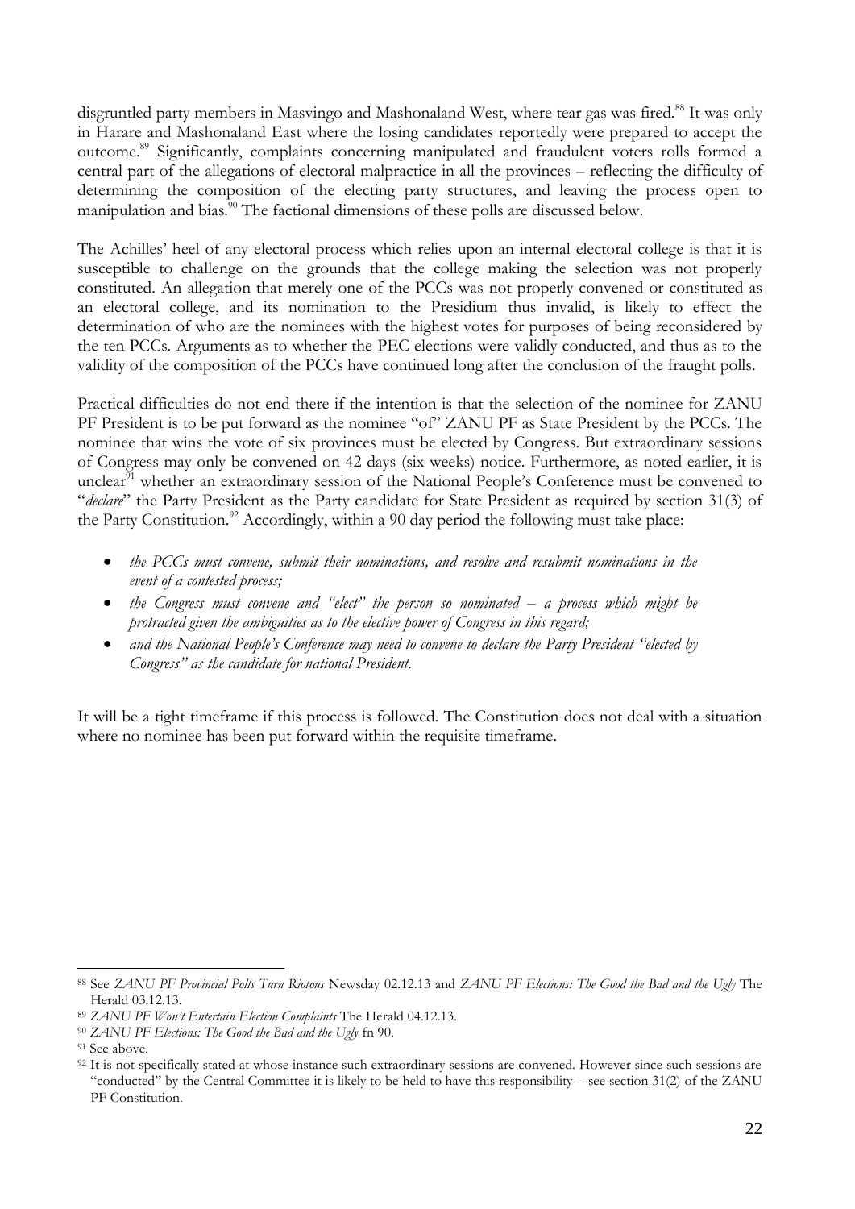disgruntled party members in Masvingo and Mashonaland West, where tear gas was fired.[88] It was only in Harare and Mashonaland East where the losing candidates reportedly were prepared to accept the outcome.[89] Significantly, complaints concerning manipulated and fraudulent voters rolls formed a central part of the allegations of electoral malpractice in all the provinces – reflecting the difficulty of determining the composition of the electing party structures, and leaving the process open to manipulation and bias.[90] The factional dimensions of these polls are discussed below.

The Achilles' heel of any electoral process which relies upon an internal electoral college is that it is susceptible to challenge on the grounds that the college making the selection was not properly constituted. An allegation that merely one of the PCCs was not properly convened or constituted as an electoral college, and its nomination to the Presidium thus invalid, is likely to effect the determination of who are the nominees with the highest votes for purposes of being reconsidered by the ten PCCs. Arguments as to whether the PEC elections were validly conducted, and thus as to the validity of the composition of the PCCs have continued long after the conclusion of the fraught polls.

Practical difficulties do not end there if the intention is that the selection of the nominee for ZANU PF President is to be put forward as the nominee "of" ZANU PF as State President by the PCCs. The nominee that wins the vote of six provinces must be elected by Congress. But extraordinary sessions of Congress may only be convened on 42 days (six weeks) notice. Furthermore, as noted earlier, it is unclear[91] whether an extraordinary session of the National People's Conference must be convened to "*declare*" the Party President as the Party candidate for State President as required by section 31(3) of the Party Constitution.[92] Accordingly, within a 90 day period the following must take place:

- *the PCCs must convene, submit their nominations, and resolve and resubmit nominations in the event of a contested process;*
- *the Congress must convene and "elect" the person so nominated – a process which might be protracted given the ambiguities as to the elective power of Congress in this regard;*
- *and the National People's Conference may need to convene to declare the Party President "elected by Congress" as the candidate for national President.*

It will be a tight timeframe if this process is followed. The Constitution does not deal with a situation where no nominee has been put forward within the requisite timeframe.

---

[88] See *ZANU PF Provincial Polls Turn Riotous* Newsday 02.12.13 and *ZANU PF Elections: The Good the Bad and the Ugly* The Herald 03.12.13.

[89] *ZANU PF Won't Entertain Election Complaints* The Herald 04.12.13.

[90] *ZANU PF Elections: The Good the Bad and the Ugly* fn 90.

[91] See above.

[92] It is not specifically stated at whose instance such extraordinary sessions are convened. However since such sessions are "conducted" by the Central Committee it is likely to be held to have this responsibility – see section 31(2) of the ZANU PF Constitution.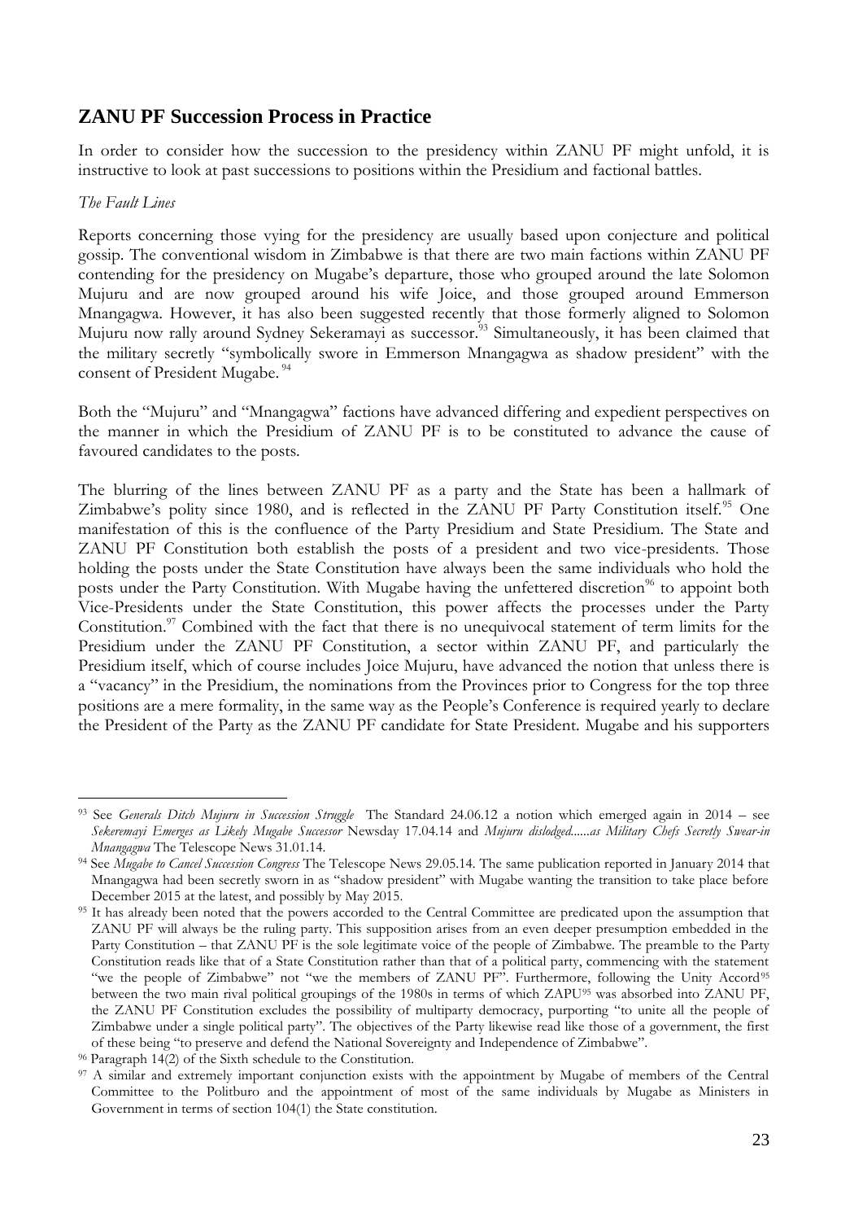## ZANU PF Succession Process in Practice

In order to consider how the succession to the presidency within ZANU PF might unfold, it is instructive to look at past successions to positions within the Presidium and factional battles.

*The Fault Lines*

Reports concerning those vying for the presidency are usually based upon conjecture and political gossip. The conventional wisdom in Zimbabwe is that there are two main factions within ZANU PF contending for the presidency on Mugabe's departure, those who grouped around the late Solomon Mujuru and are now grouped around his wife Joice, and those grouped around Emmerson Mnangagwa. However, it has also been suggested recently that those formerly aligned to Solomon Mujuru now rally around Sydney Sekeramayi as successor.[93] Simultaneously, it has been claimed that the military secretly "symbolically swore in Emmerson Mnangagwa as shadow president" with the consent of President Mugabe.[94]

Both the "Mujuru" and "Mnangagwa" factions have advanced differing and expedient perspectives on the manner in which the Presidium of ZANU PF is to be constituted to advance the cause of favoured candidates to the posts.

The blurring of the lines between ZANU PF as a party and the State has been a hallmark of Zimbabwe's polity since 1980, and is reflected in the ZANU PF Party Constitution itself.[95] One manifestation of this is the confluence of the Party Presidium and State Presidium. The State and ZANU PF Constitution both establish the posts of a president and two vice-presidents. Those holding the posts under the State Constitution have always been the same individuals who hold the posts under the Party Constitution. With Mugabe having the unfettered discretion[96] to appoint both Vice-Presidents under the State Constitution, this power affects the processes under the Party Constitution.[97] Combined with the fact that there is no unequivocal statement of term limits for the Presidium under the ZANU PF Constitution, a sector within ZANU PF, and particularly the Presidium itself, which of course includes Joice Mujuru, have advanced the notion that unless there is a "vacancy" in the Presidium, the nominations from the Provinces prior to Congress for the top three positions are a mere formality, in the same way as the People's Conference is required yearly to declare the President of the Party as the ZANU PF candidate for State President. Mugabe and his supporters

---

[93] See *Generals Ditch Mujuru in Succession Struggle* The Standard 24.06.12 a notion which emerged again in 2014 – see *Sekeremayi Emerges as Likely Mugabe Successor* Newsday 17.04.14 and *Mujuru dislodged......as Military Chefs Secretly Swear-in Mnangagwa* The Telescope News 31.01.14.

[94] See *Mugabe to Cancel Succession Congress* The Telescope News 29.05.14. The same publication reported in January 2014 that Mnangagwa had been secretly sworn in as "shadow president" with Mugabe wanting the transition to take place before December 2015 at the latest, and possibly by May 2015.

[95] It has already been noted that the powers accorded to the Central Committee are predicated upon the assumption that ZANU PF will always be the ruling party. This supposition arises from an even deeper presumption embedded in the Party Constitution – that ZANU PF is the sole legitimate voice of the people of Zimbabwe. The preamble to the Party Constitution reads like that of a State Constitution rather than that of a political party, commencing with the statement "we the people of Zimbabwe" not "we the members of ZANU PF". Furthermore, following the Unity Accord[95] between the two main rival political groupings of the 1980s in terms of which ZAPU[95] was absorbed into ZANU PF, the ZANU PF Constitution excludes the possibility of multiparty democracy, purporting "to unite all the people of Zimbabwe under a single political party". The objectives of the Party likewise read like those of a government, the first of these being "to preserve and defend the National Sovereignty and Independence of Zimbabwe".

[96] Paragraph 14(2) of the Sixth schedule to the Constitution.

[97] A similar and extremely important conjunction exists with the appointment by Mugabe of members of the Central Committee to the Politburo and the appointment of most of the same individuals by Mugabe as Ministers in Government in terms of section 104(1) the State constitution.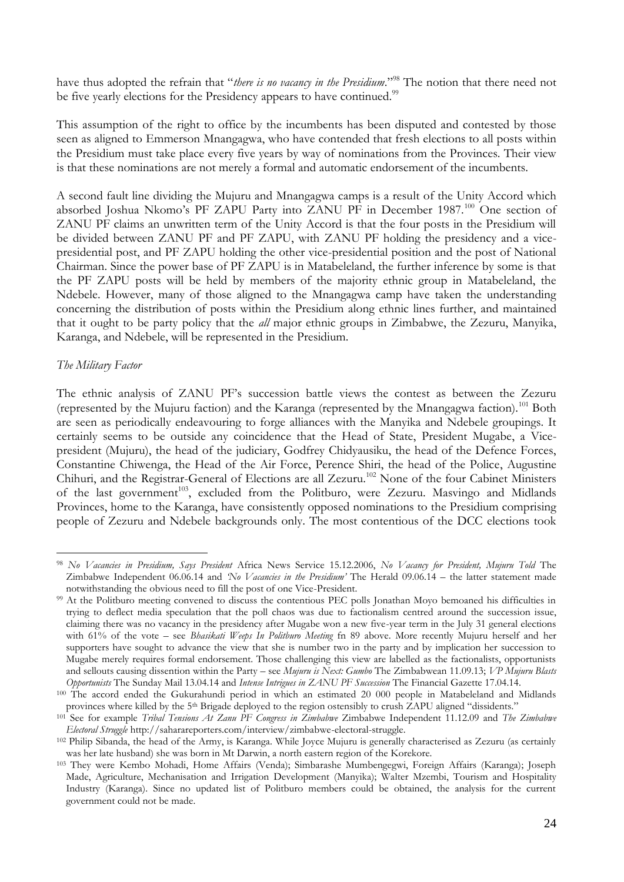have thus adopted the refrain that "*there is no vacancy in the Presidium*."[98] The notion that there need not be five yearly elections for the Presidency appears to have continued.[99]

This assumption of the right to office by the incumbents has been disputed and contested by those seen as aligned to Emmerson Mnangagwa, who have contended that fresh elections to all posts within the Presidium must take place every five years by way of nominations from the Provinces. Their view is that these nominations are not merely a formal and automatic endorsement of the incumbents.

A second fault line dividing the Mujuru and Mnangagwa camps is a result of the Unity Accord which absorbed Joshua Nkomo's PF ZAPU Party into ZANU PF in December 1987.[100] One section of ZANU PF claims an unwritten term of the Unity Accord is that the four posts in the Presidium will be divided between ZANU PF and PF ZAPU, with ZANU PF holding the presidency and a vice-presidential post, and PF ZAPU holding the other vice-presidential position and the post of National Chairman. Since the power base of PF ZAPU is in Matabeleland, the further inference by some is that the PF ZAPU posts will be held by members of the majority ethnic group in Matabeleland, the Ndebele. However, many of those aligned to the Mnangagwa camp have taken the understanding concerning the distribution of posts within the Presidium along ethnic lines further, and maintained that it ought to be party policy that the *all* major ethnic groups in Zimbabwe, the Zezuru, Manyika, Karanga, and Ndebele, will be represented in the Presidium.

*The Military Factor*

The ethnic analysis of ZANU PF's succession battle views the contest as between the Zezuru (represented by the Mujuru faction) and the Karanga (represented by the Mnangagwa faction).[101] Both are seen as periodically endeavouring to forge alliances with the Manyika and Ndebele groupings. It certainly seems to be outside any coincidence that the Head of State, President Mugabe, a Vice-president (Mujuru), the head of the judiciary, Godfrey Chidyausiku, the head of the Defence Forces, Constantine Chiwenga, the Head of the Air Force, Perence Shiri, the head of the Police, Augustine Chihuri, and the Registrar-General of Elections are all Zezuru.[102] None of the four Cabinet Ministers of the last government[103], excluded from the Politburo, were Zezuru. Masvingo and Midlands Provinces, home to the Karanga, have consistently opposed nominations to the Presidium comprising people of Zezuru and Ndebele backgrounds only. The most contentious of the DCC elections took

---

[98] *No Vacancies in Presidium, Says President* Africa News Service 15.12.2006, *No Vacancy for President, Mujuru Told* The Zimbabwe Independent 06.06.14 and *'No Vacancies in the Presidium'* The Herald 09.06.14 – the latter statement made notwithstanding the obvious need to fill the post of one Vice-President.

[99] At the Politburo meeting convened to discuss the contentious PEC polls Jonathan Moyo bemoaned his difficulties in trying to deflect media speculation that the poll chaos was due to factionalism centred around the succession issue, claiming there was no vacancy in the presidency after Mugabe won a new five-year term in the July 31 general elections with 61% of the vote – see *Bhasikati Weeps In Politburo Meeting* fn 89 above. More recently Mujuru herself and her supporters have sought to advance the view that she is number two in the party and by implication her succession to Mugabe merely requires formal endorsement. Those challenging this view are labelled as the factionalists, opportunists and sellouts causing dissention within the Party – see *Mujuru is Next: Gumbo* The Zimbabwean 11.09.13; *VP Mujuru Blasts Opportunists* The Sunday Mail 13.04.14 and *Intense Intrigues in ZANU PF Succession* The Financial Gazette 17.04.14.

[100] The accord ended the Gukurahundi period in which an estimated 20 000 people in Matabeleland and Midlands provinces where killed by the 5th Brigade deployed to the region ostensibly to crush ZAPU aligned "dissidents."

[101] See for example *Tribal Tensions At Zanu PF Congress in Zimbabwe* Zimbabwe Independent 11.12.09 and *The Zimbabwe Electoral Struggle* http://saharareporters.com/interview/zimbabwe-electoral-struggle.

[102] Philip Sibanda, the head of the Army, is Karanga. While Joyce Mujuru is generally characterised as Zezuru (as certainly was her late husband) she was born in Mt Darwin, a north eastern region of the Korekore.

[103] They were Kembo Mohadi, Home Affairs (Venda); Simbarashe Mumbengegwi, Foreign Affairs (Karanga); Joseph Made, Agriculture, Mechanisation and Irrigation Development (Manyika); Walter Mzembi, Tourism and Hospitality Industry (Karanga). Since no updated list of Politburo members could be obtained, the analysis for the current government could not be made.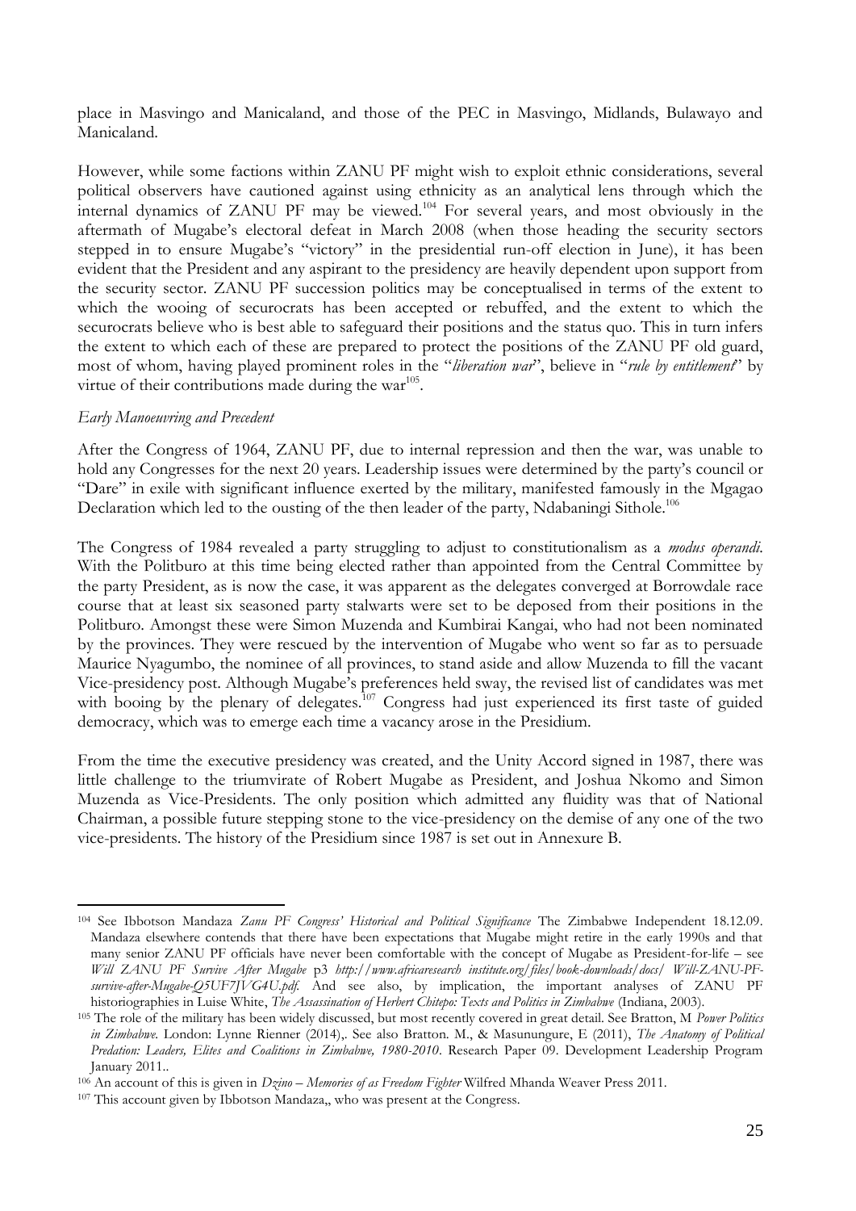place in Masvingo and Manicaland, and those of the PEC in Masvingo, Midlands, Bulawayo and Manicaland.

However, while some factions within ZANU PF might wish to exploit ethnic considerations, several political observers have cautioned against using ethnicity as an analytical lens through which the internal dynamics of ZANU PF may be viewed.[104] For several years, and most obviously in the aftermath of Mugabe's electoral defeat in March 2008 (when those heading the security sectors stepped in to ensure Mugabe's "victory" in the presidential run-off election in June), it has been evident that the President and any aspirant to the presidency are heavily dependent upon support from the security sector. ZANU PF succession politics may be conceptualised in terms of the extent to which the wooing of securocrats has been accepted or rebuffed, and the extent to which the securocrats believe who is best able to safeguard their positions and the status quo. This in turn infers the extent to which each of these are prepared to protect the positions of the ZANU PF old guard, most of whom, having played prominent roles in the "*liberation war*", believe in "*rule by entitlement*" by virtue of their contributions made during the war[105].

*Early Manoeuvring and Precedent*

After the Congress of 1964, ZANU PF, due to internal repression and then the war, was unable to hold any Congresses for the next 20 years. Leadership issues were determined by the party's council or "Dare" in exile with significant influence exerted by the military, manifested famously in the Mgagao Declaration which led to the ousting of the then leader of the party, Ndabaningi Sithole.[106]

The Congress of 1984 revealed a party struggling to adjust to constitutionalism as a *modus operandi.* With the Politburo at this time being elected rather than appointed from the Central Committee by the party President, as is now the case, it was apparent as the delegates converged at Borrowdale race course that at least six seasoned party stalwarts were set to be deposed from their positions in the Politburo. Amongst these were Simon Muzenda and Kumbirai Kangai, who had not been nominated by the provinces. They were rescued by the intervention of Mugabe who went so far as to persuade Maurice Nyagumbo, the nominee of all provinces, to stand aside and allow Muzenda to fill the vacant Vice-presidency post. Although Mugabe's preferences held sway, the revised list of candidates was met with booing by the plenary of delegates.[107] Congress had just experienced its first taste of guided democracy, which was to emerge each time a vacancy arose in the Presidium.

From the time the executive presidency was created, and the Unity Accord signed in 1987, there was little challenge to the triumvirate of Robert Mugabe as President, and Joshua Nkomo and Simon Muzenda as Vice-Presidents. The only position which admitted any fluidity was that of National Chairman, a possible future stepping stone to the vice-presidency on the demise of any one of the two vice-presidents. The history of the Presidium since 1987 is set out in Annexure B.

---

[104] See Ibbotson Mandaza *Zanu PF Congress' Historical and Political Significance* The Zimbabwe Independent 18.12.09. Mandaza elsewhere contends that there have been expectations that Mugabe might retire in the early 1990s and that many senior ZANU PF officials have never been comfortable with the concept of Mugabe as President-for-life – see *Will ZANU PF Survive After Mugabe* p3 *http://www.africaresearch institute.org/files/book-downloads/docs/ Will-ZANU-PF-survive-after-Mugabe-Q5UF7JVG4U.pdf.* And see also, by implication, the important analyses of ZANU PF historiographies in Luise White, *The Assassination of Herbert Chitepo: Texts and Politics in Zimbabwe* (Indiana, 2003).

[105] The role of the military has been widely discussed, but most recently covered in great detail. See Bratton, M *Power Politics in Zimbabwe*. London: Lynne Rienner (2014),. See also Bratton. M., & Masunungure, E (2011), *The Anatomy of Political Predation: Leaders, Elites and Coalitions in Zimbabwe, 1980-2010*. Research Paper 09. Development Leadership Program January 2011..

[106] An account of this is given in *Dzino – Memories of as Freedom Fighter* Wilfred Mhanda Weaver Press 2011.

[107] This account given by Ibbotson Mandaza,, who was present at the Congress.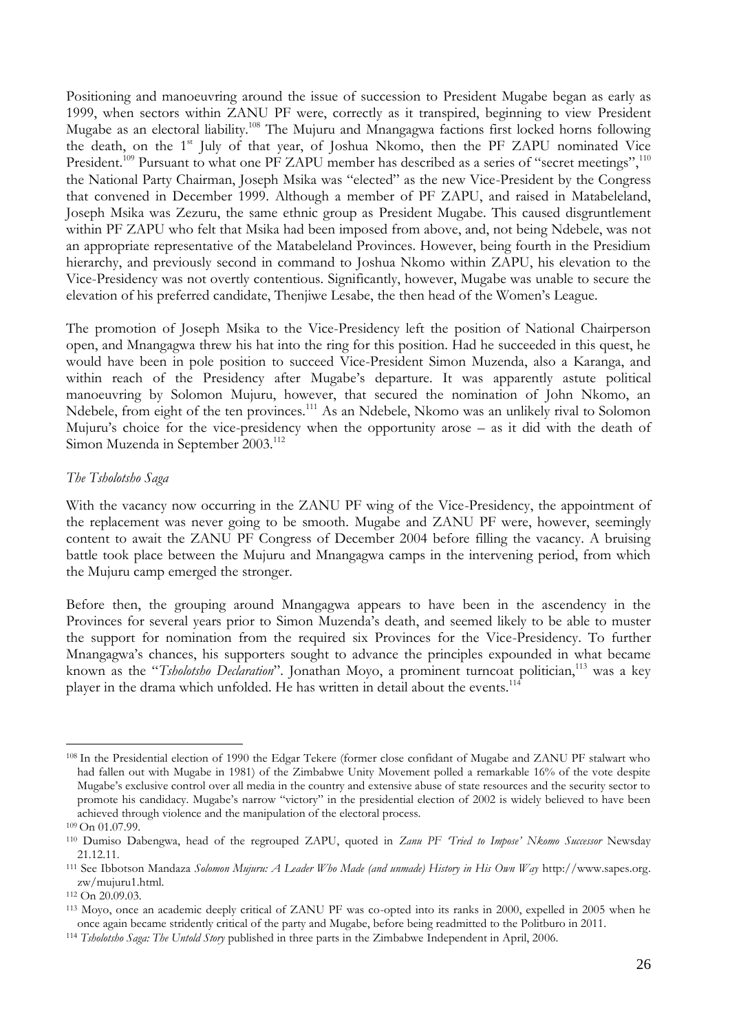Positioning and manoeuvring around the issue of succession to President Mugabe began as early as 1999, when sectors within ZANU PF were, correctly as it transpired, beginning to view President Mugabe as an electoral liability.[108] The Mujuru and Mnangagwa factions first locked horns following the death, on the 1st July of that year, of Joshua Nkomo, then the PF ZAPU nominated Vice President.[109] Pursuant to what one PF ZAPU member has described as a series of "secret meetings",[110] the National Party Chairman, Joseph Msika was "elected" as the new Vice-President by the Congress that convened in December 1999. Although a member of PF ZAPU, and raised in Matabeleland, Joseph Msika was Zezuru, the same ethnic group as President Mugabe. This caused disgruntlement within PF ZAPU who felt that Msika had been imposed from above, and, not being Ndebele, was not an appropriate representative of the Matabeleland Provinces. However, being fourth in the Presidium hierarchy, and previously second in command to Joshua Nkomo within ZAPU, his elevation to the Vice-Presidency was not overtly contentious. Significantly, however, Mugabe was unable to secure the elevation of his preferred candidate, Thenjiwe Lesabe, the then head of the Women's League.

The promotion of Joseph Msika to the Vice-Presidency left the position of National Chairperson open, and Mnangagwa threw his hat into the ring for this position. Had he succeeded in this quest, he would have been in pole position to succeed Vice-President Simon Muzenda, also a Karanga, and within reach of the Presidency after Mugabe's departure. It was apparently astute political manoeuvring by Solomon Mujuru, however, that secured the nomination of John Nkomo, an Ndebele, from eight of the ten provinces.[111] As an Ndebele, Nkomo was an unlikely rival to Solomon Mujuru's choice for the vice-presidency when the opportunity arose – as it did with the death of Simon Muzenda in September 2003.[112]

*The Tsholotsho Saga*

With the vacancy now occurring in the ZANU PF wing of the Vice-Presidency, the appointment of the replacement was never going to be smooth. Mugabe and ZANU PF were, however, seemingly content to await the ZANU PF Congress of December 2004 before filling the vacancy. A bruising battle took place between the Mujuru and Mnangagwa camps in the intervening period, from which the Mujuru camp emerged the stronger.

Before then, the grouping around Mnangagwa appears to have been in the ascendency in the Provinces for several years prior to Simon Muzenda's death, and seemed likely to be able to muster the support for nomination from the required six Provinces for the Vice-Presidency. To further Mnangagwa's chances, his supporters sought to advance the principles expounded in what became known as the "*Tsholotsho Declaration*". Jonathan Moyo, a prominent turncoat politician,[113] was a key player in the drama which unfolded. He has written in detail about the events.[114]

---

[108] In the Presidential election of 1990 the Edgar Tekere (former close confidant of Mugabe and ZANU PF stalwart who had fallen out with Mugabe in 1981) of the Zimbabwe Unity Movement polled a remarkable 16% of the vote despite Mugabe's exclusive control over all media in the country and extensive abuse of state resources and the security sector to promote his candidacy. Mugabe's narrow "victory" in the presidential election of 2002 is widely believed to have been achieved through violence and the manipulation of the electoral process.

[109] On 01.07.99.

[110] Dumiso Dabengwa, head of the regrouped ZAPU, quoted in *Zanu PF 'Tried to Impose' Nkomo Successor* Newsday 21.12.11.

[111] See Ibbotson Mandaza *Solomon Mujuru: A Leader Who Made (and unmade) History in His Own Way* http://www.sapes.org.zw/mujuru1.html.

[112] On 20.09.03.

[113] Moyo, once an academic deeply critical of ZANU PF was co-opted into its ranks in 2000, expelled in 2005 when he once again became stridently critical of the party and Mugabe, before being readmitted to the Politburo in 2011.

[114] *Tsholotsho Saga: The Untold Story* published in three parts in the Zimbabwe Independent in April, 2006.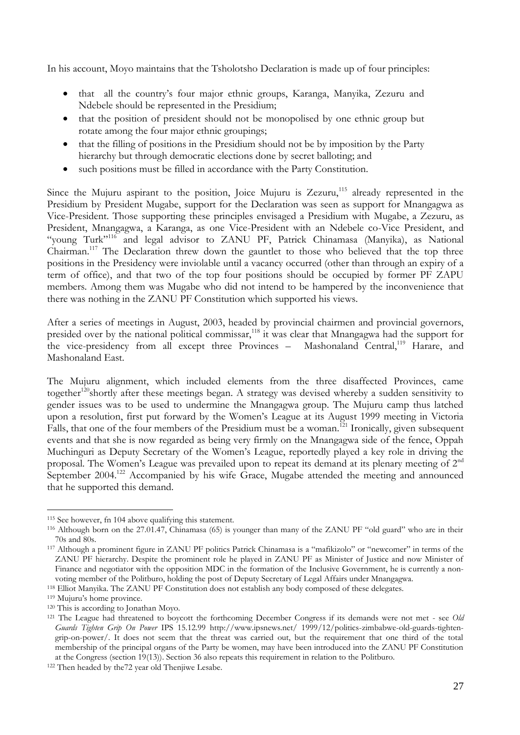In his account, Moyo maintains that the Tsholotsho Declaration is made up of four principles:

- that all the country's four major ethnic groups, Karanga, Manyika, Zezuru and Ndebele should be represented in the Presidium;
- that the position of president should not be monopolised by one ethnic group but rotate among the four major ethnic groupings;
- that the filling of positions in the Presidium should not be by imposition by the Party hierarchy but through democratic elections done by secret balloting; and
- such positions must be filled in accordance with the Party Constitution.

Since the Mujuru aspirant to the position, Joice Mujuru is Zezuru,[115] already represented in the Presidium by President Mugabe, support for the Declaration was seen as support for Mnangagwa as Vice-President. Those supporting these principles envisaged a Presidium with Mugabe, a Zezuru, as President, Mnangagwa, a Karanga, as one Vice-President with an Ndebele co-Vice President, and "young Turk"[116] and legal advisor to ZANU PF, Patrick Chinamasa (Manyika), as National Chairman.[117] The Declaration threw down the gauntlet to those who believed that the top three positions in the Presidency were inviolable until a vacancy occurred (other than through an expiry of a term of office), and that two of the top four positions should be occupied by former PF ZAPU members. Among them was Mugabe who did not intend to be hampered by the inconvenience that there was nothing in the ZANU PF Constitution which supported his views.

After a series of meetings in August, 2003, headed by provincial chairmen and provincial governors, presided over by the national political commissar,[118] it was clear that Mnangagwa had the support for the vice-presidency from all except three Provinces – Mashonaland Central,[119] Harare, and Mashonaland East.

The Mujuru alignment, which included elements from the three disaffected Provinces, came together[120]shortly after these meetings began. A strategy was devised whereby a sudden sensitivity to gender issues was to be used to undermine the Mnangagwa group. The Mujuru camp thus latched upon a resolution, first put forward by the Women's League at its August 1999 meeting in Victoria Falls, that one of the four members of the Presidium must be a woman.[121] Ironically, given subsequent events and that she is now regarded as being very firmly on the Mnangagwa side of the fence, Oppah Muchinguri as Deputy Secretary of the Women's League, reportedly played a key role in driving the proposal. The Women's League was prevailed upon to repeat its demand at its plenary meeting of 2nd September 2004.[122] Accompanied by his wife Grace, Mugabe attended the meeting and announced that he supported this demand.

---

[115] See however, fn 104 above qualifying this statement.

[116] Although born on the 27.01.47, Chinamasa (65) is younger than many of the ZANU PF "old guard" who are in their 70s and 80s.

[117] Although a prominent figure in ZANU PF politics Patrick Chinamasa is a "mafikizolo" or "newcomer" in terms of the ZANU PF hierarchy. Despite the prominent role he played in ZANU PF as Minister of Justice and now Minister of Finance and negotiator with the opposition MDC in the formation of the Inclusive Government, he is currently a non-voting member of the Politburo, holding the post of Deputy Secretary of Legal Affairs under Mnangagwa.

[118] Elliot Manyika. The ZANU PF Constitution does not establish any body composed of these delegates.

[119] Mujuru's home province.

[120] This is according to Jonathan Moyo.

[121] The League had threatened to boycott the forthcoming December Congress if its demands were not met - see *Old Guards Tighten Grip On Power* IPS 15.12.99 http://www.ipsnews.net/ 1999/12/politics-zimbabwe-old-guards-tighten-grip-on-power/. It does not seem that the threat was carried out, but the requirement that one third of the total membership of the principal organs of the Party be women, may have been introduced into the ZANU PF Constitution at the Congress (section 19(13)). Section 36 also repeats this requirement in relation to the Politburo.

[122] Then headed by the72 year old Thenjiwe Lesabe.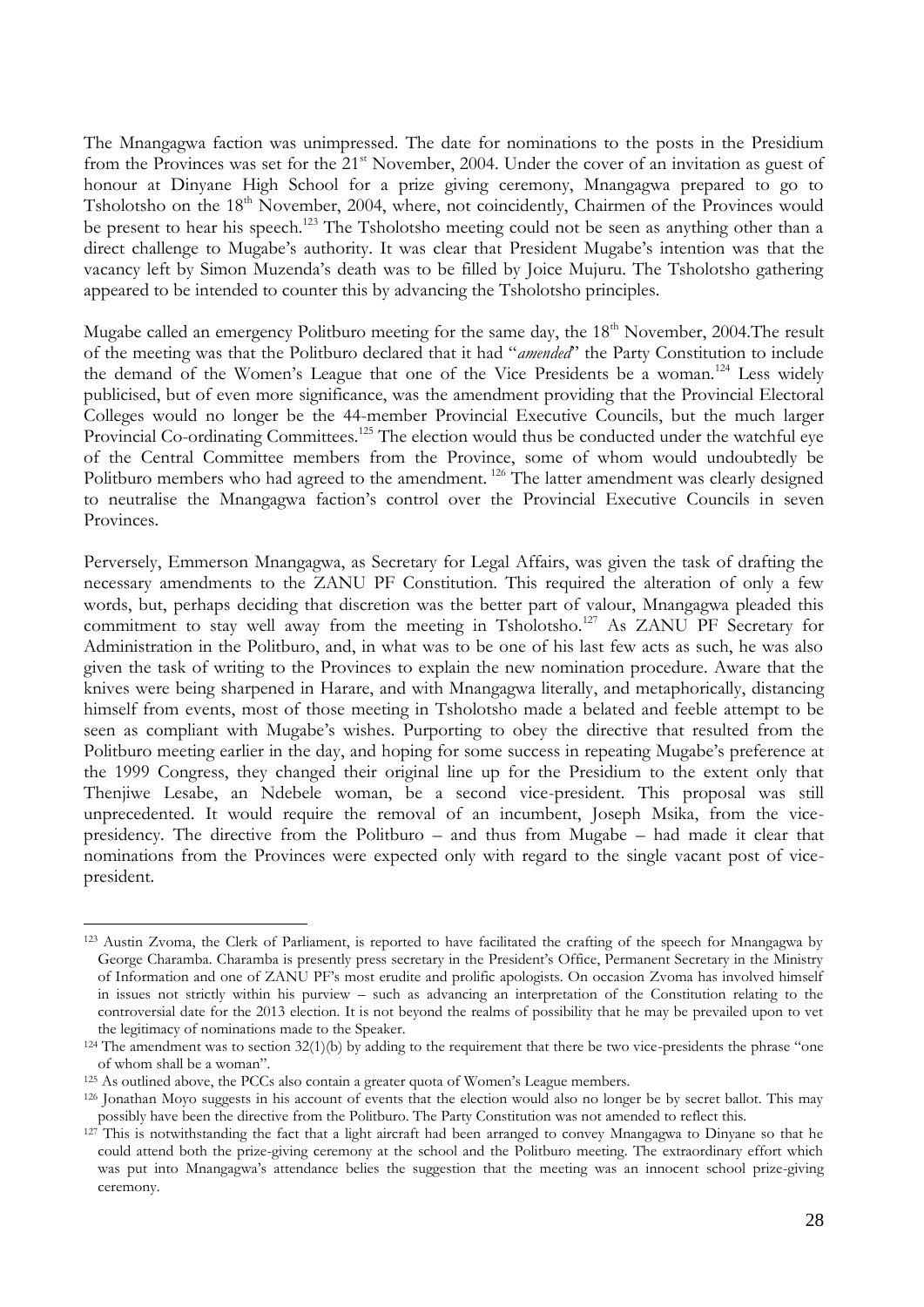The Mnangagwa faction was unimpressed. The date for nominations to the posts in the Presidium from the Provinces was set for the 21st November, 2004. Under the cover of an invitation as guest of honour at Dinyane High School for a prize giving ceremony, Mnangagwa prepared to go to Tsholotsho on the 18th November, 2004, where, not coincidentally, Chairmen of the Provinces would be present to hear his speech.[123] The Tsholotsho meeting could not be seen as anything other than a direct challenge to Mugabe's authority. It was clear that President Mugabe's intention was that the vacancy left by Simon Muzenda's death was to be filled by Joice Mujuru. The Tsholotsho gathering appeared to be intended to counter this by advancing the Tsholotsho principles.

Mugabe called an emergency Politburo meeting for the same day, the 18th November, 2004.The result of the meeting was that the Politburo declared that it had "*amended*" the Party Constitution to include the demand of the Women's League that one of the Vice Presidents be a woman.[124] Less widely publicised, but of even more significance, was the amendment providing that the Provincial Electoral Colleges would no longer be the 44-member Provincial Executive Councils, but the much larger Provincial Co-ordinating Committees.[125] The election would thus be conducted under the watchful eye of the Central Committee members from the Province, some of whom would undoubtedly be Politburo members who had agreed to the amendment.[126] The latter amendment was clearly designed to neutralise the Mnangagwa faction's control over the Provincial Executive Councils in seven Provinces.

Perversely, Emmerson Mnangagwa, as Secretary for Legal Affairs, was given the task of drafting the necessary amendments to the ZANU PF Constitution. This required the alteration of only a few words, but, perhaps deciding that discretion was the better part of valour, Mnangagwa pleaded this commitment to stay well away from the meeting in Tsholotsho.[127] As ZANU PF Secretary for Administration in the Politburo, and, in what was to be one of his last few acts as such, he was also given the task of writing to the Provinces to explain the new nomination procedure. Aware that the knives were being sharpened in Harare, and with Mnangagwa literally, and metaphorically, distancing himself from events, most of those meeting in Tsholotsho made a belated and feeble attempt to be seen as compliant with Mugabe's wishes. Purporting to obey the directive that resulted from the Politburo meeting earlier in the day, and hoping for some success in repeating Mugabe's preference at the 1999 Congress, they changed their original line up for the Presidium to the extent only that Thenjiwe Lesabe, an Ndebele woman, be a second vice-president. This proposal was still unprecedented. It would require the removal of an incumbent, Joseph Msika, from the vice-presidency. The directive from the Politburo – and thus from Mugabe – had made it clear that nominations from the Provinces were expected only with regard to the single vacant post of vice-president.

---

[123] Austin Zvoma, the Clerk of Parliament, is reported to have facilitated the crafting of the speech for Mnangagwa by George Charamba. Charamba is presently press secretary in the President's Office, Permanent Secretary in the Ministry of Information and one of ZANU PF's most erudite and prolific apologists. On occasion Zvoma has involved himself in issues not strictly within his purview – such as advancing an interpretation of the Constitution relating to the controversial date for the 2013 election. It is not beyond the realms of possibility that he may be prevailed upon to vet the legitimacy of nominations made to the Speaker.

[124] The amendment was to section 32(1)(b) by adding to the requirement that there be two vice-presidents the phrase "one of whom shall be a woman".

[125] As outlined above, the PCCs also contain a greater quota of Women's League members.

[126] Jonathan Moyo suggests in his account of events that the election would also no longer be by secret ballot. This may possibly have been the directive from the Politburo. The Party Constitution was not amended to reflect this.

[127] This is notwithstanding the fact that a light aircraft had been arranged to convey Mnangagwa to Dinyane so that he could attend both the prize-giving ceremony at the school and the Politburo meeting. The extraordinary effort which was put into Mnangagwa's attendance belies the suggestion that the meeting was an innocent school prize-giving ceremony.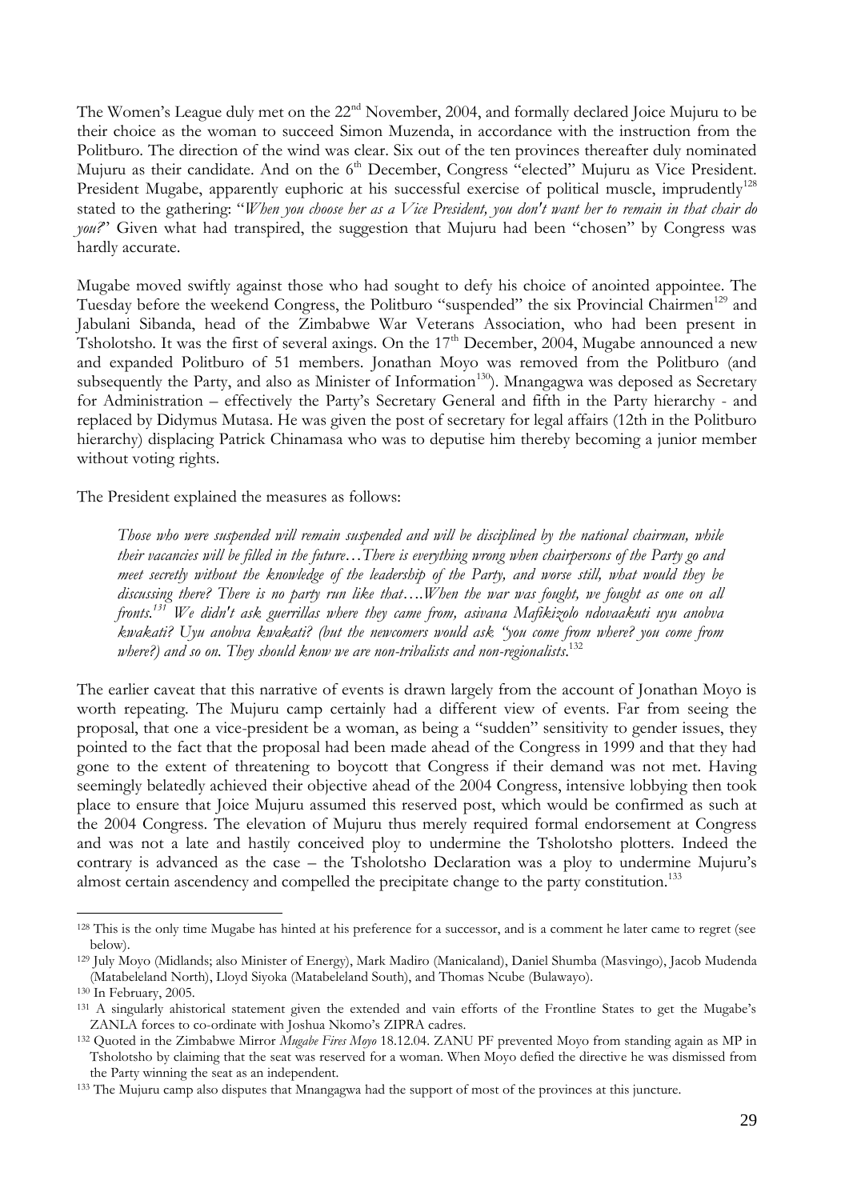The Women's League duly met on the 22nd November, 2004, and formally declared Joice Mujuru to be their choice as the woman to succeed Simon Muzenda, in accordance with the instruction from the Politburo. The direction of the wind was clear. Six out of the ten provinces thereafter duly nominated Mujuru as their candidate. And on the 6th December, Congress "elected" Mujuru as Vice President. President Mugabe, apparently euphoric at his successful exercise of political muscle, imprudently[128] stated to the gathering: "*When you choose her as a Vice President, you don't want her to remain in that chair do you?*" Given what had transpired, the suggestion that Mujuru had been "chosen" by Congress was hardly accurate.

Mugabe moved swiftly against those who had sought to defy his choice of anointed appointee. The Tuesday before the weekend Congress, the Politburo "suspended" the six Provincial Chairmen[129] and Jabulani Sibanda, head of the Zimbabwe War Veterans Association, who had been present in Tsholotsho. It was the first of several axings. On the 17th December, 2004, Mugabe announced a new and expanded Politburo of 51 members. Jonathan Moyo was removed from the Politburo (and subsequently the Party, and also as Minister of Information[130]). Mnangagwa was deposed as Secretary for Administration – effectively the Party's Secretary General and fifth in the Party hierarchy - and replaced by Didymus Mutasa. He was given the post of secretary for legal affairs (12th in the Politburo hierarchy) displacing Patrick Chinamasa who was to deputise him thereby becoming a junior member without voting rights.

The President explained the measures as follows:

> *Those who were suspended will remain suspended and will be disciplined by the national chairman, while their vacancies will be filled in the future…There is everything wrong when chairpersons of the Party go and meet secretly without the knowledge of the leadership of the Party, and worse still, what would they be discussing there? There is no party run like that….When the war was fought, we fought as one on all fronts.[131] We didn't ask guerrillas where they came from, asivana Mafikizolo ndovaakuti uyu anobva kwakati? Uyu anobva kwakati? (but the newcomers would ask "you come from where? you come from where?) and so on. They should know we are non-tribalists and non-regionalists.*[132]

The earlier caveat that this narrative of events is drawn largely from the account of Jonathan Moyo is worth repeating. The Mujuru camp certainly had a different view of events. Far from seeing the proposal, that one a vice-president be a woman, as being a "sudden" sensitivity to gender issues, they pointed to the fact that the proposal had been made ahead of the Congress in 1999 and that they had gone to the extent of threatening to boycott that Congress if their demand was not met. Having seemingly belatedly achieved their objective ahead of the 2004 Congress, intensive lobbying then took place to ensure that Joice Mujuru assumed this reserved post, which would be confirmed as such at the 2004 Congress. The elevation of Mujuru thus merely required formal endorsement at Congress and was not a late and hastily conceived ploy to undermine the Tsholotsho plotters. Indeed the contrary is advanced as the case – the Tsholotsho Declaration was a ploy to undermine Mujuru's almost certain ascendency and compelled the precipitate change to the party constitution.[133]

---

[128] This is the only time Mugabe has hinted at his preference for a successor, and is a comment he later came to regret (see below).

[129] July Moyo (Midlands; also Minister of Energy), Mark Madiro (Manicaland), Daniel Shumba (Masvingo), Jacob Mudenda (Matabeleland North), Lloyd Siyoka (Matabeleland South), and Thomas Ncube (Bulawayo).

[130] In February, 2005.

[131] A singularly ahistorical statement given the extended and vain efforts of the Frontline States to get the Mugabe's ZANLA forces to co-ordinate with Joshua Nkomo's ZIPRA cadres.

[132] Quoted in the Zimbabwe Mirror *Mugabe Fires Moyo* 18.12.04. ZANU PF prevented Moyo from standing again as MP in Tsholotsho by claiming that the seat was reserved for a woman. When Moyo defied the directive he was dismissed from the Party winning the seat as an independent.

[133] The Mujuru camp also disputes that Mnangagwa had the support of most of the provinces at this juncture.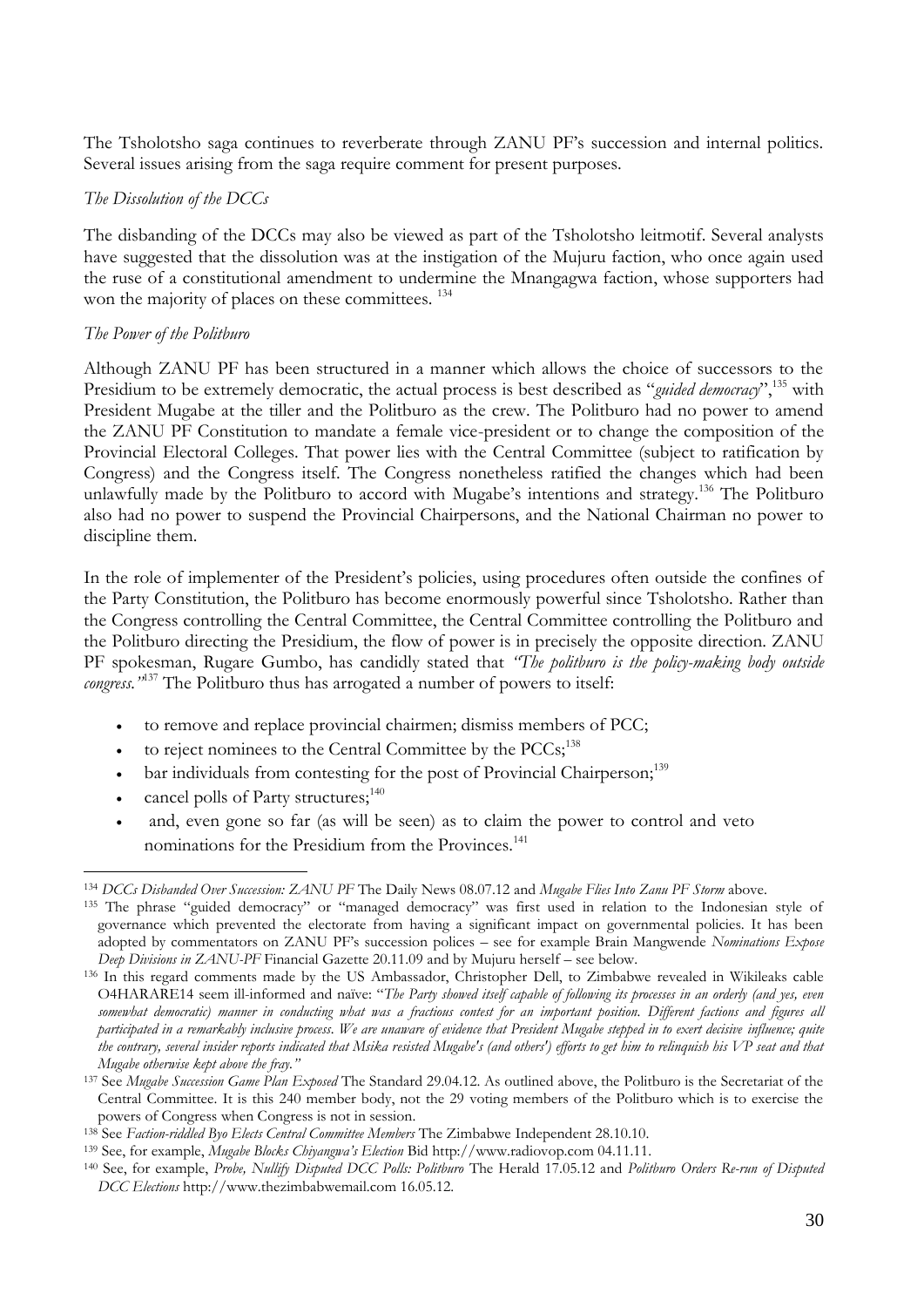The Tsholotsho saga continues to reverberate through ZANU PF's succession and internal politics. Several issues arising from the saga require comment for present purposes.

*The Dissolution of the DCCs*

The disbanding of the DCCs may also be viewed as part of the Tsholotsho leitmotif. Several analysts have suggested that the dissolution was at the instigation of the Mujuru faction, who once again used the ruse of a constitutional amendment to undermine the Mnangagwa faction, whose supporters had won the majority of places on these committees. [134]

*The Power of the Politburo*

Although ZANU PF has been structured in a manner which allows the choice of successors to the Presidium to be extremely democratic, the actual process is best described as "*guided democracy*",[135] with President Mugabe at the tiller and the Politburo as the crew. The Politburo had no power to amend the ZANU PF Constitution to mandate a female vice-president or to change the composition of the Provincial Electoral Colleges. That power lies with the Central Committee (subject to ratification by Congress) and the Congress itself. The Congress nonetheless ratified the changes which had been unlawfully made by the Politburo to accord with Mugabe's intentions and strategy.[136] The Politburo also had no power to suspend the Provincial Chairpersons, and the National Chairman no power to discipline them.

In the role of implementer of the President's policies, using procedures often outside the confines of the Party Constitution, the Politburo has become enormously powerful since Tsholotsho. Rather than the Congress controlling the Central Committee, the Central Committee controlling the Politburo and the Politburo directing the Presidium, the flow of power is in precisely the opposite direction. ZANU PF spokesman, Rugare Gumbo, has candidly stated that *"The politburo is the policy-making body outside congress."*[137] The Politburo thus has arrogated a number of powers to itself:

- to remove and replace provincial chairmen; dismiss members of PCC;
- to reject nominees to the Central Committee by the PCCs;[138]
- bar individuals from contesting for the post of Provincial Chairperson;[139]
- cancel polls of Party structures;[140]
- and, even gone so far (as will be seen) as to claim the power to control and veto nominations for the Presidium from the Provinces.[141]

---

[134] *DCCs Disbanded Over Succession: ZANU PF* The Daily News 08.07.12 and *Mugabe Flies Into Zanu PF Storm* above.

[135] The phrase "guided democracy" or "managed democracy" was first used in relation to the Indonesian style of governance which prevented the electorate from having a significant impact on governmental policies. It has been adopted by commentators on ZANU PF's succession polices – see for example Brain Mangwende *Nominations Expose Deep Divisions in ZANU-PF* Financial Gazette 20.11.09 and by Mujuru herself – see below.

[136] In this regard comments made by the US Ambassador, Christopher Dell, to Zimbabwe revealed in Wikileaks cable O4HARARE14 seem ill-informed and naïve: "*The Party showed itself capable of following its processes in an orderly (and yes, even somewhat democratic) manner in conducting what was a fractious contest for an important position. Different factions and figures all participated in a remarkably inclusive process. We are unaware of evidence that President Mugabe stepped in to exert decisive influence; quite the contrary, several insider reports indicated that Msika resisted Mugabe's (and others') efforts to get him to relinquish his VP seat and that Mugabe otherwise kept above the fray."*

[137] See *Mugabe Succession Game Plan Exposed* The Standard 29.04.12. As outlined above, the Politburo is the Secretariat of the Central Committee. It is this 240 member body, not the 29 voting members of the Politburo which is to exercise the powers of Congress when Congress is not in session.

[138] See *Faction-riddled Byo Elects Central Committee Members* The Zimbabwe Independent 28.10.10.

[139] See, for example, *Mugabe Blocks Chiyangwa's Election* Bid http://www.radiovop.com 04.11.11.

[140] See, for example, *Probe, Nullify Disputed DCC Polls: Politburo* The Herald 17.05.12 and *Politburo Orders Re-run of Disputed DCC Elections* http://www.thezimbabwemail.com 16.05.12.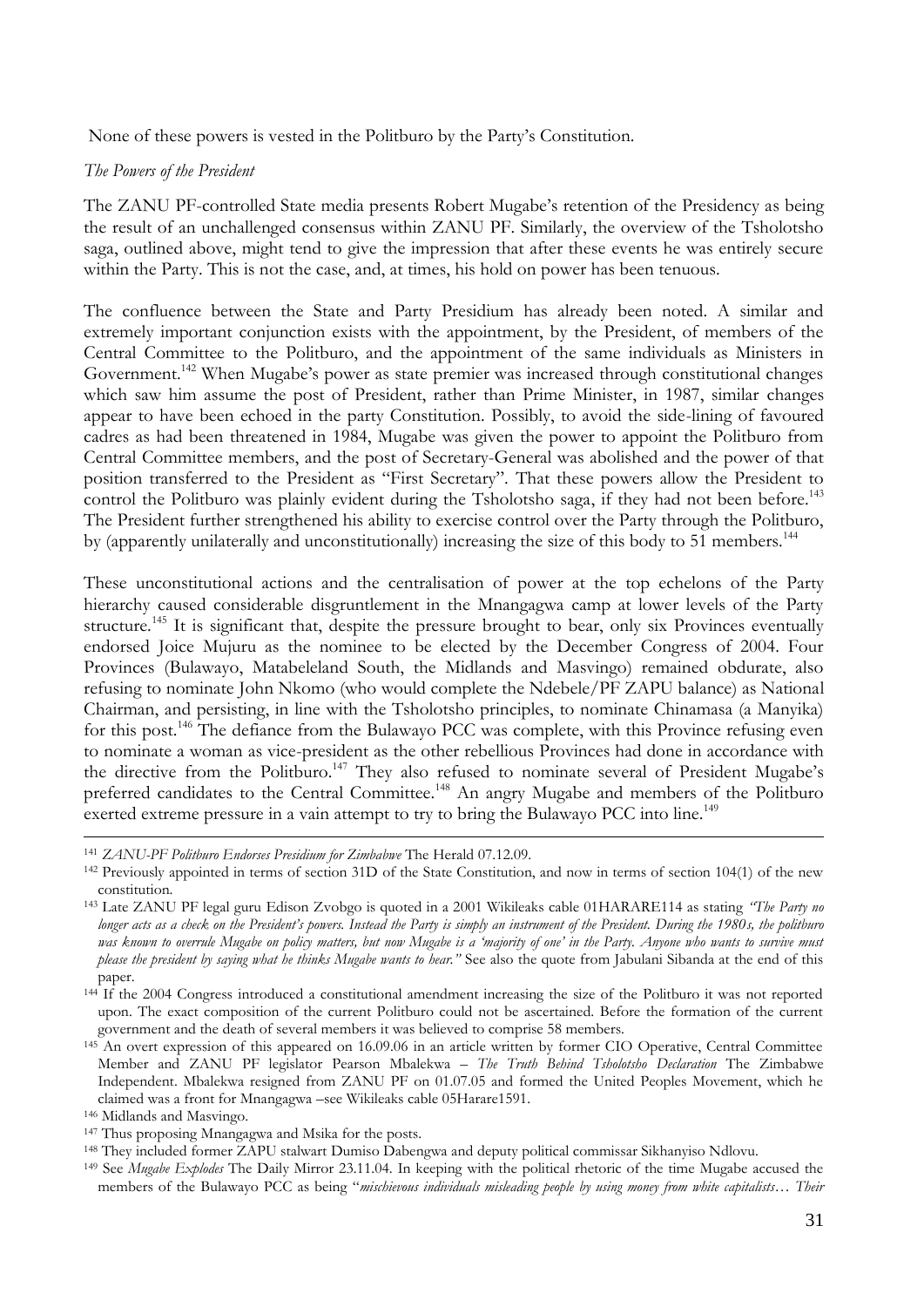None of these powers is vested in the Politburo by the Party's Constitution.

*The Powers of the President*

The ZANU PF-controlled State media presents Robert Mugabe's retention of the Presidency as being the result of an unchallenged consensus within ZANU PF. Similarly, the overview of the Tsholotsho saga, outlined above, might tend to give the impression that after these events he was entirely secure within the Party. This is not the case, and, at times, his hold on power has been tenuous.

The confluence between the State and Party Presidium has already been noted. A similar and extremely important conjunction exists with the appointment, by the President, of members of the Central Committee to the Politburo, and the appointment of the same individuals as Ministers in Government.[142] When Mugabe's power as state premier was increased through constitutional changes which saw him assume the post of President, rather than Prime Minister, in 1987, similar changes appear to have been echoed in the party Constitution. Possibly, to avoid the side-lining of favoured cadres as had been threatened in 1984, Mugabe was given the power to appoint the Politburo from Central Committee members, and the post of Secretary-General was abolished and the power of that position transferred to the President as "First Secretary". That these powers allow the President to control the Politburo was plainly evident during the Tsholotsho saga, if they had not been before.[143] The President further strengthened his ability to exercise control over the Party through the Politburo, by (apparently unilaterally and unconstitutionally) increasing the size of this body to 51 members.[144]

These unconstitutional actions and the centralisation of power at the top echelons of the Party hierarchy caused considerable disgruntlement in the Mnangagwa camp at lower levels of the Party structure.[145] It is significant that, despite the pressure brought to bear, only six Provinces eventually endorsed Joice Mujuru as the nominee to be elected by the December Congress of 2004. Four Provinces (Bulawayo, Matabeleland South, the Midlands and Masvingo) remained obdurate, also refusing to nominate John Nkomo (who would complete the Ndebele/PF ZAPU balance) as National Chairman, and persisting, in line with the Tsholotsho principles, to nominate Chinamasa (a Manyika) for this post.[146] The defiance from the Bulawayo PCC was complete, with this Province refusing even to nominate a woman as vice-president as the other rebellious Provinces had done in accordance with the directive from the Politburo.[147] They also refused to nominate several of President Mugabe's preferred candidates to the Central Committee.[148] An angry Mugabe and members of the Politburo exerted extreme pressure in a vain attempt to try to bring the Bulawayo PCC into line.[149]

---

[141] *ZANU-PF Politburo Endorses Presidium for Zimbabwe* The Herald 07.12.09.

[142] Previously appointed in terms of section 31D of the State Constitution, and now in terms of section 104(1) of the new constitution.

[143] Late ZANU PF legal guru Edison Zvobgo is quoted in a 2001 Wikileaks cable 01HARARE114 as stating *"The Party no longer acts as a check on the President's powers. Instead the Party is simply an instrument of the President. During the 1980s, the politburo was known to overrule Mugabe on policy matters, but now Mugabe is a 'majority of one' in the Party. Anyone who wants to survive must please the president by saying what he thinks Mugabe wants to hear."* See also the quote from Jabulani Sibanda at the end of this paper.

[144] If the 2004 Congress introduced a constitutional amendment increasing the size of the Politburo it was not reported upon. The exact composition of the current Politburo could not be ascertained. Before the formation of the current government and the death of several members it was believed to comprise 58 members.

[145] An overt expression of this appeared on 16.09.06 in an article written by former CIO Operative, Central Committee Member and ZANU PF legislator Pearson Mbalekwa – *The Truth Behind Tsholotsho Declaration* The Zimbabwe Independent. Mbalekwa resigned from ZANU PF on 01.07.05 and formed the United Peoples Movement, which he claimed was a front for Mnangagwa –see Wikileaks cable 05Harare1591.

[146] Midlands and Masvingo.

[147] Thus proposing Mnangagwa and Msika for the posts.

[148] They included former ZAPU stalwart Dumiso Dabengwa and deputy political commissar Sikhanyiso Ndlovu.

[149] See *Mugabe Explodes* The Daily Mirror 23.11.04. In keeping with the political rhetoric of the time Mugabe accused the members of the Bulawayo PCC as being "*mischievous individuals misleading people by using money from white capitalists… Their*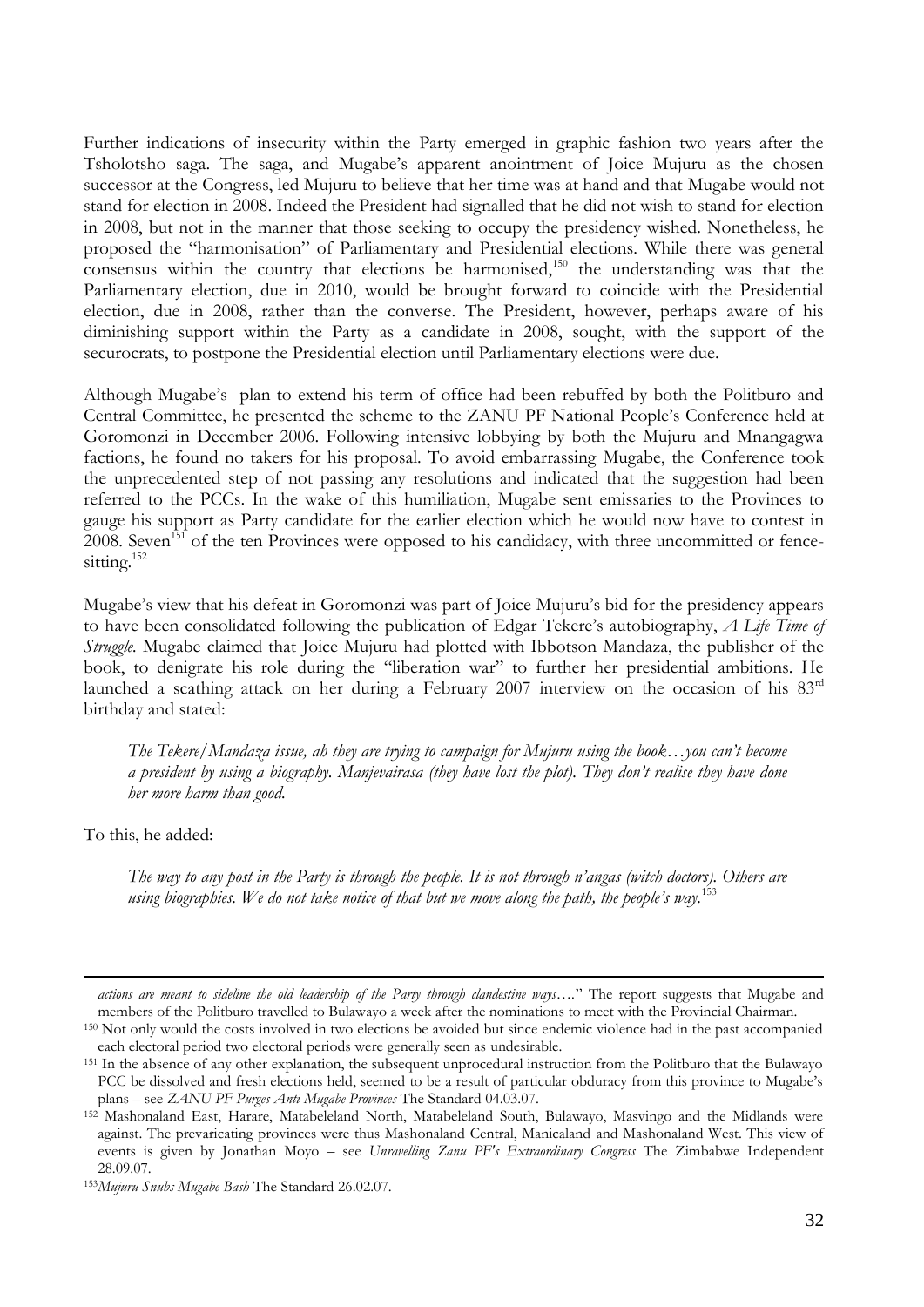Further indications of insecurity within the Party emerged in graphic fashion two years after the Tsholotsho saga. The saga, and Mugabe's apparent anointment of Joice Mujuru as the chosen successor at the Congress, led Mujuru to believe that her time was at hand and that Mugabe would not stand for election in 2008. Indeed the President had signalled that he did not wish to stand for election in 2008, but not in the manner that those seeking to occupy the presidency wished. Nonetheless, he proposed the "harmonisation" of Parliamentary and Presidential elections. While there was general consensus within the country that elections be harmonised,[150] the understanding was that the Parliamentary election, due in 2010, would be brought forward to coincide with the Presidential election, due in 2008, rather than the converse. The President, however, perhaps aware of his diminishing support within the Party as a candidate in 2008, sought, with the support of the securocrats, to postpone the Presidential election until Parliamentary elections were due.

Although Mugabe's plan to extend his term of office had been rebuffed by both the Politburo and Central Committee, he presented the scheme to the ZANU PF National People's Conference held at Goromonzi in December 2006. Following intensive lobbying by both the Mujuru and Mnangagwa factions, he found no takers for his proposal. To avoid embarrassing Mugabe, the Conference took the unprecedented step of not passing any resolutions and indicated that the suggestion had been referred to the PCCs. In the wake of this humiliation, Mugabe sent emissaries to the Provinces to gauge his support as Party candidate for the earlier election which he would now have to contest in 2008. Seven[151] of the ten Provinces were opposed to his candidacy, with three uncommitted or fence-sitting.[152]

Mugabe's view that his defeat in Goromonzi was part of Joice Mujuru's bid for the presidency appears to have been consolidated following the publication of Edgar Tekere's autobiography, *A Life Time of Struggle.* Mugabe claimed that Joice Mujuru had plotted with Ibbotson Mandaza, the publisher of the book, to denigrate his role during the "liberation war" to further her presidential ambitions. He launched a scathing attack on her during a February 2007 interview on the occasion of his 83rd birthday and stated:

> *The Tekere/Mandaza issue, ah they are trying to campaign for Mujuru using the book…you can't become a president by using a biography. Manjevairasa (they have lost the plot). They don't realise they have done her more harm than good.*

To this, he added:

> *The way to any post in the Party is through the people. It is not through n'angas (witch doctors). Others are using biographies. We do not take notice of that but we move along the path, the people's way.*[153]

---

*actions are meant to sideline the old leadership of the Party through clandestine ways….*" The report suggests that Mugabe and members of the Politburo travelled to Bulawayo a week after the nominations to meet with the Provincial Chairman.

[150] Not only would the costs involved in two elections be avoided but since endemic violence had in the past accompanied each electoral period two electoral periods were generally seen as undesirable.

[151] In the absence of any other explanation, the subsequent unprocedural instruction from the Politburo that the Bulawayo PCC be dissolved and fresh elections held, seemed to be a result of particular obduracy from this province to Mugabe's plans – see *ZANU PF Purges Anti-Mugabe Provinces* The Standard 04.03.07.

[152] Mashonaland East, Harare, Matabeleland North, Matabeleland South, Bulawayo, Masvingo and the Midlands were against. The prevaricating provinces were thus Mashonaland Central, Manicaland and Mashonaland West. This view of events is given by Jonathan Moyo – see *Unravelling Zanu PF's Extraordinary Congress* The Zimbabwe Independent 28.09.07.

[153] *Mujuru Snubs Mugabe Bash* The Standard 26.02.07.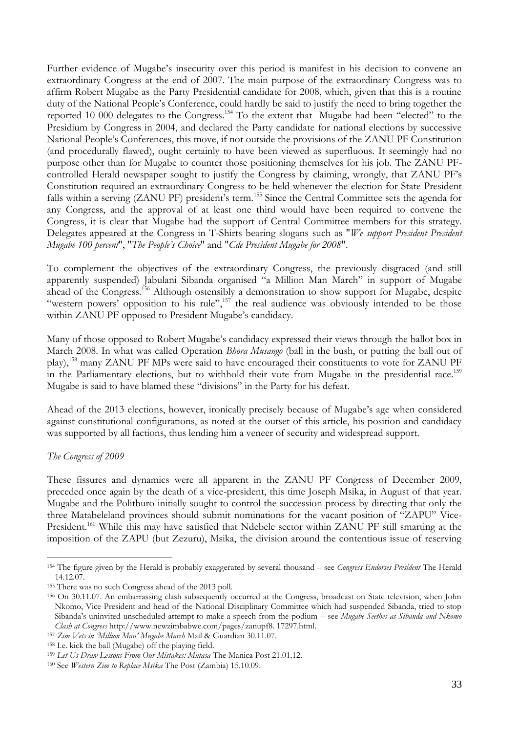Further evidence of Mugabe's insecurity over this period is manifest in his decision to convene an extraordinary Congress at the end of 2007. The main purpose of the extraordinary Congress was to affirm Robert Mugabe as the Party Presidential candidate for 2008, which, given that this is a routine duty of the National People's Conference, could hardly be said to justify the need to bring together the reported 10 000 delegates to the Congress.[154] To the extent that Mugabe had been "elected" to the Presidium by Congress in 2004, and declared the Party candidate for national elections by successive National People's Conferences, this move, if not outside the provisions of the ZANU PF Constitution (and procedurally flawed), ought certainly to have been viewed as superfluous. It seemingly had no purpose other than for Mugabe to counter those positioning themselves for his job. The ZANU PF-controlled Herald newspaper sought to justify the Congress by claiming, wrongly, that ZANU PF's Constitution required an extraordinary Congress to be held whenever the election for State President falls within a serving (ZANU PF) president's term.[155] Since the Central Committee sets the agenda for any Congress, and the approval of at least one third would have been required to convene the Congress, it is clear that Mugabe had the support of Central Committee members for this strategy. Delegates appeared at the Congress in T-Shirts bearing slogans such as "*We support President President Mugabe 100 percent*", "*The People's Choice*" and "*Cde President Mugabe for 2008*".

To complement the objectives of the extraordinary Congress, the previously disgraced (and still apparently suspended) Jabulani Sibanda organised "a Million Man March" in support of Mugabe ahead of the Congress.[156] Although ostensibly a demonstration to show support for Mugabe, despite "western powers' opposition to his rule",[157] the real audience was obviously intended to be those within ZANU PF opposed to President Mugabe's candidacy.

Many of those opposed to Robert Mugabe's candidacy expressed their views through the ballot box in March 2008. In what was called Operation *Bhora Musango* (ball in the bush, or putting the ball out of play),[158] many ZANU PF MPs were said to have encouraged their constituents to vote for ZANU PF in the Parliamentary elections, but to withhold their vote from Mugabe in the presidential race.[159] Mugabe is said to have blamed these "divisions" in the Party for his defeat.

Ahead of the 2013 elections, however, ironically precisely because of Mugabe's age when considered against constitutional configurations, as noted at the outset of this article, his position and candidacy was supported by all factions, thus lending him a veneer of security and widespread support.

*The Congress of 2009*

These fissures and dynamics were all apparent in the ZANU PF Congress of December 2009, preceded once again by the death of a vice-president, this time Joseph Msika, in August of that year. Mugabe and the Politburo initially sought to control the succession process by directing that only the three Matabeleland provinces should submit nominations for the vacant position of "ZAPU" Vice-President.[160] While this may have satisfied that Ndebele sector within ZANU PF still smarting at the imposition of the ZAPU (but Zezuru), Msika, the division around the contentious issue of reserving

---

[154] The figure given by the Herald is probably exaggerated by several thousand – see *Congress Endorses President* The Herald 14.12.07.

[155] There was no such Congress ahead of the 2013 poll.

[156] On 30.11.07. An embarrassing clash subsequently occurred at the Congress, broadcast on State television, when John Nkomo, Vice President and head of the National Disciplinary Committee which had suspended Sibanda, tried to stop Sibanda's uninvited unscheduled attempt to make a speech from the podium – see *Mugabe Seethes as Sibanda and Nkomo Clash at Congress* http://www.newzimbabwe.com/pages/zanupf8. 17297.html.

[157] *Zim Vets in 'Million Man' Mugabe March* Mail & Guardian 30.11.07.

[158] I.e. kick the ball (Mugabe) off the playing field.

[159] *Let Us Draw Lessons From Our Mistakes: Mutasa* The Manica Post 21.01.12.

[160] See *Western Zim to Replace Msika* The Post (Zambia) 15.10.09.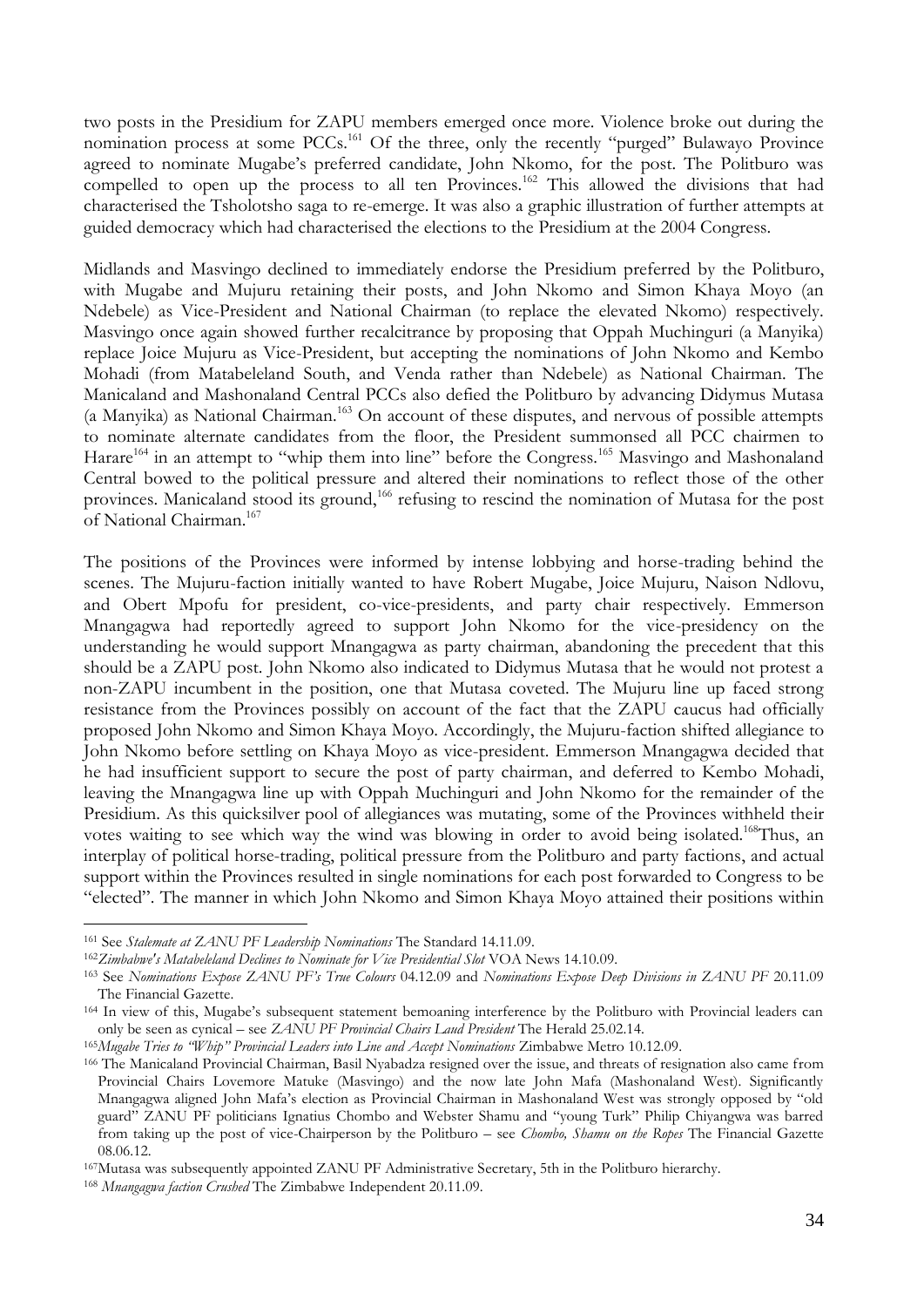two posts in the Presidium for ZAPU members emerged once more. Violence broke out during the nomination process at some PCCs.[161] Of the three, only the recently "purged" Bulawayo Province agreed to nominate Mugabe's preferred candidate, John Nkomo, for the post. The Politburo was compelled to open up the process to all ten Provinces.[162] This allowed the divisions that had characterised the Tsholotsho saga to re-emerge. It was also a graphic illustration of further attempts at guided democracy which had characterised the elections to the Presidium at the 2004 Congress.

Midlands and Masvingo declined to immediately endorse the Presidium preferred by the Politburo, with Mugabe and Mujuru retaining their posts, and John Nkomo and Simon Khaya Moyo (an Ndebele) as Vice-President and National Chairman (to replace the elevated Nkomo) respectively. Masvingo once again showed further recalcitrance by proposing that Oppah Muchinguri (a Manyika) replace Joice Mujuru as Vice-President, but accepting the nominations of John Nkomo and Kembo Mohadi (from Matabeleland South, and Venda rather than Ndebele) as National Chairman. The Manicaland and Mashonaland Central PCCs also defied the Politburo by advancing Didymus Mutasa (a Manyika) as National Chairman.[163] On account of these disputes, and nervous of possible attempts to nominate alternate candidates from the floor, the President summonsed all PCC chairmen to Harare[164] in an attempt to "whip them into line" before the Congress.[165] Masvingo and Mashonaland Central bowed to the political pressure and altered their nominations to reflect those of the other provinces. Manicaland stood its ground,[166] refusing to rescind the nomination of Mutasa for the post of National Chairman.[167]

The positions of the Provinces were informed by intense lobbying and horse-trading behind the scenes. The Mujuru-faction initially wanted to have Robert Mugabe, Joice Mujuru, Naison Ndlovu, and Obert Mpofu for president, co-vice-presidents, and party chair respectively. Emmerson Mnangagwa had reportedly agreed to support John Nkomo for the vice-presidency on the understanding he would support Mnangagwa as party chairman, abandoning the precedent that this should be a ZAPU post. John Nkomo also indicated to Didymus Mutasa that he would not protest a non-ZAPU incumbent in the position, one that Mutasa coveted. The Mujuru line up faced strong resistance from the Provinces possibly on account of the fact that the ZAPU caucus had officially proposed John Nkomo and Simon Khaya Moyo. Accordingly, the Mujuru-faction shifted allegiance to John Nkomo before settling on Khaya Moyo as vice-president. Emmerson Mnangagwa decided that he had insufficient support to secure the post of party chairman, and deferred to Kembo Mohadi, leaving the Mnangagwa line up with Oppah Muchinguri and John Nkomo for the remainder of the Presidium. As this quicksilver pool of allegiances was mutating, some of the Provinces withheld their votes waiting to see which way the wind was blowing in order to avoid being isolated.[168] Thus, an interplay of political horse-trading, political pressure from the Politburo and party factions, and actual support within the Provinces resulted in single nominations for each post forwarded to Congress to be "elected". The manner in which John Nkomo and Simon Khaya Moyo attained their positions within

---

[161] See *Stalemate at ZANU PF Leadership Nominations* The Standard 14.11.09.

[162] *Zimbabwe's Matabeleland Declines to Nominate for Vice Presidential Slot* VOA News 14.10.09.

[163] See *Nominations Expose ZANU PF's True Colours* 04.12.09 and *Nominations Expose Deep Divisions in ZANU PF* 20.11.09 The Financial Gazette.

[164] In view of this, Mugabe's subsequent statement bemoaning interference by the Politburo with Provincial leaders can only be seen as cynical – see *ZANU PF Provincial Chairs Laud President* The Herald 25.02.14.

[165] *Mugabe Tries to "Whip" Provincial Leaders into Line and Accept Nominations* Zimbabwe Metro 10.12.09.

[166] The Manicaland Provincial Chairman, Basil Nyabadza resigned over the issue, and threats of resignation also came from Provincial Chairs Lovemore Matuke (Masvingo) and the now late John Mafa (Mashonaland West). Significantly Mnangagwa aligned John Mafa's election as Provincial Chairman in Mashonaland West was strongly opposed by "old guard" ZANU PF politicians Ignatius Chombo and Webster Shamu and "young Turk" Philip Chiyangwa was barred from taking up the post of vice-Chairperson by the Politburo – see *Chombo, Shamu on the Ropes* The Financial Gazette 08.06.12.

[167] Mutasa was subsequently appointed ZANU PF Administrative Secretary, 5th in the Politburo hierarchy.

[168] *Mnangagwa faction Crushed* The Zimbabwe Independent 20.11.09.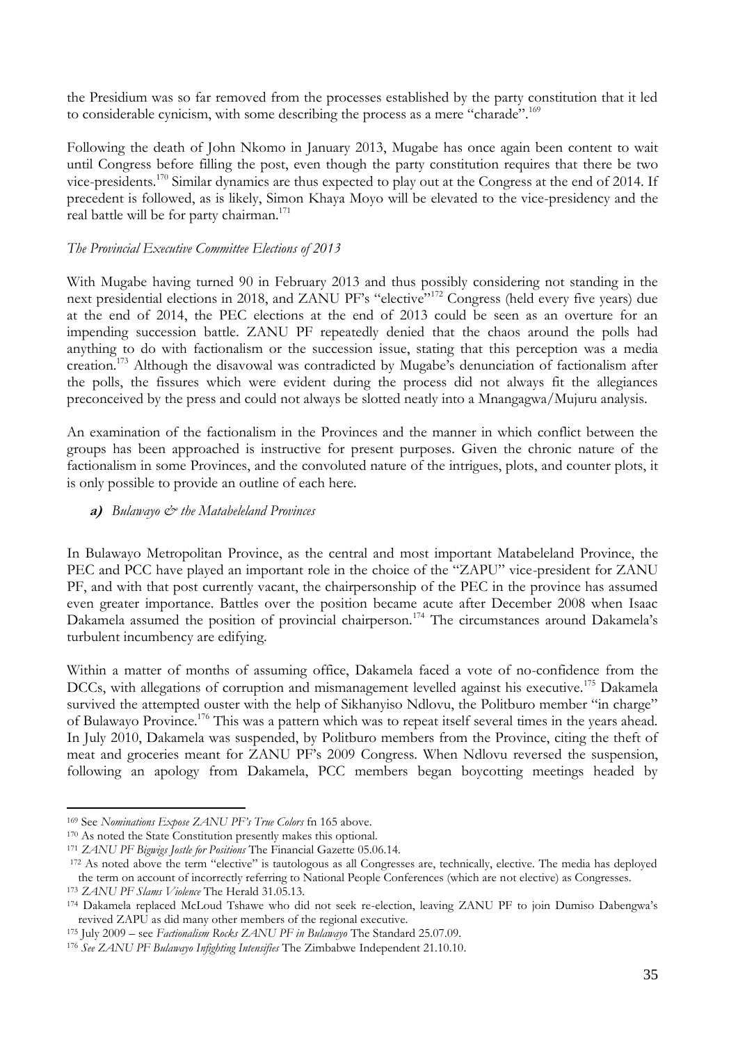the Presidium was so far removed from the processes established by the party constitution that it led to considerable cynicism, with some describing the process as a mere "charade".[169]

Following the death of John Nkomo in January 2013, Mugabe has once again been content to wait until Congress before filling the post, even though the party constitution requires that there be two vice-presidents.[170] Similar dynamics are thus expected to play out at the Congress at the end of 2014. If precedent is followed, as is likely, Simon Khaya Moyo will be elevated to the vice-presidency and the real battle will be for party chairman.[171]

*The Provincial Executive Committee Elections of 2013*

With Mugabe having turned 90 in February 2013 and thus possibly considering not standing in the next presidential elections in 2018, and ZANU PF's "elective"[172] Congress (held every five years) due at the end of 2014, the PEC elections at the end of 2013 could be seen as an overture for an impending succession battle. ZANU PF repeatedly denied that the chaos around the polls had anything to do with factionalism or the succession issue, stating that this perception was a media creation.[173] Although the disavowal was contradicted by Mugabe's denunciation of factionalism after the polls, the fissures which were evident during the process did not always fit the allegiances preconceived by the press and could not always be slotted neatly into a Mnangagwa/Mujuru analysis.

An examination of the factionalism in the Provinces and the manner in which conflict between the groups has been approached is instructive for present purposes. Given the chronic nature of the factionalism in some Provinces, and the convoluted nature of the intrigues, plots, and counter plots, it is only possible to provide an outline of each here.

***a)*** *Bulawayo & the Matabeleland Provinces*

In Bulawayo Metropolitan Province, as the central and most important Matabeleland Province, the PEC and PCC have played an important role in the choice of the "ZAPU" vice-president for ZANU PF, and with that post currently vacant, the chairpersonship of the PEC in the province has assumed even greater importance. Battles over the position became acute after December 2008 when Isaac Dakamela assumed the position of provincial chairperson.[174] The circumstances around Dakamela's turbulent incumbency are edifying.

Within a matter of months of assuming office, Dakamela faced a vote of no-confidence from the DCCs, with allegations of corruption and mismanagement levelled against his executive.[175] Dakamela survived the attempted ouster with the help of Sikhanyiso Ndlovu, the Politburo member "in charge" of Bulawayo Province.[176] This was a pattern which was to repeat itself several times in the years ahead. In July 2010, Dakamela was suspended, by Politburo members from the Province, citing the theft of meat and groceries meant for ZANU PF's 2009 Congress. When Ndlovu reversed the suspension, following an apology from Dakamela, PCC members began boycotting meetings headed by

---

[169] See *Nominations Expose ZANU PF's True Colors* fn 165 above.

[170] As noted the State Constitution presently makes this optional.

[171] *ZANU PF Bigwigs Jostle for Positions* The Financial Gazette 05.06.14.

[172] As noted above the term "elective" is tautologous as all Congresses are, technically, elective. The media has deployed the term on account of incorrectly referring to National People Conferences (which are not elective) as Congresses.

[173] *ZANU PF Slams Violence* The Herald 31.05.13.

[174] Dakamela replaced McLoud Tshawe who did not seek re-election, leaving ZANU PF to join Dumiso Dabengwa's revived ZAPU as did many other members of the regional executive.

[175] July 2009 – see *Factionalism Rocks ZANU PF in Bulawayo* The Standard 25.07.09.

[176] *See ZANU PF Bulawayo Infighting Intensifies* The Zimbabwe Independent 21.10.10.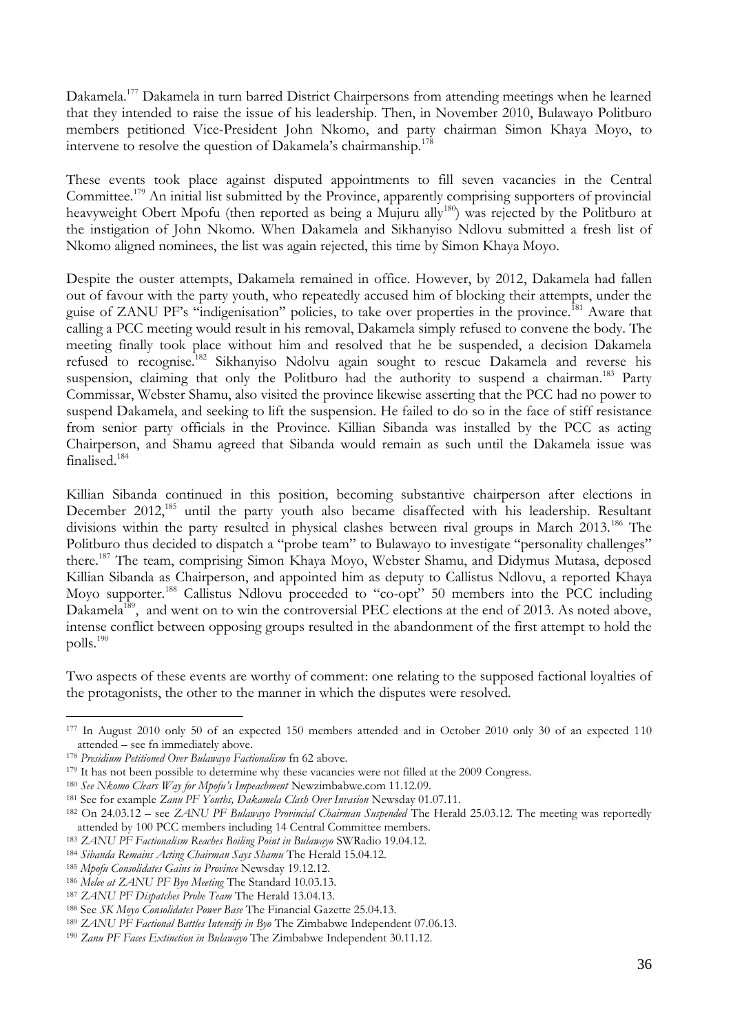Dakamela.[177] Dakamela in turn barred District Chairpersons from attending meetings when he learned that they intended to raise the issue of his leadership. Then, in November 2010, Bulawayo Politburo members petitioned Vice-President John Nkomo, and party chairman Simon Khaya Moyo, to intervene to resolve the question of Dakamela's chairmanship.[178]

These events took place against disputed appointments to fill seven vacancies in the Central Committee.[179] An initial list submitted by the Province, apparently comprising supporters of provincial heavyweight Obert Mpofu (then reported as being a Mujuru ally[180]) was rejected by the Politburo at the instigation of John Nkomo. When Dakamela and Sikhanyiso Ndlovu submitted a fresh list of Nkomo aligned nominees, the list was again rejected, this time by Simon Khaya Moyo.

Despite the ouster attempts, Dakamela remained in office. However, by 2012, Dakamela had fallen out of favour with the party youth, who repeatedly accused him of blocking their attempts, under the guise of ZANU PF's "indigenisation" policies, to take over properties in the province.[181] Aware that calling a PCC meeting would result in his removal, Dakamela simply refused to convene the body. The meeting finally took place without him and resolved that he be suspended, a decision Dakamela refused to recognise.[182] Sikhanyiso Ndolvu again sought to rescue Dakamela and reverse his suspension, claiming that only the Politburo had the authority to suspend a chairman.[183] Party Commissar, Webster Shamu, also visited the province likewise asserting that the PCC had no power to suspend Dakamela, and seeking to lift the suspension. He failed to do so in the face of stiff resistance from senior party officials in the Province. Killian Sibanda was installed by the PCC as acting Chairperson, and Shamu agreed that Sibanda would remain as such until the Dakamela issue was finalised.[184]

Killian Sibanda continued in this position, becoming substantive chairperson after elections in December 2012,[185] until the party youth also became disaffected with his leadership. Resultant divisions within the party resulted in physical clashes between rival groups in March 2013.[186] The Politburo thus decided to dispatch a "probe team" to Bulawayo to investigate "personality challenges" there.[187] The team, comprising Simon Khaya Moyo, Webster Shamu, and Didymus Mutasa, deposed Killian Sibanda as Chairperson, and appointed him as deputy to Callistus Ndlovu, a reported Khaya Moyo supporter.[188] Callistus Ndlovu proceeded to "co-opt" 50 members into the PCC including Dakamela[189], and went on to win the controversial PEC elections at the end of 2013. As noted above, intense conflict between opposing groups resulted in the abandonment of the first attempt to hold the polls.[190]

Two aspects of these events are worthy of comment: one relating to the supposed factional loyalties of the protagonists, the other to the manner in which the disputes were resolved.

---

[177] In August 2010 only 50 of an expected 150 members attended and in October 2010 only 30 of an expected 110 attended – see fn immediately above.

[178] *Presidium Petitioned Over Bulawayo Factionalism* fn 62 above.

[179] It has not been possible to determine why these vacancies were not filled at the 2009 Congress.

[180] *See Nkomo Clears Way for Mpofu's Impeachment* Newzimbabwe.com 11.12.09.

[181] See for example *Zanu PF Youths, Dakamela Clash Over Invasion* Newsday 01.07.11.

[182] On 24.03.12 – see *ZANU PF Bulawayo Provincial Chairman Suspended* The Herald 25.03.12. The meeting was reportedly attended by 100 PCC members including 14 Central Committee members.

[183] *ZANU PF Factionalism Reaches Boiling Point in Bulawayo* SWRadio 19.04.12.

[184] *Sibanda Remains Acting Chairman Says Shamu* The Herald 15.04.12.

[185] *Mpofu Consolidates Gains in Province* Newsday 19.12.12.

[186] *Melee at ZANU PF Byo Meeting* The Standard 10.03.13.

[187] *ZANU PF Dispatches Probe Team* The Herald 13.04.13.

[188] See *SK Moyo Consolidates Power Base* The Financial Gazette 25.04.13.

[189] *ZANU PF Factional Battles Intensify in Byo* The Zimbabwe Independent 07.06.13.

[190] *Zanu PF Faces Extinction in Bulawayo* The Zimbabwe Independent 30.11.12.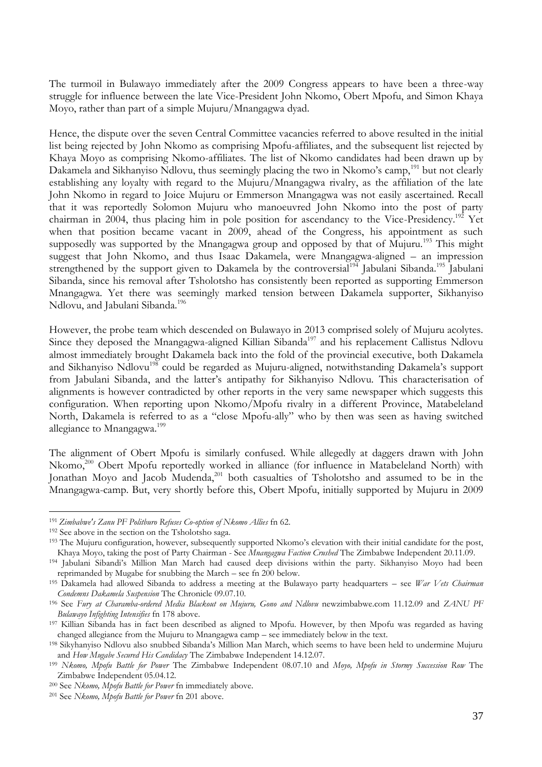The turmoil in Bulawayo immediately after the 2009 Congress appears to have been a three-way struggle for influence between the late Vice-President John Nkomo, Obert Mpofu, and Simon Khaya Moyo, rather than part of a simple Mujuru/Mnangagwa dyad.

Hence, the dispute over the seven Central Committee vacancies referred to above resulted in the initial list being rejected by John Nkomo as comprising Mpofu-affiliates, and the subsequent list rejected by Khaya Moyo as comprising Nkomo-affiliates. The list of Nkomo candidates had been drawn up by Dakamela and Sikhanyiso Ndlovu, thus seemingly placing the two in Nkomo's camp,[191] but not clearly establishing any loyalty with regard to the Mujuru/Mnangagwa rivalry, as the affiliation of the late John Nkomo in regard to Joice Mujuru or Emmerson Mnangagwa was not easily ascertained. Recall that it was reportedly Solomon Mujuru who manoeuvred John Nkomo into the post of party chairman in 2004, thus placing him in pole position for ascendancy to the Vice-Presidency.[192] Yet when that position became vacant in 2009, ahead of the Congress, his appointment as such supposedly was supported by the Mnangagwa group and opposed by that of Mujuru.[193] This might suggest that John Nkomo, and thus Isaac Dakamela, were Mnangagwa-aligned – an impression strengthened by the support given to Dakamela by the controversial[194] Jabulani Sibanda.[195] Jabulani Sibanda, since his removal after Tsholotsho has consistently been reported as supporting Emmerson Mnangagwa. Yet there was seemingly marked tension between Dakamela supporter, Sikhanyiso Ndlovu, and Jabulani Sibanda.[196]

However, the probe team which descended on Bulawayo in 2013 comprised solely of Mujuru acolytes. Since they deposed the Mnangagwa-aligned Killian Sibanda[197] and his replacement Callistus Ndlovu almost immediately brought Dakamela back into the fold of the provincial executive, both Dakamela and Sikhanyiso Ndlovu[198] could be regarded as Mujuru-aligned, notwithstanding Dakamela's support from Jabulani Sibanda, and the latter's antipathy for Sikhanyiso Ndlovu. This characterisation of alignments is however contradicted by other reports in the very same newspaper which suggests this configuration. When reporting upon Nkomo/Mpofu rivalry in a different Province, Matabeleland North, Dakamela is referred to as a "close Mpofu-ally" who by then was seen as having switched allegiance to Mnangagwa.[199]

The alignment of Obert Mpofu is similarly confused. While allegedly at daggers drawn with John Nkomo,[200] Obert Mpofu reportedly worked in alliance (for influence in Matabeleland North) with Jonathan Moyo and Jacob Mudenda,[201] both casualties of Tsholotsho and assumed to be in the Mnangagwa-camp. But, very shortly before this, Obert Mpofu, initially supported by Mujuru in 2009

---

[191] *Zimbabwe's Zanu PF Politburo Refuses Co-option of Nkomo Allies* fn 62.

[192] See above in the section on the Tsholotsho saga.

[193] The Mujuru configuration, however, subsequently supported Nkomo's elevation with their initial candidate for the post, Khaya Moyo, taking the post of Party Chairman - See *Mnangagwa Faction Crushed* The Zimbabwe Independent 20.11.09.

[194] Jabulani Sibandi's Million Man March had caused deep divisions within the party. Sikhanyiso Moyo had been reprimanded by Mugabe for snubbing the March – see fn 200 below.

[195] Dakamela had allowed Sibanda to address a meeting at the Bulawayo party headquarters – see *War Vets Chairman Condemns Dakamela Suspension* The Chronicle 09.07.10.

[196] See *Fury at Charamba-ordered Media Blackout on Mujuru, Gono and Ndlovu* newzimbabwe.com 11.12.09 and *ZANU PF Bulawayo Infighting Intensifies* fn 178 above.

[197] Killian Sibanda has in fact been described as aligned to Mpofu. However, by then Mpofu was regarded as having changed allegiance from the Mujuru to Mnangagwa camp – see immediately below in the text.

[198] Sikyhanyiso Ndlovu also snubbed Sibanda's Million Man March, which seems to have been held to undermine Mujuru and *How Mugabe Secured His Candidacy* The Zimbabwe Independent 14.12.07.

[199] *Nkomo, Mpofu Battle for Power* The Zimbabwe Independent 08.07.10 and *Moyo, Mpofu in Stormy Succession Row* The Zimbabwe Independent 05.04.12.

[200] See *Nkomo, Mpofu Battle for Power* fn immediately above.

[201] See *Nkomo, Mpofu Battle for Power* fn 201 above.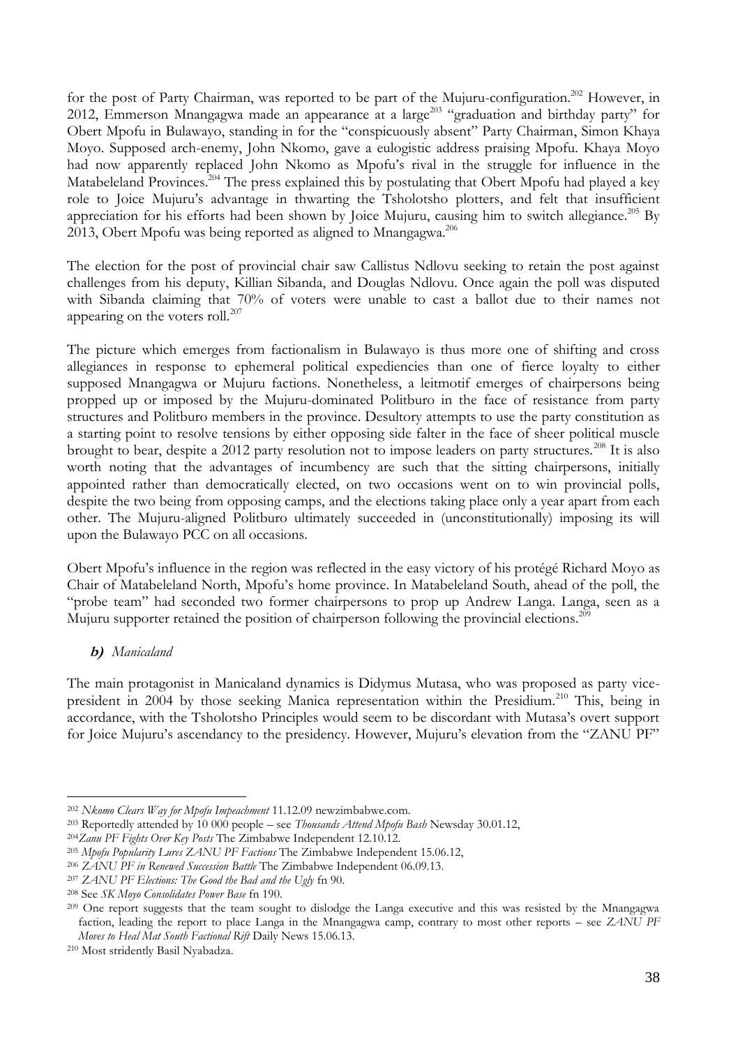for the post of Party Chairman, was reported to be part of the Mujuru-configuration.[202] However, in 2012, Emmerson Mnangagwa made an appearance at a large[203] "graduation and birthday party" for Obert Mpofu in Bulawayo, standing in for the "conspicuously absent" Party Chairman, Simon Khaya Moyo. Supposed arch-enemy, John Nkomo, gave a eulogistic address praising Mpofu. Khaya Moyo had now apparently replaced John Nkomo as Mpofu's rival in the struggle for influence in the Matabeleland Provinces.[204] The press explained this by postulating that Obert Mpofu had played a key role to Joice Mujuru's advantage in thwarting the Tsholotsho plotters, and felt that insufficient appreciation for his efforts had been shown by Joice Mujuru, causing him to switch allegiance.[205] By 2013, Obert Mpofu was being reported as aligned to Mnangagwa.[206]

The election for the post of provincial chair saw Callistus Ndlovu seeking to retain the post against challenges from his deputy, Killian Sibanda, and Douglas Ndlovu. Once again the poll was disputed with Sibanda claiming that 70% of voters were unable to cast a ballot due to their names not appearing on the voters roll.[207]

The picture which emerges from factionalism in Bulawayo is thus more one of shifting and cross allegiances in response to ephemeral political expediencies than one of fierce loyalty to either supposed Mnangagwa or Mujuru factions. Nonetheless, a leitmotif emerges of chairpersons being propped up or imposed by the Mujuru-dominated Politburo in the face of resistance from party structures and Politburo members in the province. Desultory attempts to use the party constitution as a starting point to resolve tensions by either opposing side falter in the face of sheer political muscle brought to bear, despite a 2012 party resolution not to impose leaders on party structures.[208] It is also worth noting that the advantages of incumbency are such that the sitting chairpersons, initially appointed rather than democratically elected, on two occasions went on to win provincial polls, despite the two being from opposing camps, and the elections taking place only a year apart from each other. The Mujuru-aligned Politburo ultimately succeeded in (unconstitutionally) imposing its will upon the Bulawayo PCC on all occasions.

Obert Mpofu's influence in the region was reflected in the easy victory of his protégé Richard Moyo as Chair of Matabeleland North, Mpofu's home province. In Matabeleland South, ahead of the poll, the "probe team" had seconded two former chairpersons to prop up Andrew Langa. Langa, seen as a Mujuru supporter retained the position of chairperson following the provincial elections.[209]

### ***b) Manicaland***

The main protagonist in Manicaland dynamics is Didymus Mutasa, who was proposed as party vice-president in 2004 by those seeking Manica representation within the Presidium.[210] This, being in accordance, with the Tsholotsho Principles would seem to be discordant with Mutasa's overt support for Joice Mujuru's ascendancy to the presidency. However, Mujuru's elevation from the "ZANU PF"

---

[202] *Nkomo Clears Way for Mpofu Impeachment* 11.12.09 newzimbabwe.com.

[203] Reportedly attended by 10 000 people – see *Thousands Attend Mpofu Bash* Newsday 30.01.12,

[204] *Zanu PF Fights Over Key Posts* The Zimbabwe Independent 12.10.12.

[205] *Mpofu Popularity Lures ZANU PF Factions* The Zimbabwe Independent 15.06.12,

[206] *ZANU PF in Renewed Succession Battle* The Zimbabwe Independent 06.09.13.

[207] *ZANU PF Elections: The Good the Bad and the Ugly* fn 90.

[208] See *SK Moyo Consolidates Power Base* fn 190.

[209] One report suggests that the team sought to dislodge the Langa executive and this was resisted by the Mnangagwa faction, leading the report to place Langa in the Mnangagwa camp, contrary to most other reports – see *ZANU PF Moves to Heal Mat South Factional Rift* Daily News 15.06.13.

[210] Most stridently Basil Nyabadza.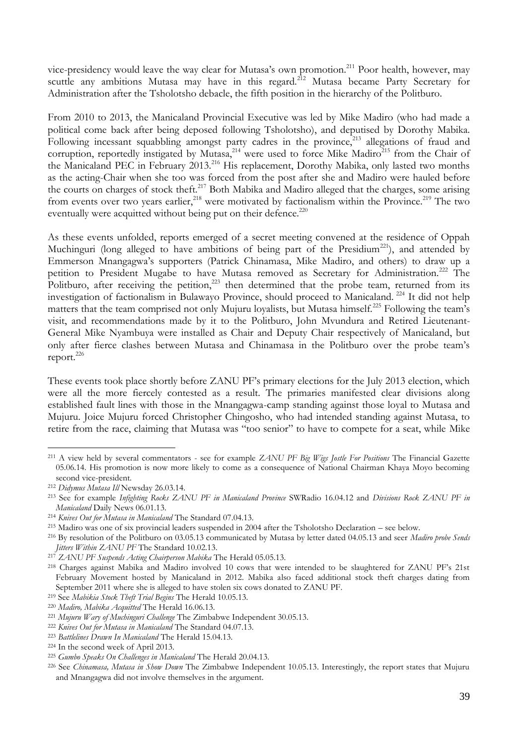vice-presidency would leave the way clear for Mutasa's own promotion.[211] Poor health, however, may scuttle any ambitions Mutasa may have in this regard.[212] Mutasa became Party Secretary for Administration after the Tsholotsho debacle, the fifth position in the hierarchy of the Politburo.

From 2010 to 2013, the Manicaland Provincial Executive was led by Mike Madiro (who had made a political come back after being deposed following Tsholotsho), and deputised by Dorothy Mabika. Following incessant squabbling amongst party cadres in the province,[213] allegations of fraud and corruption, reportedly instigated by Mutasa,[214] were used to force Mike Madiro[215] from the Chair of the Manicaland PEC in February 2013.[216] His replacement, Dorothy Mabika, only lasted two months as the acting-Chair when she too was forced from the post after she and Madiro were hauled before the courts on charges of stock theft.[217] Both Mabika and Madiro alleged that the charges, some arising from events over two years earlier,[218] were motivated by factionalism within the Province.[219] The two eventually were acquitted without being put on their defence.[220]

As these events unfolded, reports emerged of a secret meeting convened at the residence of Oppah Muchinguri (long alleged to have ambitions of being part of the Presidium[221]), and attended by Emmerson Mnangagwa's supporters (Patrick Chinamasa, Mike Madiro, and others) to draw up a petition to President Mugabe to have Mutasa removed as Secretary for Administration.[222] The Politburo, after receiving the petition,[223] then determined that the probe team, returned from its investigation of factionalism in Bulawayo Province, should proceed to Manicaland.[224] It did not help matters that the team comprised not only Mujuru loyalists, but Mutasa himself.[225] Following the team's visit, and recommendations made by it to the Politburo, John Mvundura and Retired Lieutenant-General Mike Nyambuya were installed as Chair and Deputy Chair respectively of Manicaland, but only after fierce clashes between Mutasa and Chinamasa in the Politburo over the probe team's report.[226]

These events took place shortly before ZANU PF's primary elections for the July 2013 election, which were all the more fiercely contested as a result. The primaries manifested clear divisions along established fault lines with those in the Mnangagwa-camp standing against those loyal to Mutasa and Mujuru. Joice Mujuru forced Christopher Chingosho, who had intended standing against Mutasa, to retire from the race, claiming that Mutasa was "too senior" to have to compete for a seat, while Mike

---

[211] A view held by several commentators - see for example *ZANU PF Big Wigs Jostle For Positions* The Financial Gazette 05.06.14. His promotion is now more likely to come as a consequence of National Chairman Khaya Moyo becoming second vice-president.

[212] *Didymus Mutasa Ill* Newsday 26.03.14.

[213] See for example *Infighting Rocks ZANU PF in Manicaland Province* SWRadio 16.04.12 and *Divisions Rock ZANU PF in Manicaland* Daily News 06.01.13.

[214] *Knives Out for Mutasa in Manicaland* The Standard 07.04.13.

[215] Madiro was one of six provincial leaders suspended in 2004 after the Tsholotsho Declaration – see below.

[216] By resolution of the Politburo on 03.05.13 communicated by Mutasa by letter dated 04.05.13 and seer *Madiro probe Sends Jitters Within ZANU PF* The Standard 10.02.13.

[217] *ZANU PF Suspends Acting Chairperson Mabika* The Herald 05.05.13.

[218] Charges against Mabika and Madiro involved 10 cows that were intended to be slaughtered for ZANU PF's 21st February Movement hosted by Manicaland in 2012. Mabika also faced additional stock theft charges dating from September 2011 where she is alleged to have stolen six cows donated to ZANU PF.

[219] See *Mabikia Stock Theft Trial Begins* The Herald 10.05.13.

[220] *Madiro, Mabika Acquitted* The Herald 16.06.13.

[221] *Mujuru Wary of Muchinguri Challenge* The Zimbabwe Independent 30.05.13.

[222] *Knives Out for Mutasa in Manicaland* The Standard 04.07.13.

[223] *Battlelines Drawn In Manicaland* The Herald 15.04.13.

[224] In the second week of April 2013.

[225] *Gumbo Speaks On Challenges in Manicaland* The Herald 20.04.13.

[226] See *Chinamasa, Mutasa in Show Down* The Zimbabwe Independent 10.05.13. Interestingly, the report states that Mujuru and Mnangagwa did not involve themselves in the argument.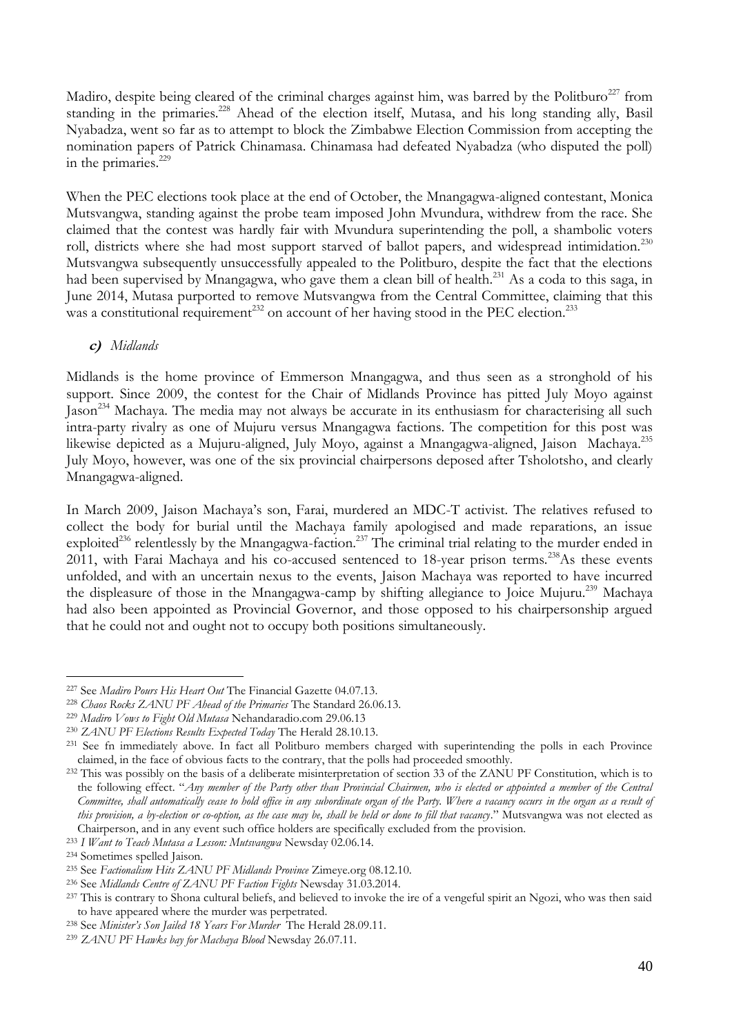Madiro, despite being cleared of the criminal charges against him, was barred by the Politburo[227] from standing in the primaries.[228] Ahead of the election itself, Mutasa, and his long standing ally, Basil Nyabadza, went so far as to attempt to block the Zimbabwe Election Commission from accepting the nomination papers of Patrick Chinamasa. Chinamasa had defeated Nyabadza (who disputed the poll) in the primaries.[229]

When the PEC elections took place at the end of October, the Mnangagwa-aligned contestant, Monica Mutsvangwa, standing against the probe team imposed John Mvundura, withdrew from the race. She claimed that the contest was hardly fair with Mvundura superintending the poll, a shambolic voters roll, districts where she had most support starved of ballot papers, and widespread intimidation.[230] Mutsvangwa subsequently unsuccessfully appealed to the Politburo, despite the fact that the elections had been supervised by Mnangagwa, who gave them a clean bill of health.[231] As a coda to this saga, in June 2014, Mutasa purported to remove Mutsvangwa from the Central Committee, claiming that this was a constitutional requirement[232] on account of her having stood in the PEC election.[233]

### *c) Midlands*

Midlands is the home province of Emmerson Mnangagwa, and thus seen as a stronghold of his support. Since 2009, the contest for the Chair of Midlands Province has pitted July Moyo against Jason[234] Machaya. The media may not always be accurate in its enthusiasm for characterising all such intra-party rivalry as one of Mujuru versus Mnangagwa factions. The competition for this post was likewise depicted as a Mujuru-aligned, July Moyo, against a Mnangagwa-aligned, Jaison Machaya.[235] July Moyo, however, was one of the six provincial chairpersons deposed after Tsholotsho, and clearly Mnangagwa-aligned.

In March 2009, Jaison Machaya's son, Farai, murdered an MDC-T activist. The relatives refused to collect the body for burial until the Machaya family apologised and made reparations, an issue exploited[236] relentlessly by the Mnangagwa-faction.[237] The criminal trial relating to the murder ended in 2011, with Farai Machaya and his co-accused sentenced to 18-year prison terms.[238] As these events unfolded, and with an uncertain nexus to the events, Jaison Machaya was reported to have incurred the displeasure of those in the Mnangagwa-camp by shifting allegiance to Joice Mujuru.[239] Machaya had also been appointed as Provincial Governor, and those opposed to his chairpersonship argued that he could not and ought not to occupy both positions simultaneously.

---

[227] See *Madiro Pours His Heart Out* The Financial Gazette 04.07.13.

[228] *Chaos Rocks ZANU PF Ahead of the Primaries* The Standard 26.06.13.

[229] *Madiro Vows to Fight Old Mutasa* Nehandaradio.com 29.06.13

[230] *ZANU PF Elections Results Expected Today* The Herald 28.10.13.

[231] See fn immediately above. In fact all Politburo members charged with superintending the polls in each Province claimed, in the face of obvious facts to the contrary, that the polls had proceeded smoothly.

[232] This was possibly on the basis of a deliberate misinterpretation of section 33 of the ZANU PF Constitution, which is to the following effect. "*Any member of the Party other than Provincial Chairmen, who is elected or appointed a member of the Central Committee, shall automatically cease to hold office in any subordinate organ of the Party. Where a vacancy occurs in the organ as a result of this provision, a by-election or co-option, as the case may be, shall be held or done to fill that vacancy*." Mutsvangwa was not elected as Chairperson, and in any event such office holders are specifically excluded from the provision.

[233] *I Want to Teach Mutasa a Lesson: Mutsvangwa* Newsday 02.06.14.

[234] Sometimes spelled Jaison.

[235] See *Factionalism Hits ZANU PF Midlands Province* Zimeye.org 08.12.10.

[236] See *Midlands Centre of ZANU PF Faction Fights* Newsday 31.03.2014.

[237] This is contrary to Shona cultural beliefs, and believed to invoke the ire of a vengeful spirit an Ngozi, who was then said to have appeared where the murder was perpetrated.

[238] See *Minister's Son Jailed 18 Years For Murder* The Herald 28.09.11.

[239] *ZANU PF Hawks bay for Machaya Blood* Newsday 26.07.11.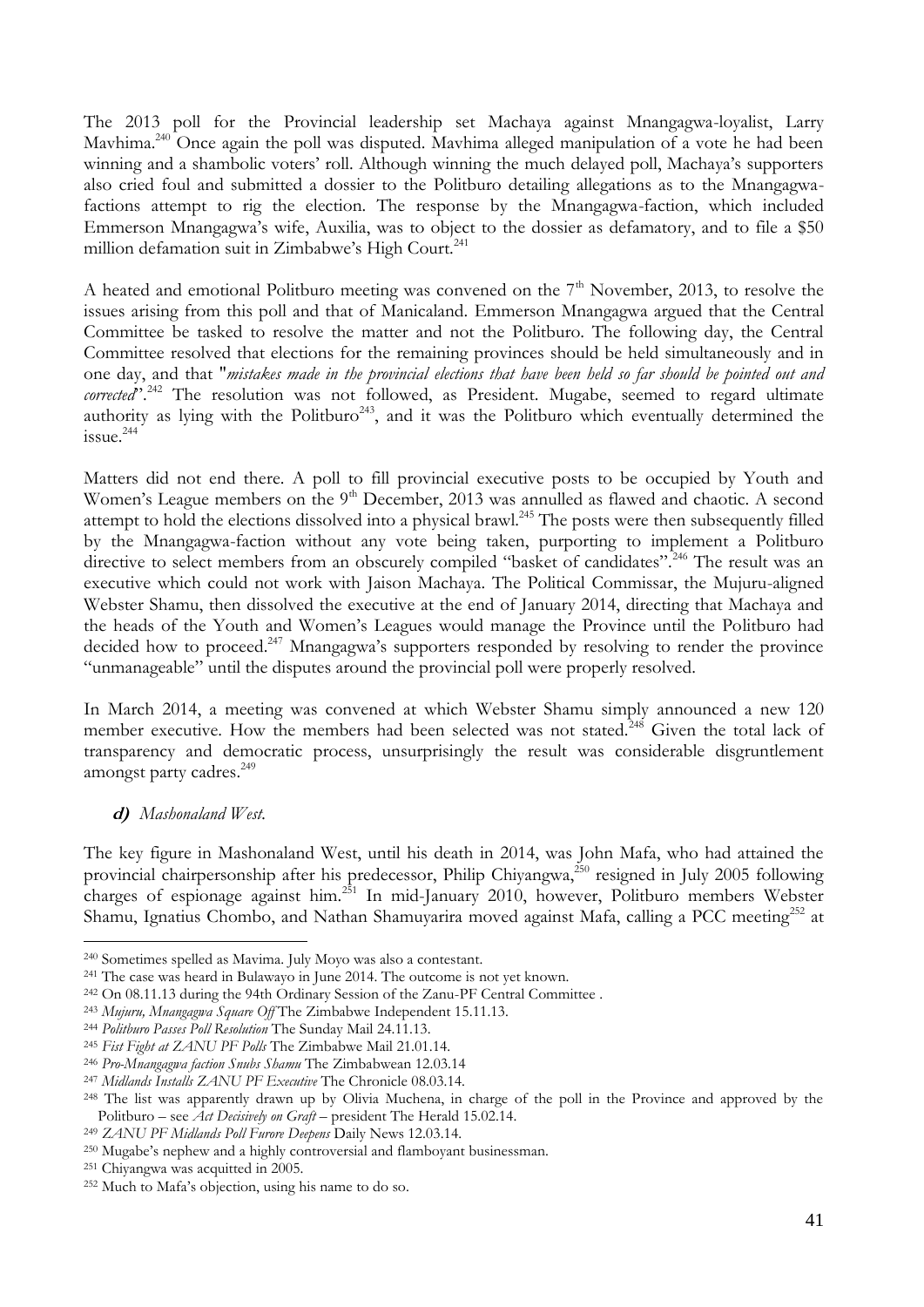The 2013 poll for the Provincial leadership set Machaya against Mnangagwa-loyalist, Larry Mavhima.[240] Once again the poll was disputed. Mavhima alleged manipulation of a vote he had been winning and a shambolic voters' roll. Although winning the much delayed poll, Machaya's supporters also cried foul and submitted a dossier to the Politburo detailing allegations as to the Mnangagwa-factions attempt to rig the election. The response by the Mnangagwa-faction, which included Emmerson Mnangagwa's wife, Auxilia, was to object to the dossier as defamatory, and to file a $50 million defamation suit in Zimbabwe's High Court.[241]

A heated and emotional Politburo meeting was convened on the 7th November, 2013, to resolve the issues arising from this poll and that of Manicaland. Emmerson Mnangagwa argued that the Central Committee be tasked to resolve the matter and not the Politburo. The following day, the Central Committee resolved that elections for the remaining provinces should be held simultaneously and in one day, and that "*mistakes made in the provincial elections that have been held so far should be pointed out and corrected*".[242] The resolution was not followed, as President. Mugabe, seemed to regard ultimate authority as lying with the Politburo[243], and it was the Politburo which eventually determined the issue.[244]

Matters did not end there. A poll to fill provincial executive posts to be occupied by Youth and Women's League members on the 9th December, 2013 was annulled as flawed and chaotic. A second attempt to hold the elections dissolved into a physical brawl.[245] The posts were then subsequently filled by the Mnangagwa-faction without any vote being taken, purporting to implement a Politburo directive to select members from an obscurely compiled "basket of candidates".[246] The result was an executive which could not work with Jaison Machaya. The Political Commissar, the Mujuru-aligned Webster Shamu, then dissolved the executive at the end of January 2014, directing that Machaya and the heads of the Youth and Women's Leagues would manage the Province until the Politburo had decided how to proceed.[247] Mnangagwa's supporters responded by resolving to render the province "unmanageable" until the disputes around the provincial poll were properly resolved.

In March 2014, a meeting was convened at which Webster Shamu simply announced a new 120 member executive. How the members had been selected was not stated.[248] Given the total lack of transparency and democratic process, unsurprisingly the result was considerable disgruntlement amongst party cadres.[249]

### ***d)*** *Mashonaland West.*

The key figure in Mashonaland West, until his death in 2014, was John Mafa, who had attained the provincial chairpersonship after his predecessor, Philip Chiyangwa,[250] resigned in July 2005 following charges of espionage against him.[251] In mid-January 2010, however, Politburo members Webster Shamu, Ignatius Chombo, and Nathan Shamuyarira moved against Mafa, calling a PCC meeting[252] at

---

[240] Sometimes spelled as Mavima. July Moyo was also a contestant.

[241] The case was heard in Bulawayo in June 2014. The outcome is not yet known.

[242] On 08.11.13 during the 94th Ordinary Session of the Zanu-PF Central Committee .

[243] *Mujuru, Mnangagwa Square Off* The Zimbabwe Independent 15.11.13.

[244] *Politburo Passes Poll Resolution* The Sunday Mail 24.11.13.

[245] *Fist Fight at ZANU PF Polls* The Zimbabwe Mail 21.01.14.

[246] *Pro-Mnangagwa faction Snubs Shamu* The Zimbabwean 12.03.14

[247] *Midlands Installs ZANU PF Executive* The Chronicle 08.03.14.

[248] The list was apparently drawn up by Olivia Muchena, in charge of the poll in the Province and approved by the Politburo – see *Act Decisively on Graft* – president The Herald 15.02.14.

[249] *ZANU PF Midlands Poll Furore Deepens* Daily News 12.03.14.

[250] Mugabe's nephew and a highly controversial and flamboyant businessman.

[251] Chiyangwa was acquitted in 2005.

[252] Much to Mafa's objection, using his name to do so.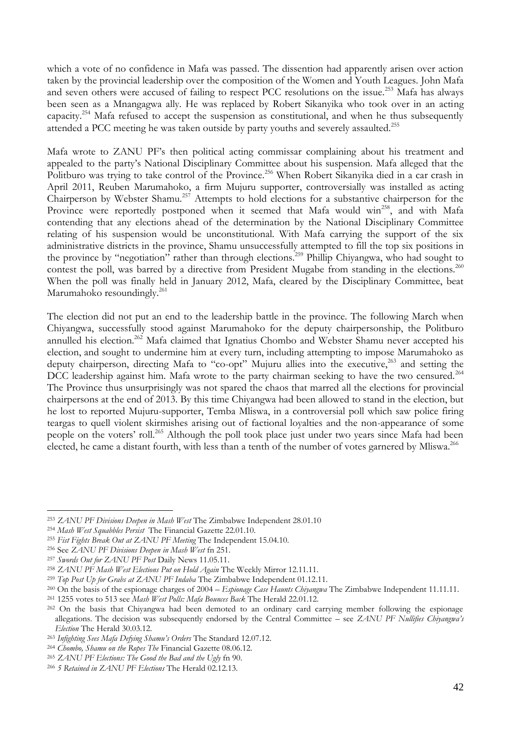which a vote of no confidence in Mafa was passed. The dissention had apparently arisen over action taken by the provincial leadership over the composition of the Women and Youth Leagues. John Mafa and seven others were accused of failing to respect PCC resolutions on the issue.[253] Mafa has always been seen as a Mnangagwa ally. He was replaced by Robert Sikanyika who took over in an acting capacity.[254] Mafa refused to accept the suspension as constitutional, and when he thus subsequently attended a PCC meeting he was taken outside by party youths and severely assaulted.[255]

Mafa wrote to ZANU PF's then political acting commissar complaining about his treatment and appealed to the party's National Disciplinary Committee about his suspension. Mafa alleged that the Politburo was trying to take control of the Province.[256] When Robert Sikanyika died in a car crash in April 2011, Reuben Marumahoko, a firm Mujuru supporter, controversially was installed as acting Chairperson by Webster Shamu.[257] Attempts to hold elections for a substantive chairperson for the Province were reportedly postponed when it seemed that Mafa would win[258], and with Mafa contending that any elections ahead of the determination by the National Disciplinary Committee relating of his suspension would be unconstitutional. With Mafa carrying the support of the six administrative districts in the province, Shamu unsuccessfully attempted to fill the top six positions in the province by "negotiation" rather than through elections.[259] Phillip Chiyangwa, who had sought to contest the poll, was barred by a directive from President Mugabe from standing in the elections.[260] When the poll was finally held in January 2012, Mafa, cleared by the Disciplinary Committee, beat Marumahoko resoundingly.[261]

The election did not put an end to the leadership battle in the province. The following March when Chiyangwa, successfully stood against Marumahoko for the deputy chairpersonship, the Politburo annulled his election.[262] Mafa claimed that Ignatius Chombo and Webster Shamu never accepted his election, and sought to undermine him at every turn, including attempting to impose Marumahoko as deputy chairperson, directing Mafa to "co-opt" Mujuru allies into the executive,[263] and setting the DCC leadership against him. Mafa wrote to the party chairman seeking to have the two censured.[264] The Province thus unsurprisingly was not spared the chaos that marred all the elections for provincial chairpersons at the end of 2013. By this time Chiyangwa had been allowed to stand in the election, but he lost to reported Mujuru-supporter, Temba Mliswa, in a controversial poll which saw police firing teargas to quell violent skirmishes arising out of factional loyalties and the non-appearance of some people on the voters' roll.[265] Although the poll took place just under two years since Mafa had been elected, he came a distant fourth, with less than a tenth of the number of votes garnered by Mliswa.[266]

---

[253] *ZANU PF Divisions Deepen in Mash West* The Zimbabwe Independent 28.01.10

[254] *Mash West Squabbles Persist* The Financial Gazette 22.01.10.

[255] *Fist Fights Break Out at ZANU PF Meeting* The Independent 15.04.10.

[256] See *ZANU PF Divisions Deepen in Mash West* fn 251.

[257] *Swords Out for ZANU PF Post* Daily News 11.05.11.

[258] *ZANU PF Mash West Elections Put on Hold Again* The Weekly Mirror 12.11.11.

[259] *Top Post Up for Grabs at ZANU PF Indaba* The Zimbabwe Independent 01.12.11.

[260] On the basis of the espionage charges of 2004 – *Espionage Case Haunts Chiyangwa* The Zimbabwe Independent 11.11.11.

[261] 1255 votes to 513 see *Mash West Polls: Mafa Bounces Back* The Herald 22.01.12.

[262] On the basis that Chiyangwa had been demoted to an ordinary card carrying member following the espionage allegations. The decision was subsequently endorsed by the Central Committee – see *ZANU PF Nullifies Chiyangwa's Election* The Herald 30.03.12.

[263] *Infighting Sees Mafa Defying Shamu's Orders* The Standard 12.07.12.

[264] *Chombo, Shamu on the Ropes The* Financial Gazette 08.06.12.

[265] *ZANU PF Elections: The Good the Bad and the Ugly* fn 90.

[266] *5 Retained in ZANU PF Elections* The Herald 02.12.13.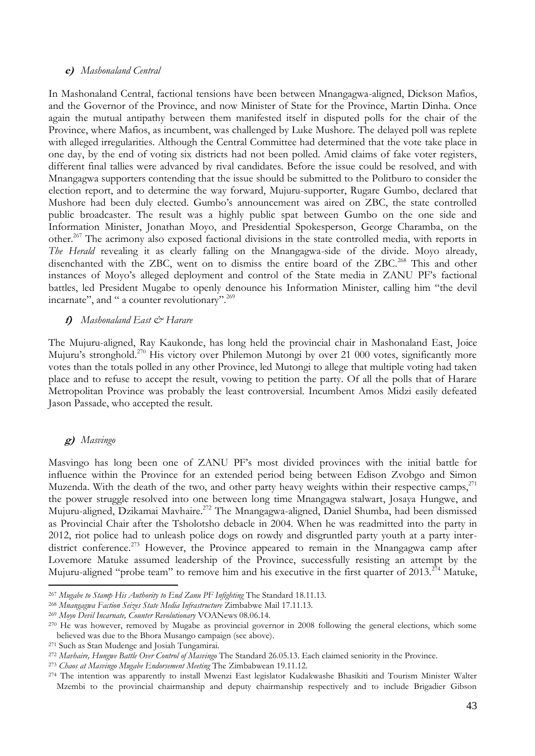***e) Mashonaland Central***

In Mashonaland Central, factional tensions have been between Mnangagwa-aligned, Dickson Mafios, and the Governor of the Province, and now Minister of State for the Province, Martin Dinha. Once again the mutual antipathy between them manifested itself in disputed polls for the chair of the Province, where Mafios, as incumbent, was challenged by Luke Mushore. The delayed poll was replete with alleged irregularities. Although the Central Committee had determined that the vote take place in one day, by the end of voting six districts had not been polled. Amid claims of fake voter registers, different final tallies were advanced by rival candidates. Before the issue could be resolved, and with Mnangagwa supporters contending that the issue should be submitted to the Politburo to consider the election report, and to determine the way forward, Mujuru-supporter, Rugare Gumbo, declared that Mushore had been duly elected. Gumbo's announcement was aired on ZBC, the state controlled public broadcaster. The result was a highly public spat between Gumbo on the one side and Information Minister, Jonathan Moyo, and Presidential Spokesperson, George Charamba, on the other.[267] The acrimony also exposed factional divisions in the state controlled media, with reports in *The Herald* revealing it as clearly falling on the Mnangagwa-side of the divide. Moyo already, disenchanted with the ZBC, went on to dismiss the entire board of the ZBC.[268] This and other instances of Moyo's alleged deployment and control of the State media in ZANU PF's factional battles, led President Mugabe to openly denounce his Information Minister, calling him "the devil incarnate", and " a counter revolutionary".[269]

***f) Mashonaland East & Harare***

The Mujuru-aligned, Ray Kaukonde, has long held the provincial chair in Mashonaland East, Joice Mujuru's stronghold.[270] His victory over Philemon Mutongi by over 21 000 votes, significantly more votes than the totals polled in any other Province, led Mutongi to allege that multiple voting had taken place and to refuse to accept the result, vowing to petition the party. Of all the polls that of Harare Metropolitan Province was probably the least controversial. Incumbent Amos Midzi easily defeated Jason Passade, who accepted the result.

***g) Masvingo***

Masvingo has long been one of ZANU PF's most divided provinces with the initial battle for influence within the Province for an extended period being between Edison Zvobgo and Simon Muzenda. With the death of the two, and other party heavy weights within their respective camps,[271] the power struggle resolved into one between long time Mnangagwa stalwart, Josaya Hungwe, and Mujuru-aligned, Dzikamai Mavhaire.[272] The Mnangagwa-aligned, Daniel Shumba, had been dismissed as Provincial Chair after the Tsholotsho debacle in 2004. When he was readmitted into the party in 2012, riot police had to unleash police dogs on rowdy and disgruntled party youth at a party inter-district conference.[273] However, the Province appeared to remain in the Mnangagwa camp after Lovemore Matuke assumed leadership of the Province, successfully resisting an attempt by the Mujuru-aligned "probe team" to remove him and his executive in the first quarter of 2013.[274] Matuke,

---

[267] *Mugabe to Stamp His Authority to End Zanu PF Infighting* The Standard 18.11.13.

[268] *Mnangagwa Faction Seizes State Media Infrastructure* Zimbabwe Mail 17.11.13.

[269] *Moyo Devil Incarnate, Counter Revolutionary* VOANews 08.06.14.

[270] He was however, removed by Mugabe as provincial governor in 2008 following the general elections, which some believed was due to the Bhora Musango campaign (see above).

[271] Such as Stan Mudenge and Josiah Tungamirai.

[272] *Mavhaire, Hungwe Battle Over Control of Masvingo* The Standard 26.05.13. Each claimed seniority in the Province.

[273] *Chaos at Masvingo Mugabe Endorsement Meeting* The Zimbabwean 19.11.12.

[274] The intention was apparently to install Mwenzi East legislator Kudakwashe Bhasikiti and Tourism Minister Walter Mzembi to the provincial chairmanship and deputy chairmanship respectively and to include Brigadier Gibson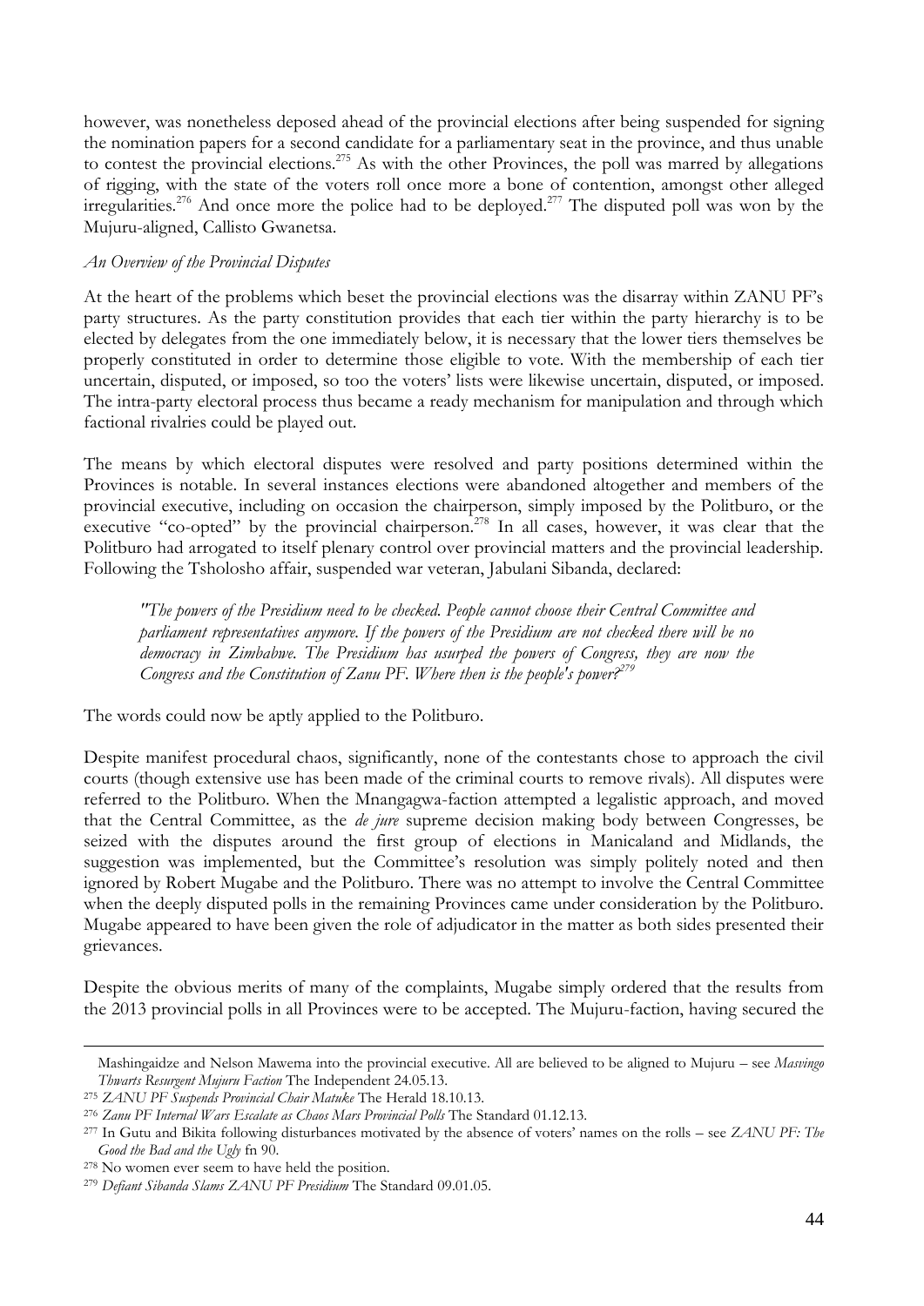however, was nonetheless deposed ahead of the provincial elections after being suspended for signing the nomination papers for a second candidate for a parliamentary seat in the province, and thus unable to contest the provincial elections.[275] As with the other Provinces, the poll was marred by allegations of rigging, with the state of the voters roll once more a bone of contention, amongst other alleged irregularities.[276] And once more the police had to be deployed.[277] The disputed poll was won by the Mujuru-aligned, Callisto Gwanetsa.

*An Overview of the Provincial Disputes*

At the heart of the problems which beset the provincial elections was the disarray within ZANU PF's party structures. As the party constitution provides that each tier within the party hierarchy is to be elected by delegates from the one immediately below, it is necessary that the lower tiers themselves be properly constituted in order to determine those eligible to vote. With the membership of each tier uncertain, disputed, or imposed, so too the voters' lists were likewise uncertain, disputed, or imposed. The intra-party electoral process thus became a ready mechanism for manipulation and through which factional rivalries could be played out.

The means by which electoral disputes were resolved and party positions determined within the Provinces is notable. In several instances elections were abandoned altogether and members of the provincial executive, including on occasion the chairperson, simply imposed by the Politburo, or the executive "co-opted" by the provincial chairperson.[278] In all cases, however, it was clear that the Politburo had arrogated to itself plenary control over provincial matters and the provincial leadership. Following the Tsholosho affair, suspended war veteran, Jabulani Sibanda, declared:

> *"The powers of the Presidium need to be checked. People cannot choose their Central Committee and parliament representatives anymore. If the powers of the Presidium are not checked there will be no democracy in Zimbabwe. The Presidium has usurped the powers of Congress, they are now the Congress and the Constitution of Zanu PF. Where then is the people's power?*[279]

The words could now be aptly applied to the Politburo.

Despite manifest procedural chaos, significantly, none of the contestants chose to approach the civil courts (though extensive use has been made of the criminal courts to remove rivals). All disputes were referred to the Politburo. When the Mnangagwa-faction attempted a legalistic approach, and moved that the Central Committee, as the *de jure* supreme decision making body between Congresses, be seized with the disputes around the first group of elections in Manicaland and Midlands, the suggestion was implemented, but the Committee's resolution was simply politely noted and then ignored by Robert Mugabe and the Politburo. There was no attempt to involve the Central Committee when the deeply disputed polls in the remaining Provinces came under consideration by the Politburo. Mugabe appeared to have been given the role of adjudicator in the matter as both sides presented their grievances.

Despite the obvious merits of many of the complaints, Mugabe simply ordered that the results from the 2013 provincial polls in all Provinces were to be accepted. The Mujuru-faction, having secured the

---

Mashingaidze and Nelson Mawema into the provincial executive. All are believed to be aligned to Mujuru – see *Masvingo Thwarts Resurgent Mujuru Faction* The Independent 24.05.13.

[275] *ZANU PF Suspends Provincial Chair Matuke* The Herald 18.10.13.

[276] *Zanu PF Internal Wars Escalate as Chaos Mars Provincial Polls* The Standard 01.12.13.

[277] In Gutu and Bikita following disturbances motivated by the absence of voters' names on the rolls – see *ZANU PF: The Good the Bad and the Ugly* fn 90.

[278] No women ever seem to have held the position.

[279] *Defiant Sibanda Slams ZANU PF Presidium* The Standard 09.01.05.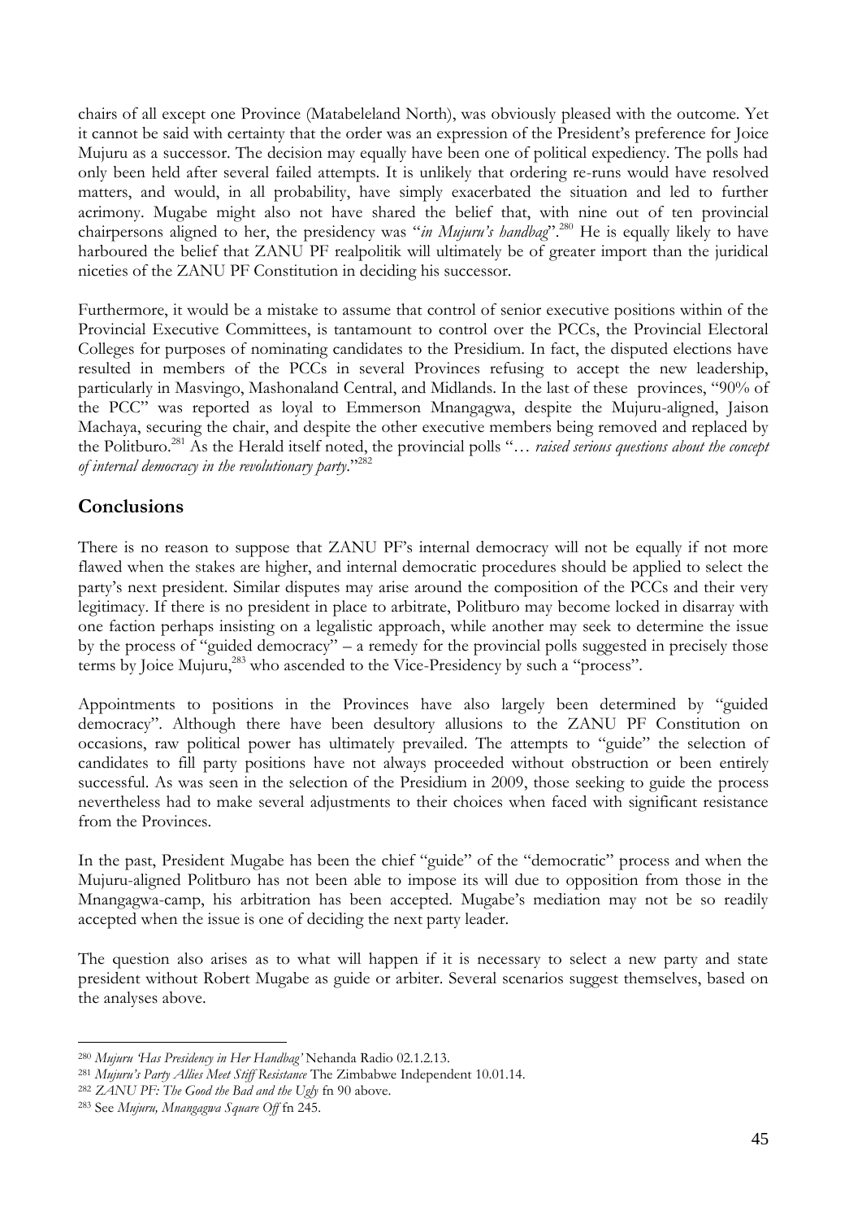chairs of all except one Province (Matabeleland North), was obviously pleased with the outcome. Yet it cannot be said with certainty that the order was an expression of the President's preference for Joice Mujuru as a successor. The decision may equally have been one of political expediency. The polls had only been held after several failed attempts. It is unlikely that ordering re-runs would have resolved matters, and would, in all probability, have simply exacerbated the situation and led to further acrimony. Mugabe might also not have shared the belief that, with nine out of ten provincial chairpersons aligned to her, the presidency was "*in Mujuru's handbag*".[280] He is equally likely to have harboured the belief that ZANU PF realpolitik will ultimately be of greater import than the juridical niceties of the ZANU PF Constitution in deciding his successor.

Furthermore, it would be a mistake to assume that control of senior executive positions within of the Provincial Executive Committees, is tantamount to control over the PCCs, the Provincial Electoral Colleges for purposes of nominating candidates to the Presidium. In fact, the disputed elections have resulted in members of the PCCs in several Provinces refusing to accept the new leadership, particularly in Masvingo, Mashonaland Central, and Midlands. In the last of these provinces, "90% of the PCC" was reported as loyal to Emmerson Mnangagwa, despite the Mujuru-aligned, Jaison Machaya, securing the chair, and despite the other executive members being removed and replaced by the Politburo.[281] As the Herald itself noted, the provincial polls "… *raised serious questions about the concept of internal democracy in the revolutionary party*."[282]

## Conclusions

There is no reason to suppose that ZANU PF's internal democracy will not be equally if not more flawed when the stakes are higher, and internal democratic procedures should be applied to select the party's next president. Similar disputes may arise around the composition of the PCCs and their very legitimacy. If there is no president in place to arbitrate, Politburo may become locked in disarray with one faction perhaps insisting on a legalistic approach, while another may seek to determine the issue by the process of "guided democracy" – a remedy for the provincial polls suggested in precisely those terms by Joice Mujuru,[283] who ascended to the Vice-Presidency by such a "process".

Appointments to positions in the Provinces have also largely been determined by "guided democracy". Although there have been desultory allusions to the ZANU PF Constitution on occasions, raw political power has ultimately prevailed. The attempts to "guide" the selection of candidates to fill party positions have not always proceeded without obstruction or been entirely successful. As was seen in the selection of the Presidium in 2009, those seeking to guide the process nevertheless had to make several adjustments to their choices when faced with significant resistance from the Provinces.

In the past, President Mugabe has been the chief "guide" of the "democratic" process and when the Mujuru-aligned Politburo has not been able to impose its will due to opposition from those in the Mnangagwa-camp, his arbitration has been accepted. Mugabe's mediation may not be so readily accepted when the issue is one of deciding the next party leader.

The question also arises as to what will happen if it is necessary to select a new party and state president without Robert Mugabe as guide or arbiter. Several scenarios suggest themselves, based on the analyses above.

---

[280] *Mujuru 'Has Presidency in Her Handbag'* Nehanda Radio 02.1.2.13.

[281] *Mujuru's Party Allies Meet Stiff Resistance* The Zimbabwe Independent 10.01.14.

[282] *ZANU PF: The Good the Bad and the Ugly* fn 90 above.

[283] See *Mujuru, Mnangagwa Square Off* fn 245.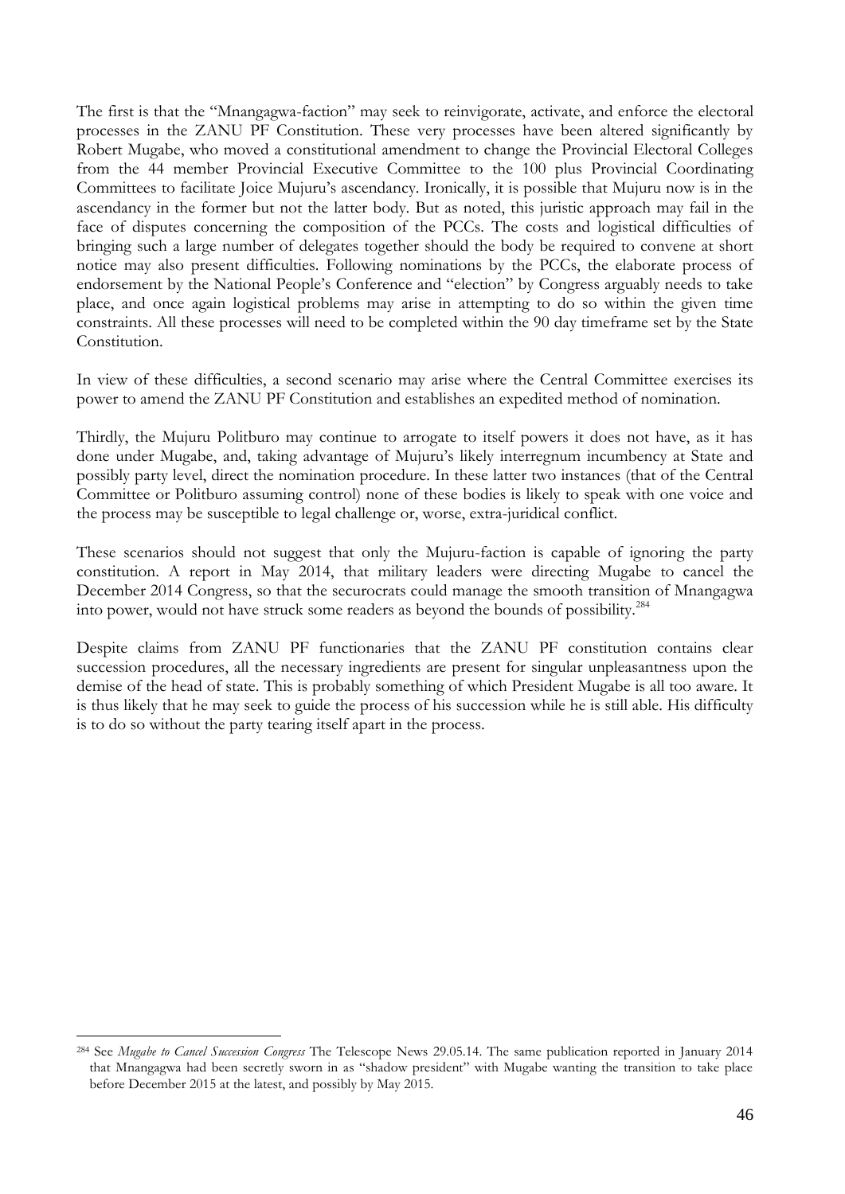The first is that the "Mnangagwa-faction" may seek to reinvigorate, activate, and enforce the electoral processes in the ZANU PF Constitution. These very processes have been altered significantly by Robert Mugabe, who moved a constitutional amendment to change the Provincial Electoral Colleges from the 44 member Provincial Executive Committee to the 100 plus Provincial Coordinating Committees to facilitate Joice Mujuru's ascendancy. Ironically, it is possible that Mujuru now is in the ascendancy in the former but not the latter body. But as noted, this juristic approach may fail in the face of disputes concerning the composition of the PCCs. The costs and logistical difficulties of bringing such a large number of delegates together should the body be required to convene at short notice may also present difficulties. Following nominations by the PCCs, the elaborate process of endorsement by the National People's Conference and "election" by Congress arguably needs to take place, and once again logistical problems may arise in attempting to do so within the given time constraints. All these processes will need to be completed within the 90 day timeframe set by the State Constitution.

In view of these difficulties, a second scenario may arise where the Central Committee exercises its power to amend the ZANU PF Constitution and establishes an expedited method of nomination.

Thirdly, the Mujuru Politburo may continue to arrogate to itself powers it does not have, as it has done under Mugabe, and, taking advantage of Mujuru's likely interregnum incumbency at State and possibly party level, direct the nomination procedure. In these latter two instances (that of the Central Committee or Politburo assuming control) none of these bodies is likely to speak with one voice and the process may be susceptible to legal challenge or, worse, extra-juridical conflict.

These scenarios should not suggest that only the Mujuru-faction is capable of ignoring the party constitution. A report in May 2014, that military leaders were directing Mugabe to cancel the December 2014 Congress, so that the securocrats could manage the smooth transition of Mnangagwa into power, would not have struck some readers as beyond the bounds of possibility.[284]

Despite claims from ZANU PF functionaries that the ZANU PF constitution contains clear succession procedures, all the necessary ingredients are present for singular unpleasantness upon the demise of the head of state. This is probably something of which President Mugabe is all too aware. It is thus likely that he may seek to guide the process of his succession while he is still able. His difficulty is to do so without the party tearing itself apart in the process.

---

[284] See *Mugabe to Cancel Succession Congress* The Telescope News 29.05.14. The same publication reported in January 2014 that Mnangagwa had been secretly sworn in as "shadow president" with Mugabe wanting the transition to take place before December 2015 at the latest, and possibly by May 2015.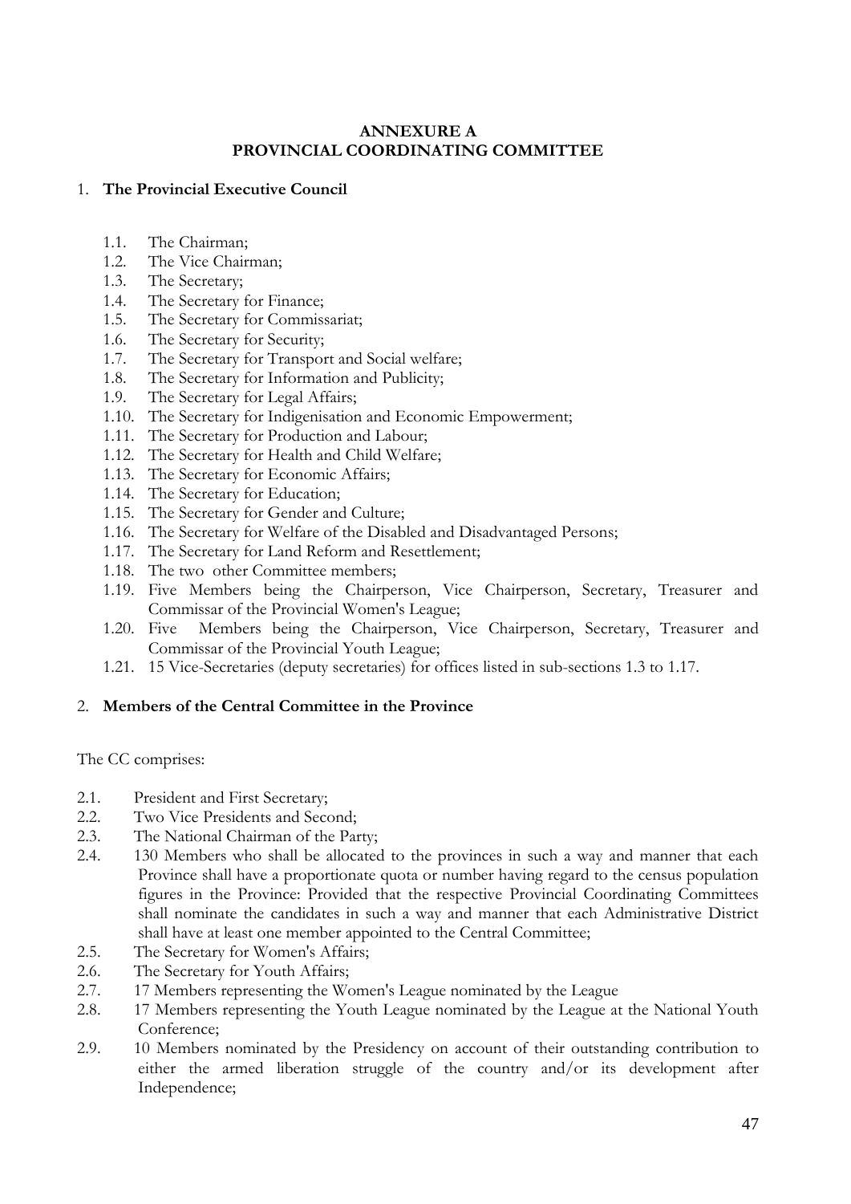# ANNEXURE A
# PROVINCIAL COORDINATING COMMITTEE

1. **The Provincial Executive Council**

   1.1. The Chairman;
   1.2. The Vice Chairman;
   1.3. The Secretary;
   1.4. The Secretary for Finance;
   1.5. The Secretary for Commissariat;
   1.6. The Secretary for Security;
   1.7. The Secretary for Transport and Social welfare;
   1.8. The Secretary for Information and Publicity;
   1.9. The Secretary for Legal Affairs;
   1.10. The Secretary for Indigenisation and Economic Empowerment;
   1.11. The Secretary for Production and Labour;
   1.12. The Secretary for Health and Child Welfare;
   1.13. The Secretary for Economic Affairs;
   1.14. The Secretary for Education;
   1.15. The Secretary for Gender and Culture;
   1.16. The Secretary for Welfare of the Disabled and Disadvantaged Persons;
   1.17. The Secretary for Land Reform and Resettlement;
   1.18. The two other Committee members;
   1.19. Five Members being the Chairperson, Vice Chairperson, Secretary, Treasurer and Commissar of the Provincial Women's League;
   1.20. Five Members being the Chairperson, Vice Chairperson, Secretary, Treasurer and Commissar of the Provincial Youth League;
   1.21. 15 Vice-Secretaries (deputy secretaries) for offices listed in sub-sections 1.3 to 1.17.

2. **Members of the Central Committee in the Province**

The CC comprises:

2.1. President and First Secretary;
2.2. Two Vice Presidents and Second;
2.3. The National Chairman of the Party;
2.4. 130 Members who shall be allocated to the provinces in such a way and manner that each Province shall have a proportionate quota or number having regard to the census population figures in the Province: Provided that the respective Provincial Coordinating Committees shall nominate the candidates in such a way and manner that each Administrative District shall have at least one member appointed to the Central Committee;
2.5. The Secretary for Women's Affairs;
2.6. The Secretary for Youth Affairs;
2.7. 17 Members representing the Women's League nominated by the League
2.8. 17 Members representing the Youth League nominated by the League at the National Youth Conference;
2.9. 10 Members nominated by the Presidency on account of their outstanding contribution to either the armed liberation struggle of the country and/or its development after Independence;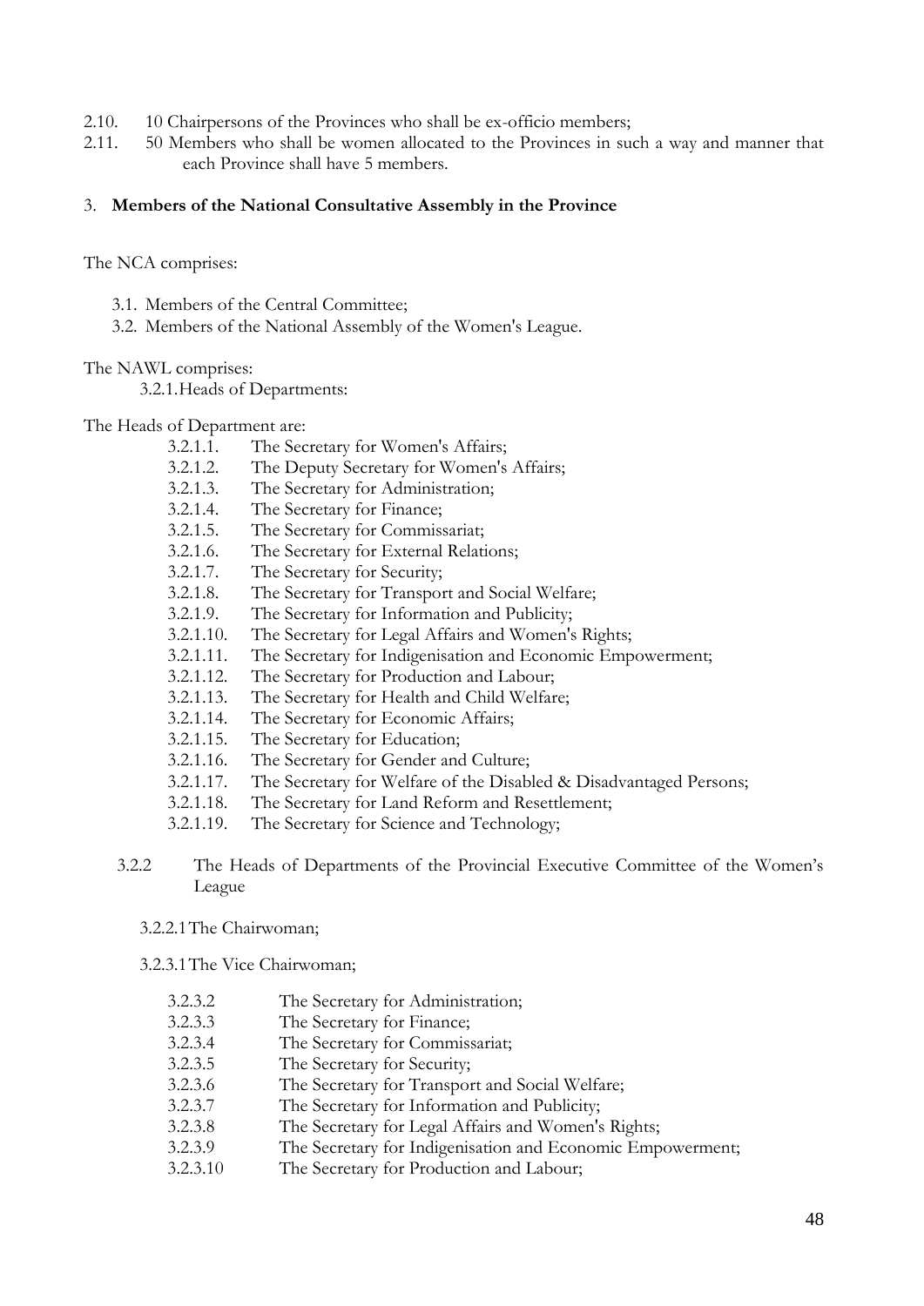2.10. 10 Chairpersons of the Provinces who shall be ex-officio members;

2.11. 50 Members who shall be women allocated to the Provinces in such a way and manner that each Province shall have 5 members.

3. **Members of the National Consultative Assembly in the Province**

The NCA comprises:

- 3.1. Members of the Central Committee;
- 3.2. Members of the National Assembly of the Women's League.

The NAWL comprises:

3.2.1. Heads of Departments:

The Heads of Department are:

- 3.2.1.1. The Secretary for Women's Affairs;
- 3.2.1.2. The Deputy Secretary for Women's Affairs;
- 3.2.1.3. The Secretary for Administration;
- 3.2.1.4. The Secretary for Finance;
- 3.2.1.5. The Secretary for Commissariat;
- 3.2.1.6. The Secretary for External Relations;
- 3.2.1.7. The Secretary for Security;
- 3.2.1.8. The Secretary for Transport and Social Welfare;
- 3.2.1.9. The Secretary for Information and Publicity;
- 3.2.1.10. The Secretary for Legal Affairs and Women's Rights;
- 3.2.1.11. The Secretary for Indigenisation and Economic Empowerment;
- 3.2.1.12. The Secretary for Production and Labour;
- 3.2.1.13. The Secretary for Health and Child Welfare;
- 3.2.1.14. The Secretary for Economic Affairs;
- 3.2.1.15. The Secretary for Education;
- 3.2.1.16. The Secretary for Gender and Culture;
- 3.2.1.17. The Secretary for Welfare of the Disabled & Disadvantaged Persons;
- 3.2.1.18. The Secretary for Land Reform and Resettlement;
- 3.2.1.19. The Secretary for Science and Technology;

3.2.2 The Heads of Departments of the Provincial Executive Committee of the Women's League

3.2.2.1 The Chairwoman;

3.2.3.1 The Vice Chairwoman;

- 3.2.3.2 The Secretary for Administration;
- 3.2.3.3 The Secretary for Finance;
- 3.2.3.4 The Secretary for Commissariat;
- 3.2.3.5 The Secretary for Security;
- 3.2.3.6 The Secretary for Transport and Social Welfare;
- 3.2.3.7 The Secretary for Information and Publicity;
- 3.2.3.8 The Secretary for Legal Affairs and Women's Rights;
- 3.2.3.9 The Secretary for Indigenisation and Economic Empowerment;
- 3.2.3.10 The Secretary for Production and Labour;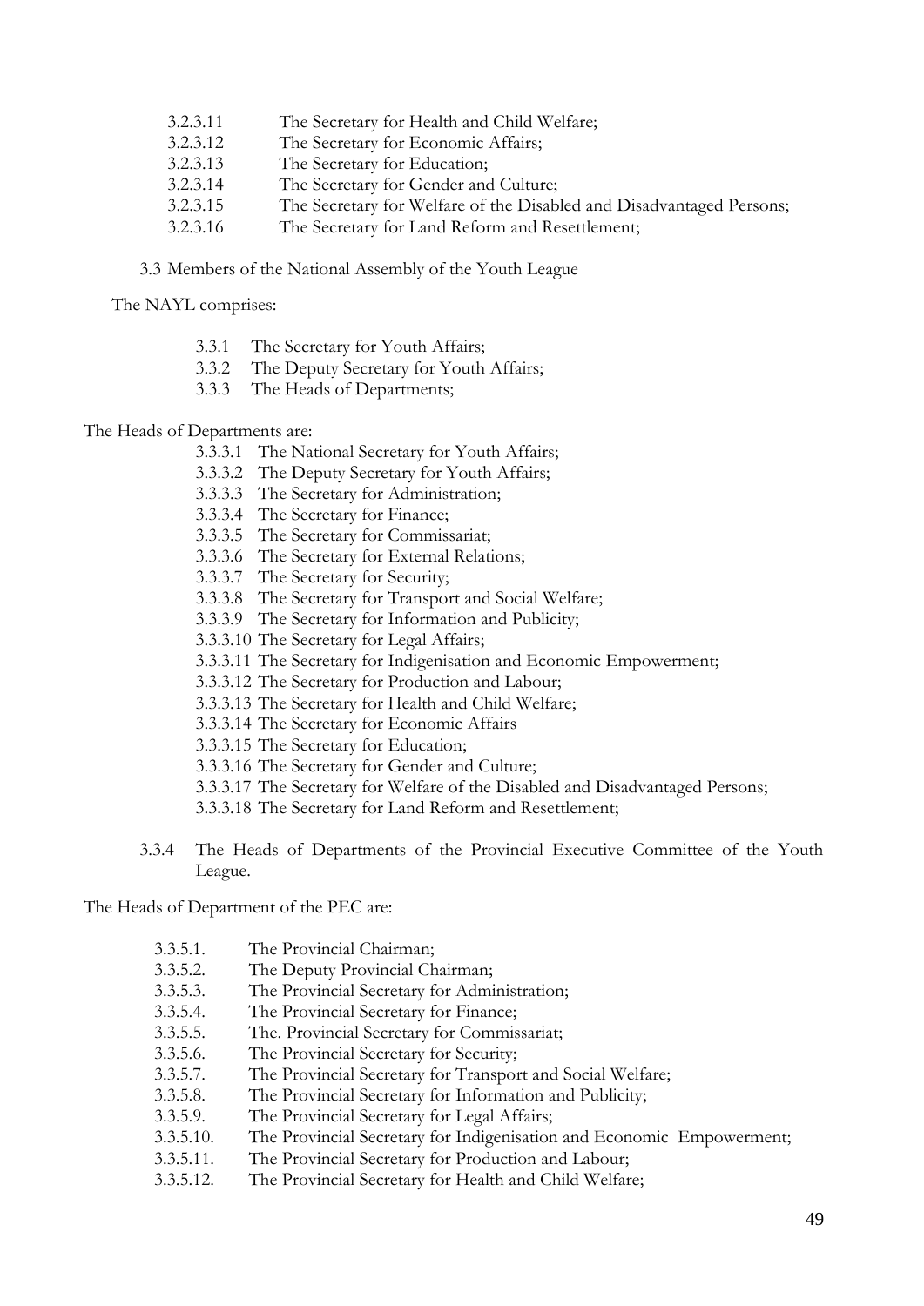3.2.3.11 The Secretary for Health and Child Welfare;
3.2.3.12 The Secretary for Economic Affairs;
3.2.3.13 The Secretary for Education;
3.2.3.14 The Secretary for Gender and Culture;
3.2.3.15 The Secretary for Welfare of the Disabled and Disadvantaged Persons;
3.2.3.16 The Secretary for Land Reform and Resettlement;

3.3 Members of the National Assembly of the Youth League

The NAYL comprises:

3.3.1 The Secretary for Youth Affairs;
3.3.2 The Deputy Secretary for Youth Affairs;
3.3.3 The Heads of Departments;

The Heads of Departments are:

3.3.3.1 The National Secretary for Youth Affairs;
3.3.3.2 The Deputy Secretary for Youth Affairs;
3.3.3.3 The Secretary for Administration;
3.3.3.4 The Secretary for Finance;
3.3.3.5 The Secretary for Commissariat;
3.3.3.6 The Secretary for External Relations;
3.3.3.7 The Secretary for Security;
3.3.3.8 The Secretary for Transport and Social Welfare;
3.3.3.9 The Secretary for Information and Publicity;
3.3.3.10 The Secretary for Legal Affairs;
3.3.3.11 The Secretary for Indigenisation and Economic Empowerment;
3.3.3.12 The Secretary for Production and Labour;
3.3.3.13 The Secretary for Health and Child Welfare;
3.3.3.14 The Secretary for Economic Affairs
3.3.3.15 The Secretary for Education;
3.3.3.16 The Secretary for Gender and Culture;
3.3.3.17 The Secretary for Welfare of the Disabled and Disadvantaged Persons;
3.3.3.18 The Secretary for Land Reform and Resettlement;

3.3.4 The Heads of Departments of the Provincial Executive Committee of the Youth League.

The Heads of Department of the PEC are:

3.3.5.1. The Provincial Chairman;
3.3.5.2. The Deputy Provincial Chairman;
3.3.5.3. The Provincial Secretary for Administration;
3.3.5.4. The Provincial Secretary for Finance;
3.3.5.5. The. Provincial Secretary for Commissariat;
3.3.5.6. The Provincial Secretary for Security;
3.3.5.7. The Provincial Secretary for Transport and Social Welfare;
3.3.5.8. The Provincial Secretary for Information and Publicity;
3.3.5.9. The Provincial Secretary for Legal Affairs;
3.3.5.10. The Provincial Secretary for Indigenisation and Economic Empowerment;
3.3.5.11. The Provincial Secretary for Production and Labour;
3.3.5.12. The Provincial Secretary for Health and Child Welfare;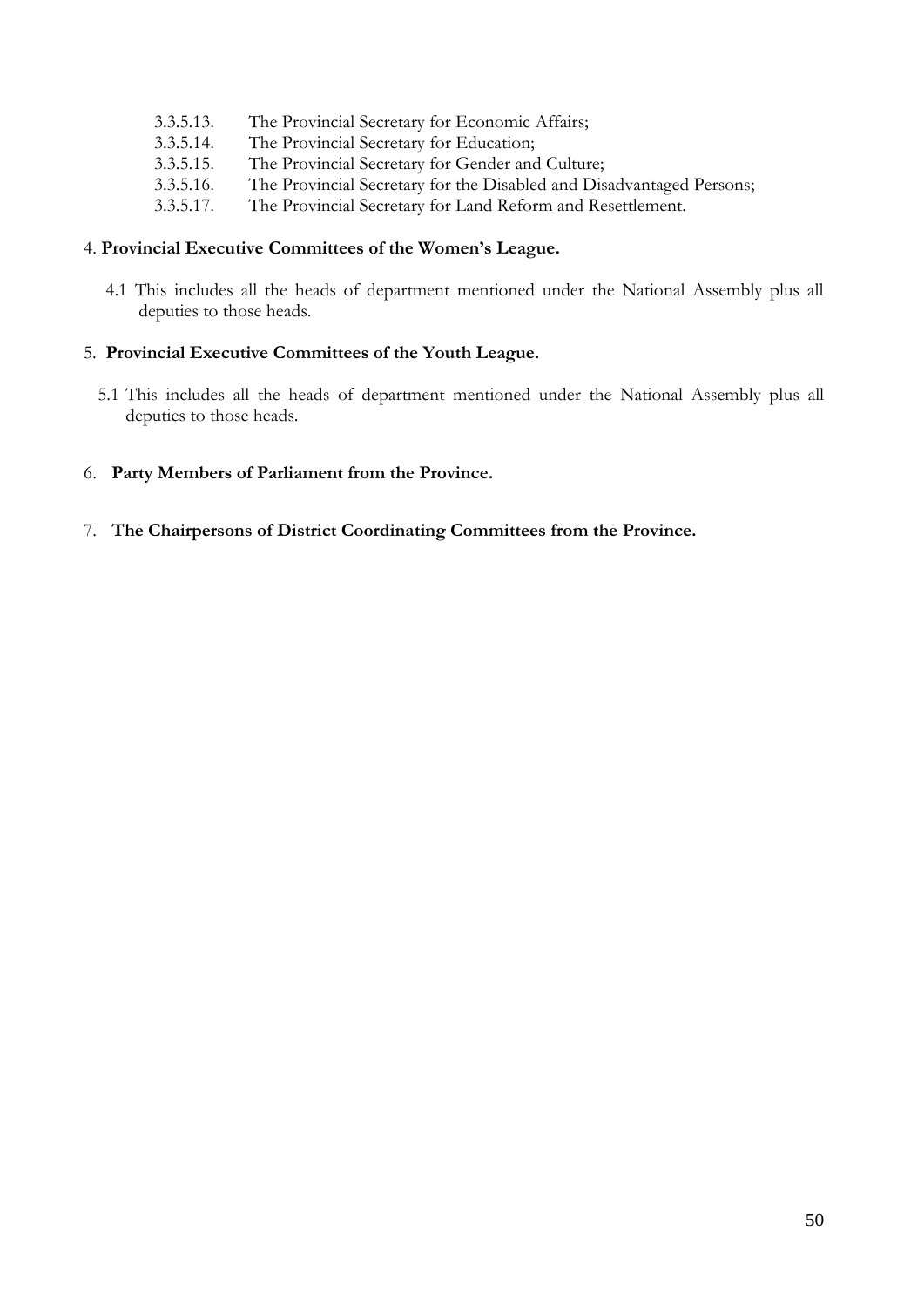3.3.5.13. The Provincial Secretary for Economic Affairs;
3.3.5.14. The Provincial Secretary for Education;
3.3.5.15. The Provincial Secretary for Gender and Culture;
3.3.5.16. The Provincial Secretary for the Disabled and Disadvantaged Persons;
3.3.5.17. The Provincial Secretary for Land Reform and Resettlement.

4. **Provincial Executive Committees of the Women's League.**

4.1 This includes all the heads of department mentioned under the National Assembly plus all deputies to those heads.

5. **Provincial Executive Committees of the Youth League.**

5.1 This includes all the heads of department mentioned under the National Assembly plus all deputies to those heads.

6. **Party Members of Parliament from the Province.**

7. **The Chairpersons of District Coordinating Committees from the Province.**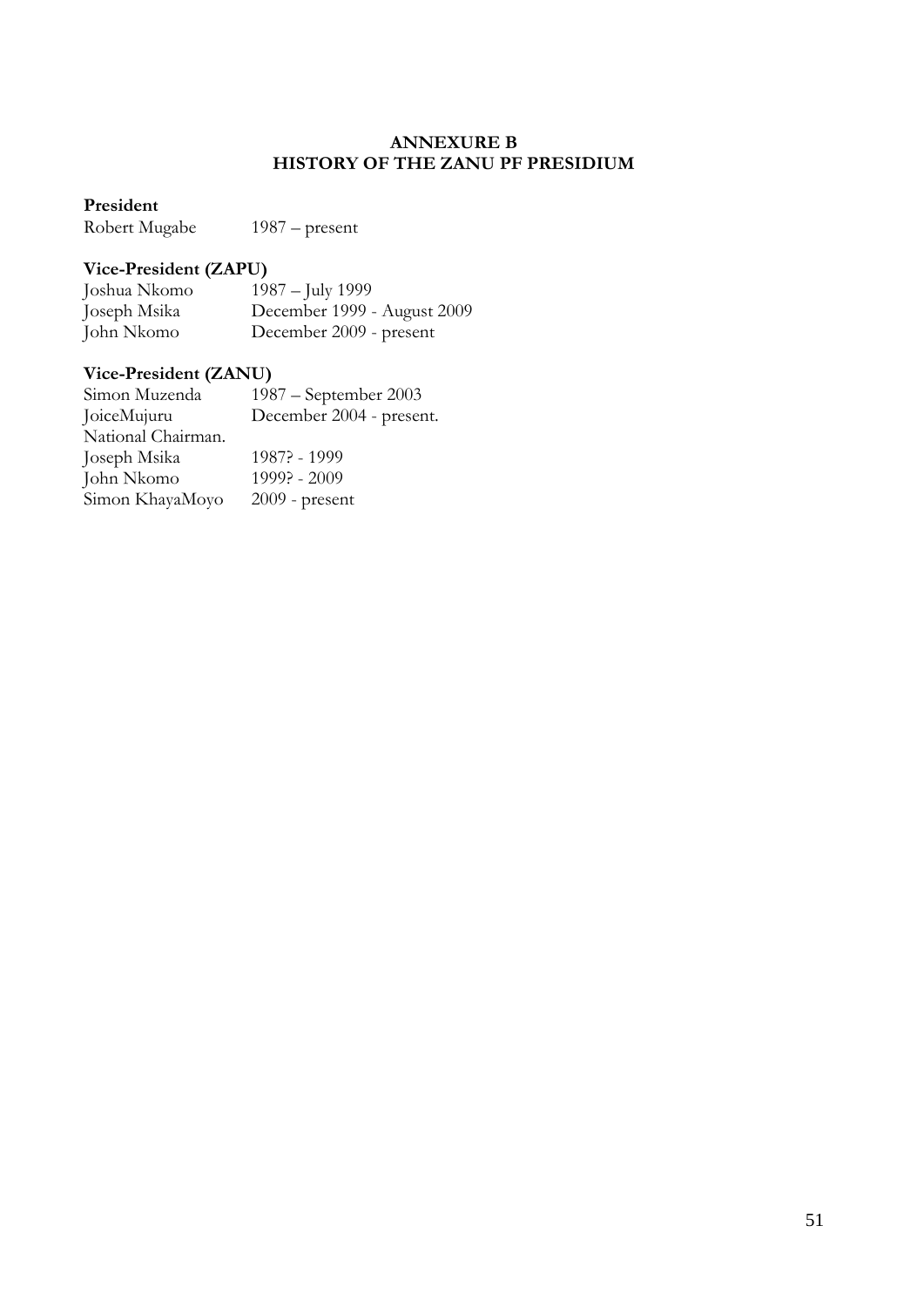**ANNEXURE B**
**HISTORY OF THE ZANU PF PRESIDIUM**

**President**

| | |
|---|---|
| Robert Mugabe | 1987 – present |

**Vice-President (ZAPU)**

| | |
|---|---|
| Joshua Nkomo | 1987 – July 1999 |
| Joseph Msika | December 1999 - August 2009 |
| John Nkomo | December 2009 - present |

**Vice-President (ZANU)**

| | |
|---|---|
| Simon Muzenda | 1987 – September 2003 |
| JoiceMujuru | December 2004 - present. |

National Chairman.

| | |
|---|---|
| Joseph Msika | 1987? - 1999 |
| John Nkomo | 1999? - 2009 |
| Simon KhayaMoyo | 2009 - present |